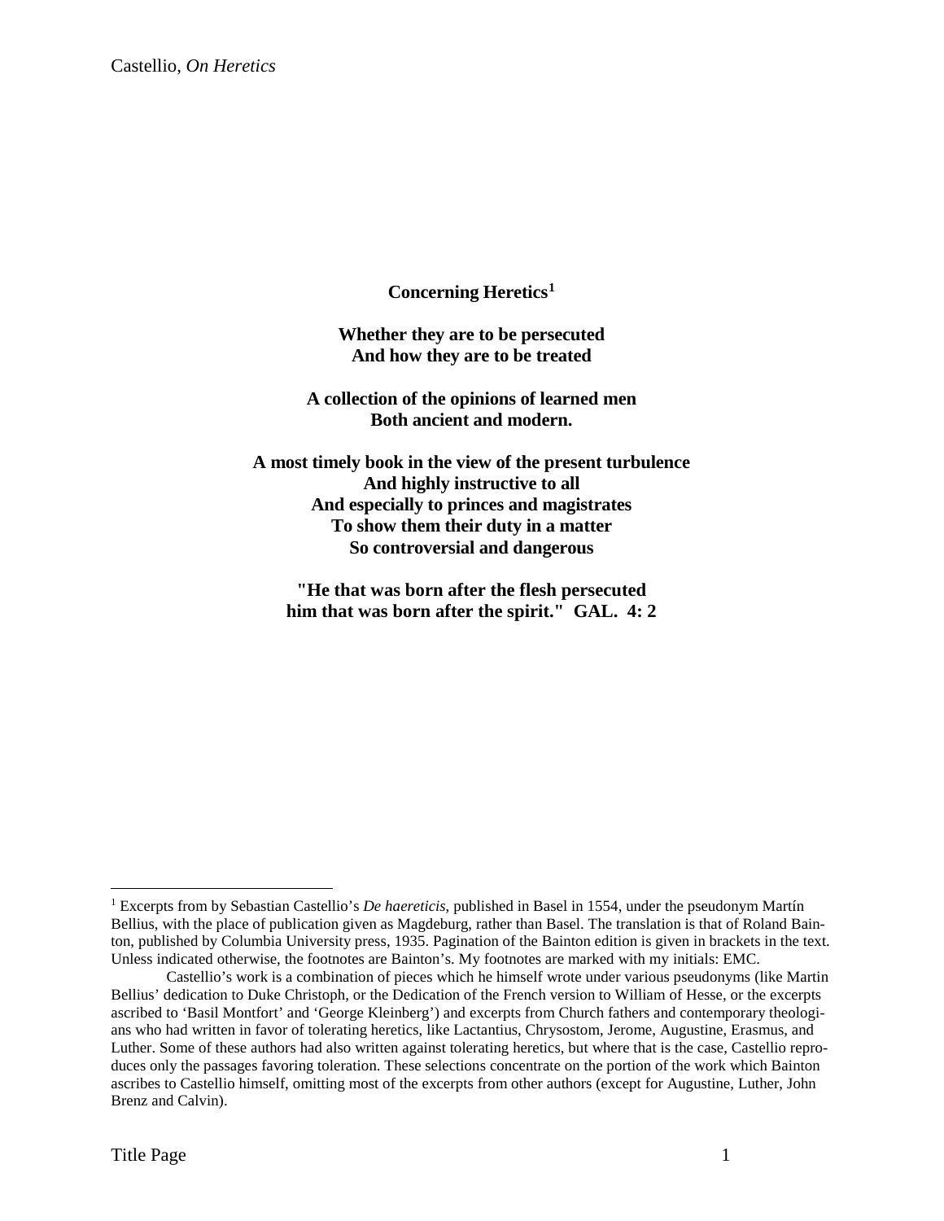# Concerning Heretics[1]

**Whether they are to be persecuted**
**And how they are to be treated**

**A collection of the opinions of learned men**
**Both ancient and modern.**

**A most timely book in the view of the present turbulence**
**And highly instructive to all**
**And especially to princes and magistrates**
**To show them their duty in a matter**
**So controversial and dangerous**

**"He that was born after the flesh persecuted**
**him that was born after the spirit." GAL. 4: 2**

---

[1] Excerpts from by Sebastian Castellio's *De haereticis*, published in Basel in 1554, under the pseudonym Martín Bellius, with the place of publication given as Magdeburg, rather than Basel. The translation is that of Roland Bainton, published by Columbia University press, 1935. Pagination of the Bainton edition is given in brackets in the text. Unless indicated otherwise, the footnotes are Bainton's. My footnotes are marked with my initials: EMC.

Castellio's work is a combination of pieces which he himself wrote under various pseudonyms (like Martin Bellius' dedication to Duke Christoph, or the Dedication of the French version to William of Hesse, or the excerpts ascribed to 'Basil Montfort' and 'George Kleinberg') and excerpts from Church fathers and contemporary theologians who had written in favor of tolerating heretics, like Lactantius, Chrysostom, Jerome, Augustine, Erasmus, and Luther. Some of these authors had also written against tolerating heretics, but where that is the case, Castellio reproduces only the passages favoring toleration. These selections concentrate on the portion of the work which Bainton ascribes to Castellio himself, omitting most of the excerpts from other authors (except for Augustine, Luther, John Brenz and Calvin).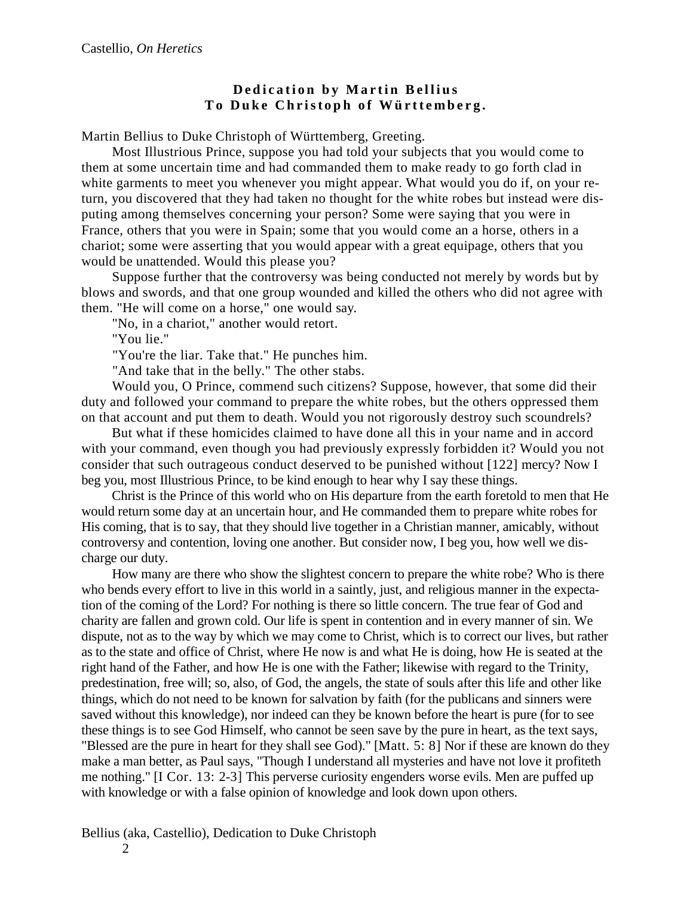## Dedication by Martin Bellius To Duke Christoph of Württemberg.

Martin Bellius to Duke Christoph of Württemberg, Greeting.

Most Illustrious Prince, suppose you had told your subjects that you would come to them at some uncertain time and had commanded them to make ready to go forth clad in white garments to meet you whenever you might appear. What would you do if, on your return, you discovered that they had taken no thought for the white robes but instead were disputing among themselves concerning your person? Some were saying that you were in France, others that you were in Spain; some that you would come an a horse, others in a chariot; some were asserting that you would appear with a great equipage, others that you would be unattended. Would this please you?

Suppose further that the controversy was being conducted not merely by words but by blows and swords, and that one group wounded and killed the others who did not agree with them. "He will come on a horse," one would say.

"No, in a chariot," another would retort.

"You lie."

"You're the liar. Take that." He punches him.

"And take that in the belly." The other stabs.

Would you, O Prince, commend such citizens? Suppose, however, that some did their duty and followed your command to prepare the white robes, but the others oppressed them on that account and put them to death. Would you not rigorously destroy such scoundrels?

But what if these homicides claimed to have done all this in your name and in accord with your command, even though you had previously expressly forbidden it? Would you not consider that such outrageous conduct deserved to be punished without [122] mercy? Now I beg you, most Illustrious Prince, to be kind enough to hear why I say these things.

Christ is the Prince of this world who on His departure from the earth foretold to men that He would return some day at an uncertain hour, and He commanded them to prepare white robes for His coming, that is to say, that they should live together in a Christian manner, amicably, without controversy and contention, loving one another. But consider now, I beg you, how well we discharge our duty.

How many are there who show the slightest concern to prepare the white robe? Who is there who bends every effort to live in this world in a saintly, just, and religious manner in the expectation of the coming of the Lord? For nothing is there so little concern. The true fear of God and charity are fallen and grown cold. Our life is spent in contention and in every manner of sin. We dispute, not as to the way by which we may come to Christ, which is to correct our lives, but rather as to the state and office of Christ, where He now is and what He is doing, how He is seated at the right hand of the Father, and how He is one with the Father; likewise with regard to the Trinity, predestination, free will; so, also, of God, the angels, the state of souls after this life and other like things, which do not need to be known for salvation by faith (for the publicans and sinners were saved without this knowledge), nor indeed can they be known before the heart is pure (for to see these things is to see God Himself, who cannot be seen save by the pure in heart, as the text says, "Blessed are the pure in heart for they shall see God)." [Matt. 5: 8] Nor if these are known do they make a man better, as Paul says, "Though I understand all mysteries and have not love it profiteth me nothing." [I Cor. 13: 2-3] This perverse curiosity engenders worse evils. Men are puffed up with knowledge or with a false opinion of knowledge and look down upon others.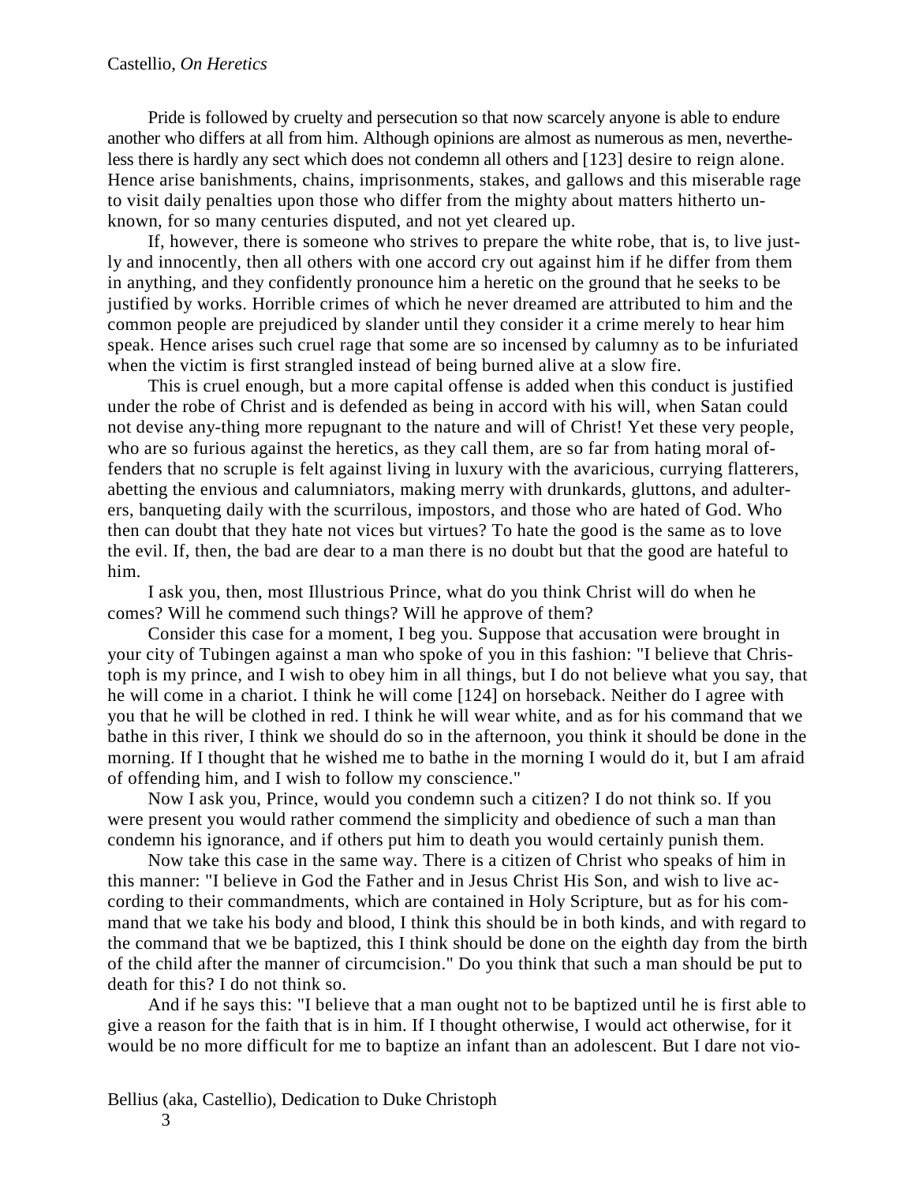Pride is followed by cruelty and persecution so that now scarcely anyone is able to endure another who differs at all from him. Although opinions are almost as numerous as men, nevertheless there is hardly any sect which does not condemn all others and [123] desire to reign alone. Hence arise banishments, chains, imprisonments, stakes, and gallows and this miserable rage to visit daily penalties upon those who differ from the mighty about matters hitherto unknown, for so many centuries disputed, and not yet cleared up.

If, however, there is someone who strives to prepare the white robe, that is, to live justly and innocently, then all others with one accord cry out against him if he differ from them in anything, and they confidently pronounce him a heretic on the ground that he seeks to be justified by works. Horrible crimes of which he never dreamed are attributed to him and the common people are prejudiced by slander until they consider it a crime merely to hear him speak. Hence arises such cruel rage that some are so incensed by calumny as to be infuriated when the victim is first strangled instead of being burned alive at a slow fire.

This is cruel enough, but a more capital offense is added when this conduct is justified under the robe of Christ and is defended as being in accord with his will, when Satan could not devise any-thing more repugnant to the nature and will of Christ! Yet these very people, who are so furious against the heretics, as they call them, are so far from hating moral offenders that no scruple is felt against living in luxury with the avaricious, currying flatterers, abetting the envious and calumniators, making merry with drunkards, gluttons, and adulterers, banqueting daily with the scurrilous, impostors, and those who are hated of God. Who then can doubt that they hate not vices but virtues? To hate the good is the same as to love the evil. If, then, the bad are dear to a man there is no doubt but that the good are hateful to him.

I ask you, then, most Illustrious Prince, what do you think Christ will do when he comes? Will he commend such things? Will he approve of them?

Consider this case for a moment, I beg you. Suppose that accusation were brought in your city of Tubingen against a man who spoke of you in this fashion: "I believe that Christoph is my prince, and I wish to obey him in all things, but I do not believe what you say, that he will come in a chariot. I think he will come [124] on horseback. Neither do I agree with you that he will be clothed in red. I think he will wear white, and as for his command that we bathe in this river, I think we should do so in the afternoon, you think it should be done in the morning. If I thought that he wished me to bathe in the morning I would do it, but I am afraid of offending him, and I wish to follow my conscience."

Now I ask you, Prince, would you condemn such a citizen? I do not think so. If you were present you would rather commend the simplicity and obedience of such a man than condemn his ignorance, and if others put him to death you would certainly punish them.

Now take this case in the same way. There is a citizen of Christ who speaks of him in this manner: "I believe in God the Father and in Jesus Christ His Son, and wish to live according to their commandments, which are contained in Holy Scripture, but as for his command that we take his body and blood, I think this should be in both kinds, and with regard to the command that we be baptized, this I think should be done on the eighth day from the birth of the child after the manner of circumcision." Do you think that such a man should be put to death for this? I do not think so.

And if he says this: "I believe that a man ought not to be baptized until he is first able to give a reason for the faith that is in him. If I thought otherwise, I would act otherwise, for it would be no more difficult for me to baptize an infant than an adolescent. But I dare not vio-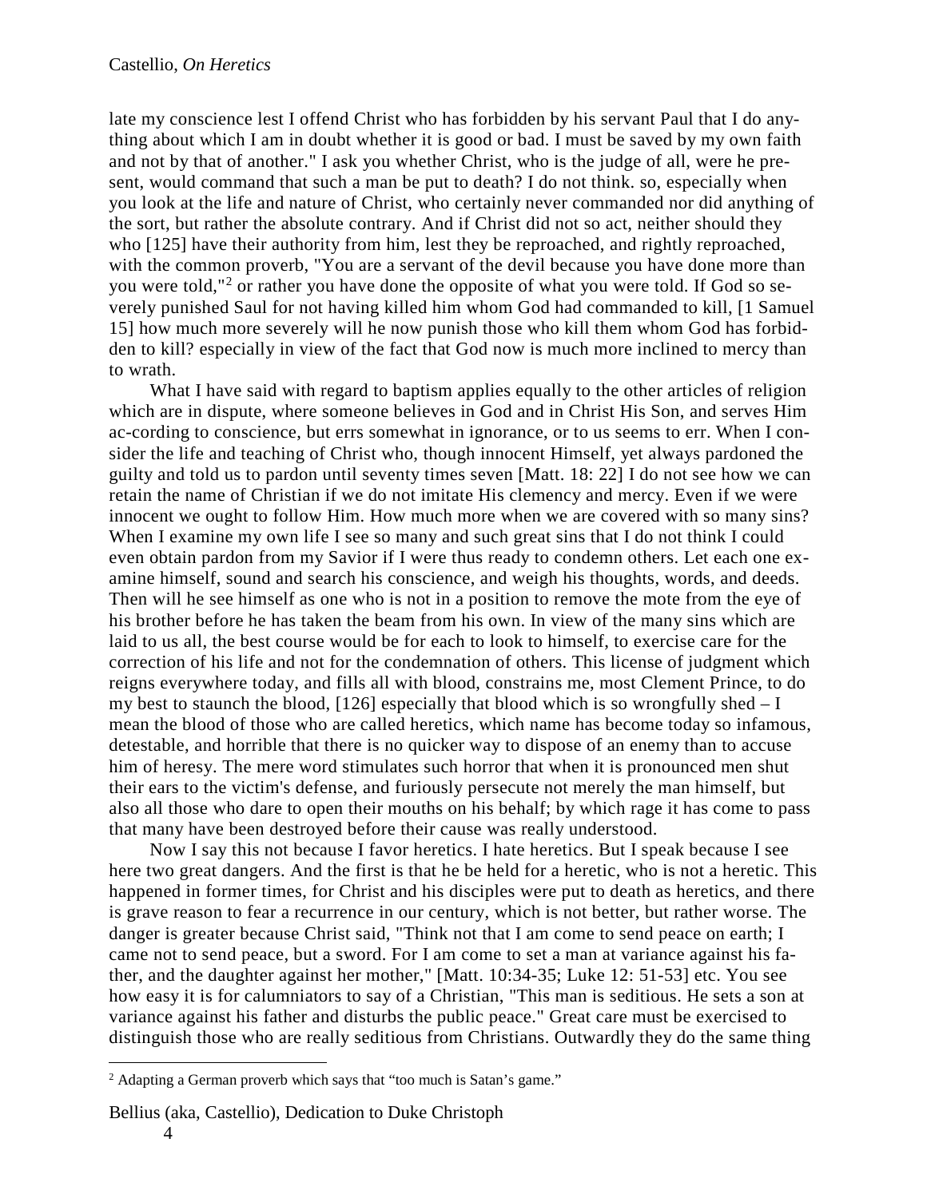late my conscience lest I offend Christ who has forbidden by his servant Paul that I do anything about which I am in doubt whether it is good or bad. I must be saved by my own faith and not by that of another." I ask you whether Christ, who is the judge of all, were he present, would command that such a man be put to death? I do not think. so, especially when you look at the life and nature of Christ, who certainly never commanded nor did anything of the sort, but rather the absolute contrary. And if Christ did not so act, neither should they who [125] have their authority from him, lest they be reproached, and rightly reproached, with the common proverb, "You are a servant of the devil because you have done more than you were told,"[2] or rather you have done the opposite of what you were told. If God so severely punished Saul for not having killed him whom God had commanded to kill, [1 Samuel 15] how much more severely will he now punish those who kill them whom God has forbidden to kill? especially in view of the fact that God now is much more inclined to mercy than to wrath.

What I have said with regard to baptism applies equally to the other articles of religion which are in dispute, where someone believes in God and in Christ His Son, and serves Him ac-cording to conscience, but errs somewhat in ignorance, or to us seems to err. When I consider the life and teaching of Christ who, though innocent Himself, yet always pardoned the guilty and told us to pardon until seventy times seven [Matt. 18: 22] I do not see how we can retain the name of Christian if we do not imitate His clemency and mercy. Even if we were innocent we ought to follow Him. How much more when we are covered with so many sins? When I examine my own life I see so many and such great sins that I do not think I could even obtain pardon from my Savior if I were thus ready to condemn others. Let each one examine himself, sound and search his conscience, and weigh his thoughts, words, and deeds. Then will he see himself as one who is not in a position to remove the mote from the eye of his brother before he has taken the beam from his own. In view of the many sins which are laid to us all, the best course would be for each to look to himself, to exercise care for the correction of his life and not for the condemnation of others. This license of judgment which reigns everywhere today, and fills all with blood, constrains me, most Clement Prince, to do my best to staunch the blood, [126] especially that blood which is so wrongfully shed – I mean the blood of those who are called heretics, which name has become today so infamous, detestable, and horrible that there is no quicker way to dispose of an enemy than to accuse him of heresy. The mere word stimulates such horror that when it is pronounced men shut their ears to the victim's defense, and furiously persecute not merely the man himself, but also all those who dare to open their mouths on his behalf; by which rage it has come to pass that many have been destroyed before their cause was really understood.

Now I say this not because I favor heretics. I hate heretics. But I speak because I see here two great dangers. And the first is that he be held for a heretic, who is not a heretic. This happened in former times, for Christ and his disciples were put to death as heretics, and there is grave reason to fear a recurrence in our century, which is not better, but rather worse. The danger is greater because Christ said, "Think not that I am come to send peace on earth; I came not to send peace, but a sword. For I am come to set a man at variance against his father, and the daughter against her mother," [Matt. 10:34-35; Luke 12: 51-53] etc. You see how easy it is for calumniators to say of a Christian, "This man is seditious. He sets a son at variance against his father and disturbs the public peace." Great care must be exercised to distinguish those who are really seditious from Christians. Outwardly they do the same thing

---

[2] Adapting a German proverb which says that "too much is Satan's game."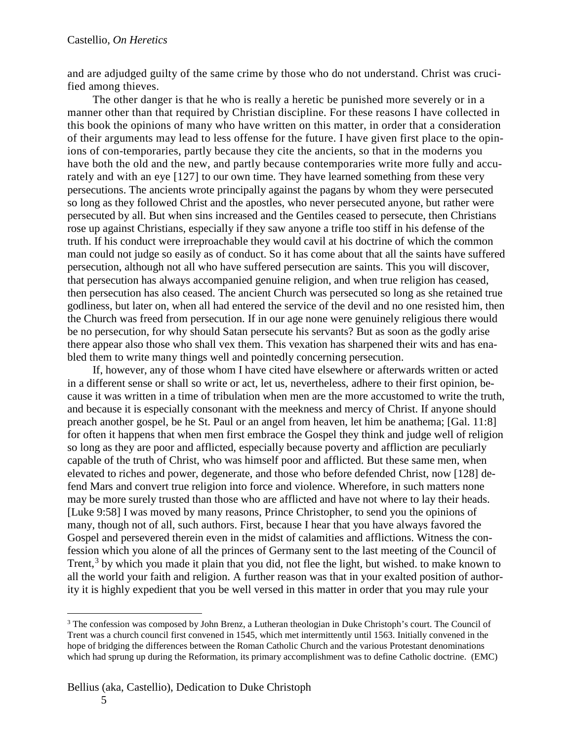and are adjudged guilty of the same crime by those who do not understand. Christ was crucified among thieves.

The other danger is that he who is really a heretic be punished more severely or in a manner other than that required by Christian discipline. For these reasons I have collected in this book the opinions of many who have written on this matter, in order that a consideration of their arguments may lead to less offense for the future. I have given first place to the opinions of con-temporaries, partly because they cite the ancients, so that in the moderns you have both the old and the new, and partly because contemporaries write more fully and accurately and with an eye [127] to our own time. They have learned something from these very persecutions. The ancients wrote principally against the pagans by whom they were persecuted so long as they followed Christ and the apostles, who never persecuted anyone, but rather were persecuted by all. But when sins increased and the Gentiles ceased to persecute, then Christians rose up against Christians, especially if they saw anyone a trifle too stiff in his defense of the truth. If his conduct were irreproachable they would cavil at his doctrine of which the common man could not judge so easily as of conduct. So it has come about that all the saints have suffered persecution, although not all who have suffered persecution are saints. This you will discover, that persecution has always accompanied genuine religion, and when true religion has ceased, then persecution has also ceased. The ancient Church was persecuted so long as she retained true godliness, but later on, when all had entered the service of the devil and no one resisted him, then the Church was freed from persecution. If in our age none were genuinely religious there would be no persecution, for why should Satan persecute his servants? But as soon as the godly arise there appear also those who shall vex them. This vexation has sharpened their wits and has enabled them to write many things well and pointedly concerning persecution.

If, however, any of those whom I have cited have elsewhere or afterwards written or acted in a different sense or shall so write or act, let us, nevertheless, adhere to their first opinion, because it was written in a time of tribulation when men are the more accustomed to write the truth, and because it is especially consonant with the meekness and mercy of Christ. If anyone should preach another gospel, be he St. Paul or an angel from heaven, let him be anathema; [Gal. 11:8] for often it happens that when men first embrace the Gospel they think and judge well of religion so long as they are poor and afflicted, especially because poverty and affliction are peculiarly capable of the truth of Christ, who was himself poor and afflicted. But these same men, when elevated to riches and power, degenerate, and those who before defended Christ, now [128] defend Mars and convert true religion into force and violence. Wherefore, in such matters none may be more surely trusted than those who are afflicted and have not where to lay their heads. [Luke 9:58] I was moved by many reasons, Prince Christopher, to send you the opinions of many, though not of all, such authors. First, because I hear that you have always favored the Gospel and persevered therein even in the midst of calamities and afflictions. Witness the confession which you alone of all the princes of Germany sent to the last meeting of the Council of Trent,[3] by which you made it plain that you did, not flee the light, but wished. to make known to all the world your faith and religion. A further reason was that in your exalted position of authority it is highly expedient that you be well versed in this matter in order that you may rule your

[3] The confession was composed by John Brenz, a Lutheran theologian in Duke Christoph's court. The Council of Trent was a church council first convened in 1545, which met intermittently until 1563. Initially convened in the hope of bridging the differences between the Roman Catholic Church and the various Protestant denominations which had sprung up during the Reformation, its primary accomplishment was to define Catholic doctrine. (EMC)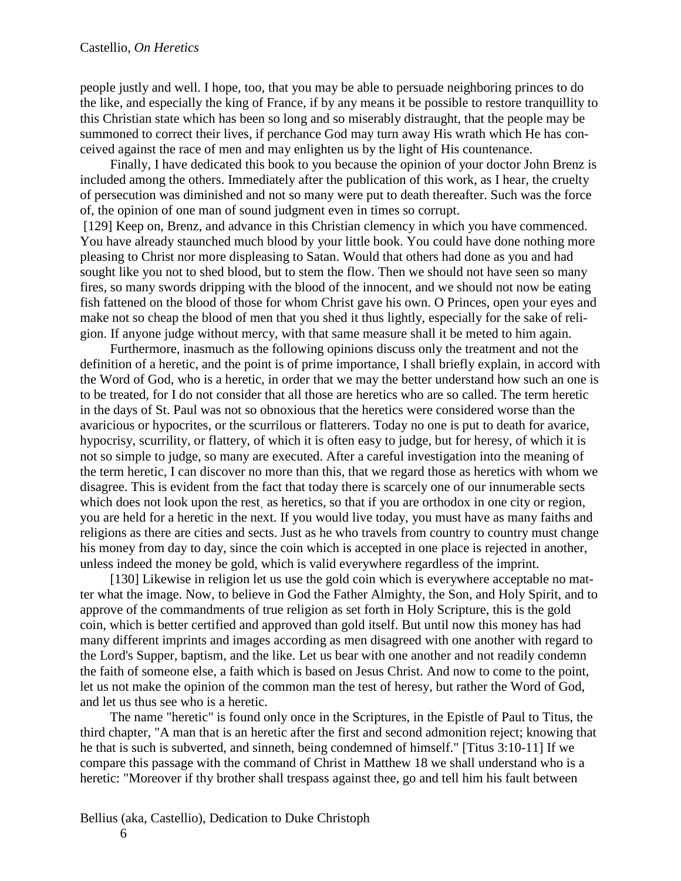people justly and well. I hope, too, that you may be able to persuade neighboring princes to do the like, and especially the king of France, if by any means it be possible to restore tranquillity to this Christian state which has been so long and so miserably distraught, that the people may be summoned to correct their lives, if perchance God may turn away His wrath which He has conceived against the race of men and may enlighten us by the light of His countenance.

Finally, I have dedicated this book to you because the opinion of your doctor John Brenz is included among the others. Immediately after the publication of this work, as I hear, the cruelty of persecution was diminished and not so many were put to death thereafter. Such was the force of, the opinion of one man of sound judgment even in times so corrupt.

[129] Keep on, Brenz, and advance in this Christian clemency in which you have commenced. You have already staunched much blood by your little book. You could have done nothing more pleasing to Christ nor more displeasing to Satan. Would that others had done as you and had sought like you not to shed blood, but to stem the flow. Then we should not have seen so many fires, so many swords dripping with the blood of the innocent, and we should not now be eating fish fattened on the blood of those for whom Christ gave his own. O Princes, open your eyes and make not so cheap the blood of men that you shed it thus lightly, especially for the sake of religion. If anyone judge without mercy, with that same measure shall it be meted to him again.

Furthermore, inasmuch as the following opinions discuss only the treatment and not the definition of a heretic, and the point is of prime importance, I shall briefly explain, in accord with the Word of God, who is a heretic, in order that we may the better understand how such an one is to be treated, for I do not consider that all those are heretics who are so called. The term heretic in the days of St. Paul was not so obnoxious that the heretics were considered worse than the avaricious or hypocrites, or the scurrilous or flatterers. Today no one is put to death for avarice, hypocrisy, scurrility, or flattery, of which it is often easy to judge, but for heresy, of which it is not so simple to judge, so many are executed. After a careful investigation into the meaning of the term heretic, I can discover no more than this, that we regard those as heretics with whom we disagree. This is evident from the fact that today there is scarcely one of our innumerable sects which does not look upon the rest, as heretics, so that if you are orthodox in one city or region, you are held for a heretic in the next. If you would live today, you must have as many faiths and religions as there are cities and sects. Just as he who travels from country to country must change his money from day to day, since the coin which is accepted in one place is rejected in another, unless indeed the money be gold, which is valid everywhere regardless of the imprint.

[130] Likewise in religion let us use the gold coin which is everywhere acceptable no matter what the image. Now, to believe in God the Father Almighty, the Son, and Holy Spirit, and to approve of the commandments of true religion as set forth in Holy Scripture, this is the gold coin, which is better certified and approved than gold itself. But until now this money has had many different imprints and images according as men disagreed with one another with regard to the Lord's Supper, baptism, and the like. Let us bear with one another and not readily condemn the faith of someone else, a faith which is based on Jesus Christ. And now to come to the point, let us not make the opinion of the common man the test of heresy, but rather the Word of God, and let us thus see who is a heretic.

The name "heretic" is found only once in the Scriptures, in the Epistle of Paul to Titus, the third chapter, "A man that is an heretic after the first and second admonition reject; knowing that he that is such is subverted, and sinneth, being condemned of himself." [Titus 3:10-11] If we compare this passage with the command of Christ in Matthew 18 we shall understand who is a heretic: "Moreover if thy brother shall trespass against thee, go and tell him his fault between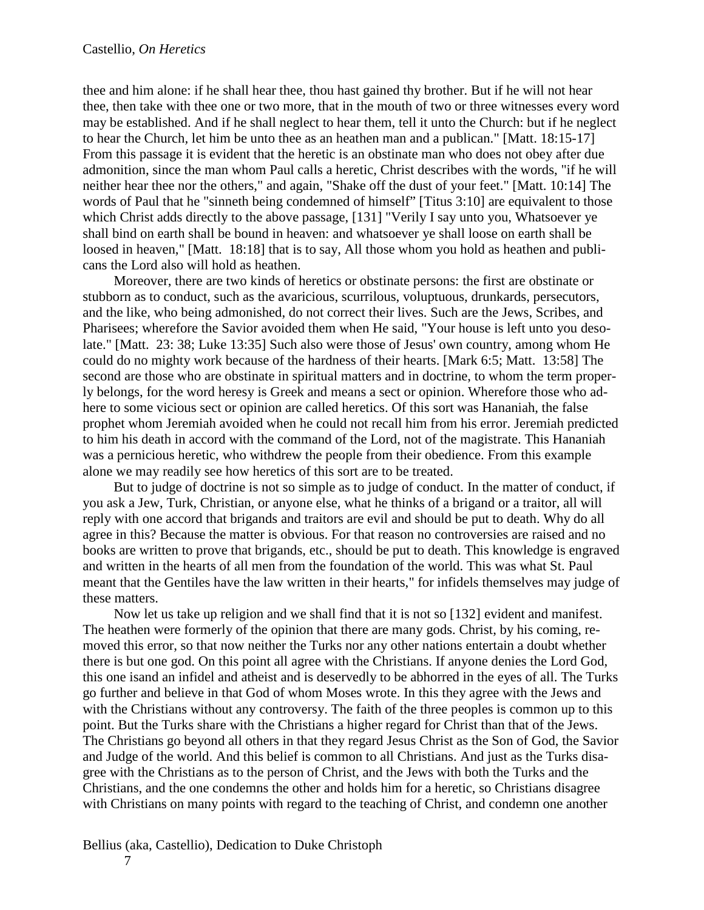thee and him alone: if he shall hear thee, thou hast gained thy brother. But if he will not hear thee, then take with thee one or two more, that in the mouth of two or three witnesses every word may be established. And if he shall neglect to hear them, tell it unto the Church: but if he neglect to hear the Church, let him be unto thee as an heathen man and a publican." [Matt. 18:15-17] From this passage it is evident that the heretic is an obstinate man who does not obey after due admonition, since the man whom Paul calls a heretic, Christ describes with the words, "if he will neither hear thee nor the others," and again, "Shake off the dust of your feet." [Matt. 10:14] The words of Paul that he "sinneth being condemned of himself" [Titus 3:10] are equivalent to those which Christ adds directly to the above passage, [131] "Verily I say unto you, Whatsoever ye shall bind on earth shall be bound in heaven: and whatsoever ye shall loose on earth shall be loosed in heaven," [Matt. 18:18] that is to say, All those whom you hold as heathen and publicans the Lord also will hold as heathen.

Moreover, there are two kinds of heretics or obstinate persons: the first are obstinate or stubborn as to conduct, such as the avaricious, scurrilous, voluptuous, drunkards, persecutors, and the like, who being admonished, do not correct their lives. Such are the Jews, Scribes, and Pharisees; wherefore the Savior avoided them when He said, "Your house is left unto you desolate." [Matt. 23: 38; Luke 13:35] Such also were those of Jesus' own country, among whom He could do no mighty work because of the hardness of their hearts. [Mark 6:5; Matt. 13:58] The second are those who are obstinate in spiritual matters and in doctrine, to whom the term properly belongs, for the word heresy is Greek and means a sect or opinion. Wherefore those who adhere to some vicious sect or opinion are called heretics. Of this sort was Hananiah, the false prophet whom Jeremiah avoided when he could not recall him from his error. Jeremiah predicted to him his death in accord with the command of the Lord, not of the magistrate. This Hananiah was a pernicious heretic, who withdrew the people from their obedience. From this example alone we may readily see how heretics of this sort are to be treated.

But to judge of doctrine is not so simple as to judge of conduct. In the matter of conduct, if you ask a Jew, Turk, Christian, or anyone else, what he thinks of a brigand or a traitor, all will reply with one accord that brigands and traitors are evil and should be put to death. Why do all agree in this? Because the matter is obvious. For that reason no controversies are raised and no books are written to prove that brigands, etc., should be put to death. This knowledge is engraved and written in the hearts of all men from the foundation of the world. This was what St. Paul meant that the Gentiles have the law written in their hearts," for infidels themselves may judge of these matters.

Now let us take up religion and we shall find that it is not so [132] evident and manifest. The heathen were formerly of the opinion that there are many gods. Christ, by his coming, removed this error, so that now neither the Turks nor any other nations entertain a doubt whether there is but one god. On this point all agree with the Christians. If anyone denies the Lord God, this one isand an infidel and atheist and is deservedly to be abhorred in the eyes of all. The Turks go further and believe in that God of whom Moses wrote. In this they agree with the Jews and with the Christians without any controversy. The faith of the three peoples is common up to this point. But the Turks share with the Christians a higher regard for Christ than that of the Jews. The Christians go beyond all others in that they regard Jesus Christ as the Son of God, the Savior and Judge of the world. And this belief is common to all Christians. And just as the Turks disagree with the Christians as to the person of Christ, and the Jews with both the Turks and the Christians, and the one condemns the other and holds him for a heretic, so Christians disagree with Christians on many points with regard to the teaching of Christ, and condemn one another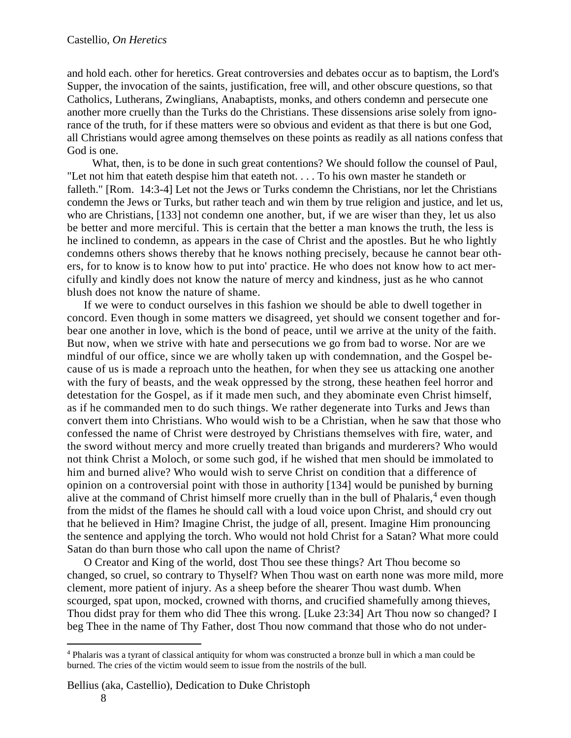and hold each. other for heretics. Great controversies and debates occur as to baptism, the Lord's Supper, the invocation of the saints, justification, free will, and other obscure questions, so that Catholics, Lutherans, Zwinglians, Anabaptists, monks, and others condemn and persecute one another more cruelly than the Turks do the Christians. These dissensions arise solely from ignorance of the truth, for if these matters were so obvious and evident as that there is but one God, all Christians would agree among themselves on these points as readily as all nations confess that God is one.

What, then, is to be done in such great contentions? We should follow the counsel of Paul, "Let not him that eateth despise him that eateth not. . . . To his own master he standeth or falleth." [Rom. 14:3-4] Let not the Jews or Turks condemn the Christians, nor let the Christians condemn the Jews or Turks, but rather teach and win them by true religion and justice, and let us, who are Christians, [133] not condemn one another, but, if we are wiser than they, let us also be better and more merciful. This is certain that the better a man knows the truth, the less is he inclined to condemn, as appears in the case of Christ and the apostles. But he who lightly condemns others shows thereby that he knows nothing precisely, because he cannot bear others, for to know is to know how to put into' practice. He who does not know how to act mercifully and kindly does not know the nature of mercy and kindness, just as he who cannot blush does not know the nature of shame.

If we were to conduct ourselves in this fashion we should be able to dwell together in concord. Even though in some matters we disagreed, yet should we consent together and forbear one another in love, which is the bond of peace, until we arrive at the unity of the faith. But now, when we strive with hate and persecutions we go from bad to worse. Nor are we mindful of our office, since we are wholly taken up with condemnation, and the Gospel because of us is made a reproach unto the heathen, for when they see us attacking one another with the fury of beasts, and the weak oppressed by the strong, these heathen feel horror and detestation for the Gospel, as if it made men such, and they abominate even Christ himself, as if he commanded men to do such things. We rather degenerate into Turks and Jews than convert them into Christians. Who would wish to be a Christian, when he saw that those who confessed the name of Christ were destroyed by Christians themselves with fire, water, and the sword without mercy and more cruelly treated than brigands and murderers? Who would not think Christ a Moloch, or some such god, if he wished that men should be immolated to him and burned alive? Who would wish to serve Christ on condition that a difference of opinion on a controversial point with those in authority [134] would be punished by burning alive at the command of Christ himself more cruelly than in the bull of Phalaris,[4] even though from the midst of the flames he should call with a loud voice upon Christ, and should cry out that he believed in Him? Imagine Christ, the judge of all, present. Imagine Him pronouncing the sentence and applying the torch. Who would not hold Christ for a Satan? What more could Satan do than burn those who call upon the name of Christ?

O Creator and King of the world, dost Thou see these things? Art Thou become so changed, so cruel, so contrary to Thyself? When Thou wast on earth none was more mild, more clement, more patient of injury. As a sheep before the shearer Thou wast dumb. When scourged, spat upon, mocked, crowned with thorns, and crucified shamefully among thieves, Thou didst pray for them who did Thee this wrong. [Luke 23:34] Art Thou now so changed? I beg Thee in the name of Thy Father, dost Thou now command that those who do not under-

---

[4] Phalaris was a tyrant of classical antiquity for whom was constructed a bronze bull in which a man could be burned. The cries of the victim would seem to issue from the nostrils of the bull.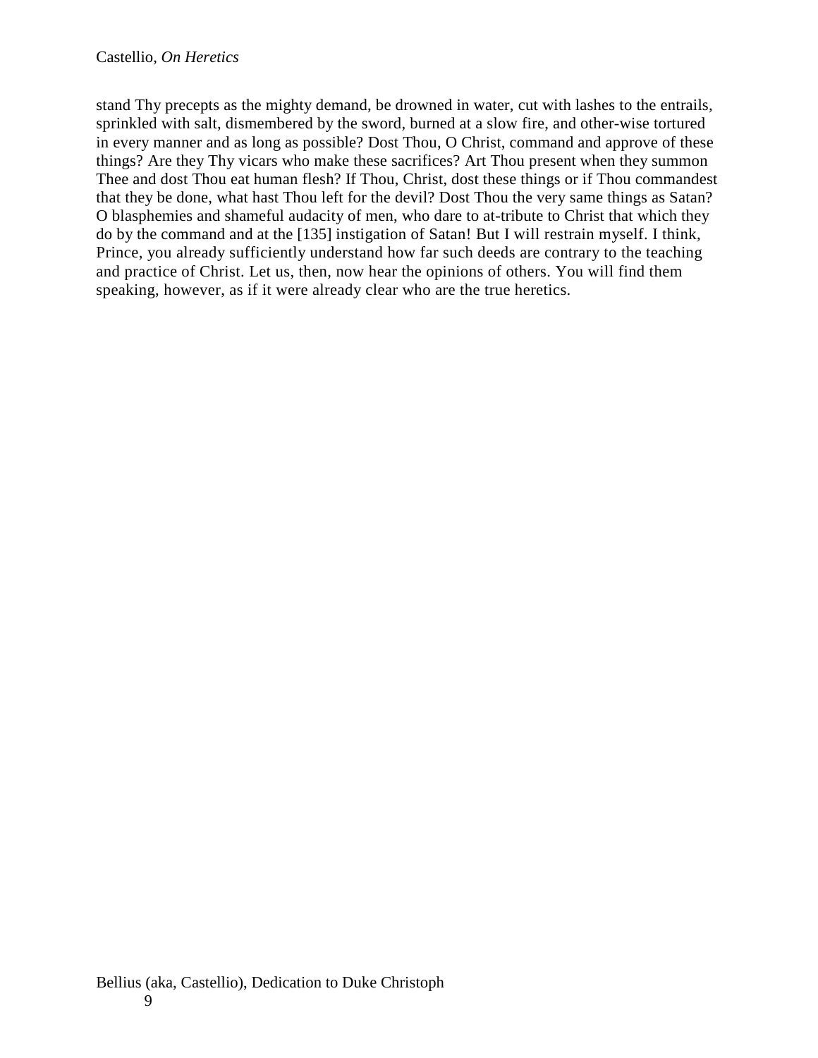stand Thy precepts as the mighty demand, be drowned in water, cut with lashes to the entrails, sprinkled with salt, dismembered by the sword, burned at a slow fire, and other-wise tortured in every manner and as long as possible? Dost Thou, O Christ, command and approve of these things? Are they Thy vicars who make these sacrifices? Art Thou present when they summon Thee and dost Thou eat human flesh? If Thou, Christ, dost these things or if Thou commandest that they be done, what hast Thou left for the devil? Dost Thou the very same things as Satan? O blasphemies and shameful audacity of men, who dare to at-tribute to Christ that which they do by the command and at the [135] instigation of Satan! But I will restrain myself. I think, Prince, you already sufficiently understand how far such deeds are contrary to the teaching and practice of Christ. Let us, then, now hear the opinions of others. You will find them speaking, however, as if it were already clear who are the true heretics.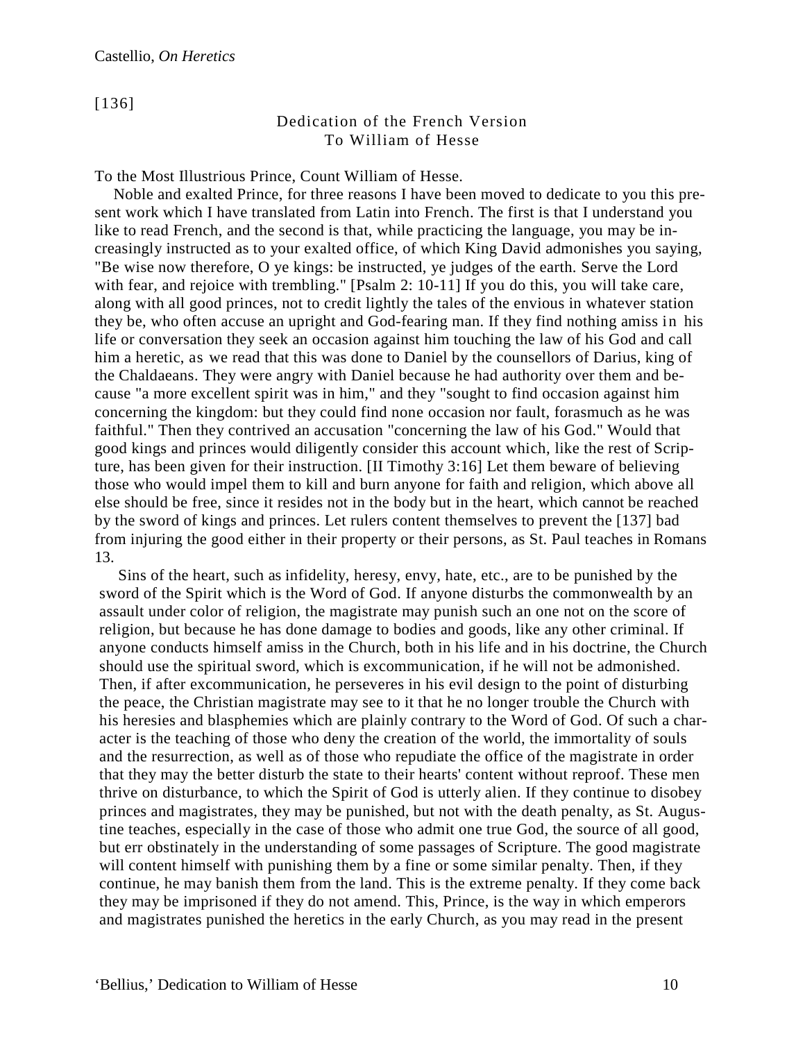[136]

## Dedication of the French Version
## To William of Hesse

To the Most Illustrious Prince, Count William of Hesse.

Noble and exalted Prince, for three reasons I have been moved to dedicate to you this present work which I have translated from Latin into French. The first is that I understand you like to read French, and the second is that, while practicing the language, you may be increasingly instructed as to your exalted office, of which King David admonishes you saying, "Be wise now therefore, O ye kings: be instructed, ye judges of the earth. Serve the Lord with fear, and rejoice with trembling." [Psalm 2: 10-11] If you do this, you will take care, along with all good princes, not to credit lightly the tales of the envious in whatever station they be, who often accuse an upright and God-fearing man. If they find nothing amiss in his life or conversation they seek an occasion against him touching the law of his God and call him a heretic, as we read that this was done to Daniel by the counsellors of Darius, king of the Chaldaeans. They were angry with Daniel because he had authority over them and because "a more excellent spirit was in him," and they "sought to find occasion against him concerning the kingdom: but they could find none occasion nor fault, forasmuch as he was faithful." Then they contrived an accusation "concerning the law of his God." Would that good kings and princes would diligently consider this account which, like the rest of Scripture, has been given for their instruction. [II Timothy 3:16] Let them beware of believing those who would impel them to kill and burn anyone for faith and religion, which above all else should be free, since it resides not in the body but in the heart, which cannot be reached by the sword of kings and princes. Let rulers content themselves to prevent the [137] bad from injuring the good either in their property or their persons, as St. Paul teaches in Romans 13.

Sins of the heart, such as infidelity, heresy, envy, hate, etc., are to be punished by the sword of the Spirit which is the Word of God. If anyone disturbs the commonwealth by an assault under color of religion, the magistrate may punish such an one not on the score of religion, but because he has done damage to bodies and goods, like any other criminal. If anyone conducts himself amiss in the Church, both in his life and in his doctrine, the Church should use the spiritual sword, which is excommunication, if he will not be admonished. Then, if after excommunication, he perseveres in his evil design to the point of disturbing the peace, the Christian magistrate may see to it that he no longer trouble the Church with his heresies and blasphemies which are plainly contrary to the Word of God. Of such a character is the teaching of those who deny the creation of the world, the immortality of souls and the resurrection, as well as of those who repudiate the office of the magistrate in order that they may the better disturb the state to their hearts' content without reproof. These men thrive on disturbance, to which the Spirit of God is utterly alien. If they continue to disobey princes and magistrates, they may be punished, but not with the death penalty, as St. Augustine teaches, especially in the case of those who admit one true God, the source of all good, but err obstinately in the understanding of some passages of Scripture. The good magistrate will content himself with punishing them by a fine or some similar penalty. Then, if they continue, he may banish them from the land. This is the extreme penalty. If they come back they may be imprisoned if they do not amend. This, Prince, is the way in which emperors and magistrates punished the heretics in the early Church, as you may read in the present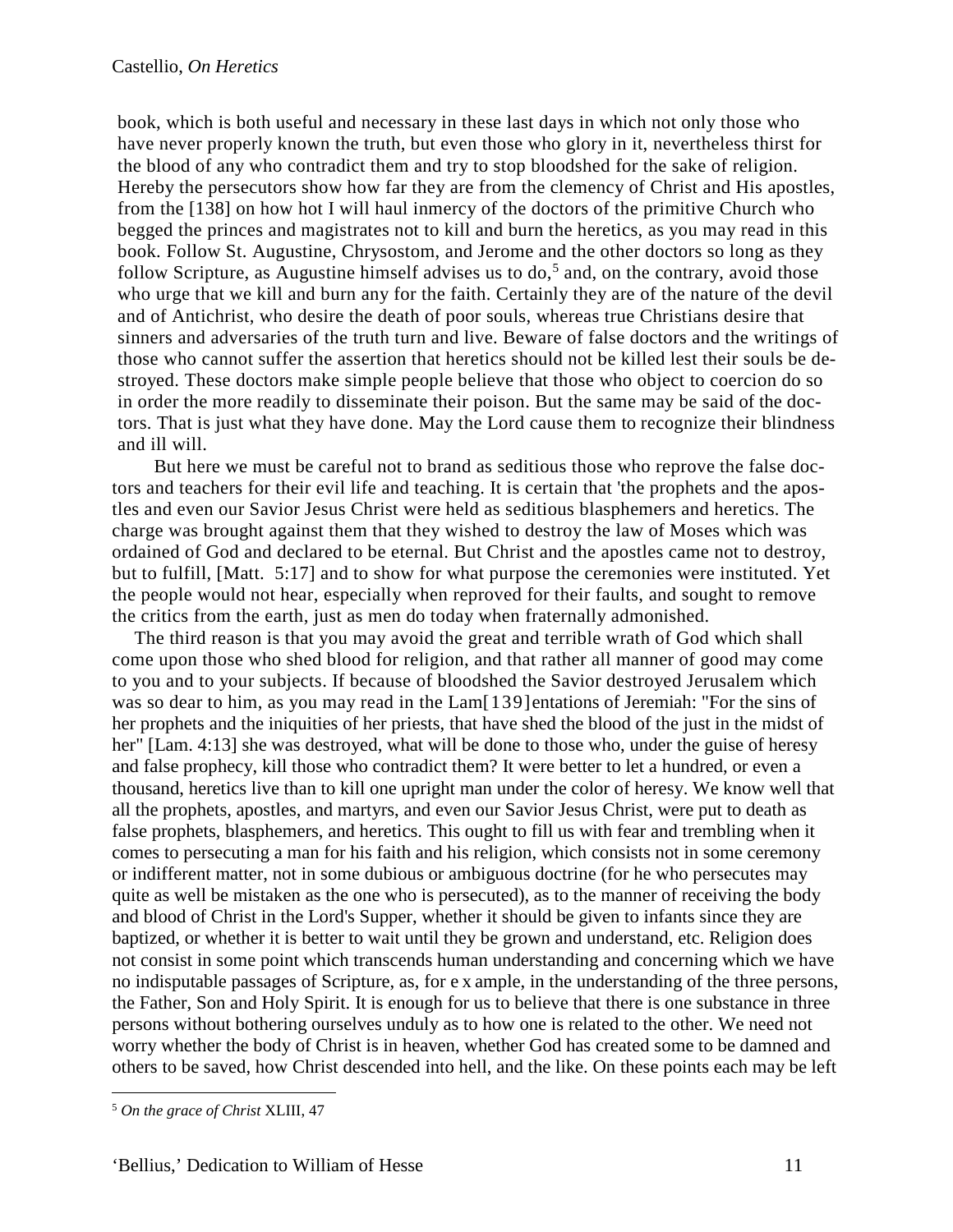book, which is both useful and necessary in these last days in which not only those who have never properly known the truth, but even those who glory in it, nevertheless thirst for the blood of any who contradict them and try to stop bloodshed for the sake of religion. Hereby the persecutors show how far they are from the clemency of Christ and His apostles, from the [138] on how hot I will haul inmercy of the doctors of the primitive Church who begged the princes and magistrates not to kill and burn the heretics, as you may read in this book. Follow St. Augustine, Chrysostom, and Jerome and the other doctors so long as they follow Scripture, as Augustine himself advises us to do,[5] and, on the contrary, avoid those who urge that we kill and burn any for the faith. Certainly they are of the nature of the devil and of Antichrist, who desire the death of poor souls, whereas true Christians desire that sinners and adversaries of the truth turn and live. Beware of false doctors and the writings of those who cannot suffer the assertion that heretics should not be killed lest their souls be destroyed. These doctors make simple people believe that those who object to coercion do so in order the more readily to disseminate their poison. But the same may be said of the doctors. That is just what they have done. May the Lord cause them to recognize their blindness and ill will.

But here we must be careful not to brand as seditious those who reprove the false doctors and teachers for their evil life and teaching. It is certain that 'the prophets and the apostles and even our Savior Jesus Christ were held as seditious blasphemers and heretics. The charge was brought against them that they wished to destroy the law of Moses which was ordained of God and declared to be eternal. But Christ and the apostles came not to destroy, but to fulfill, [Matt. 5:17] and to show for what purpose the ceremonies were instituted. Yet the people would not hear, especially when reproved for their faults, and sought to remove the critics from the earth, just as men do today when fraternally admonished.

The third reason is that you may avoid the great and terrible wrath of God which shall come upon those who shed blood for religion, and that rather all manner of good may come to you and to your subjects. If because of bloodshed the Savior destroyed Jerusalem which was so dear to him, as you may read in the Lam[139]entations of Jeremiah: "For the sins of her prophets and the iniquities of her priests, that have shed the blood of the just in the midst of her" [Lam. 4:13] she was destroyed, what will be done to those who, under the guise of heresy and false prophecy, kill those who contradict them? It were better to let a hundred, or even a thousand, heretics live than to kill one upright man under the color of heresy. We know well that all the prophets, apostles, and martyrs, and even our Savior Jesus Christ, were put to death as false prophets, blasphemers, and heretics. This ought to fill us with fear and trembling when it comes to persecuting a man for his faith and his religion, which consists not in some ceremony or indifferent matter, not in some dubious or ambiguous doctrine (for he who persecutes may quite as well be mistaken as the one who is persecuted), as to the manner of receiving the body and blood of Christ in the Lord's Supper, whether it should be given to infants since they are baptized, or whether it is better to wait until they be grown and understand, etc. Religion does not consist in some point which transcends human understanding and concerning which we have no indisputable passages of Scripture, as, for example, in the understanding of the three persons, the Father, Son and Holy Spirit. It is enough for us to believe that there is one substance in three persons without bothering ourselves unduly as to how one is related to the other. We need not worry whether the body of Christ is in heaven, whether God has created some to be damned and others to be saved, how Christ descended into hell, and the like. On these points each may be left

---

[5] *On the grace of Christ* XLIII, 47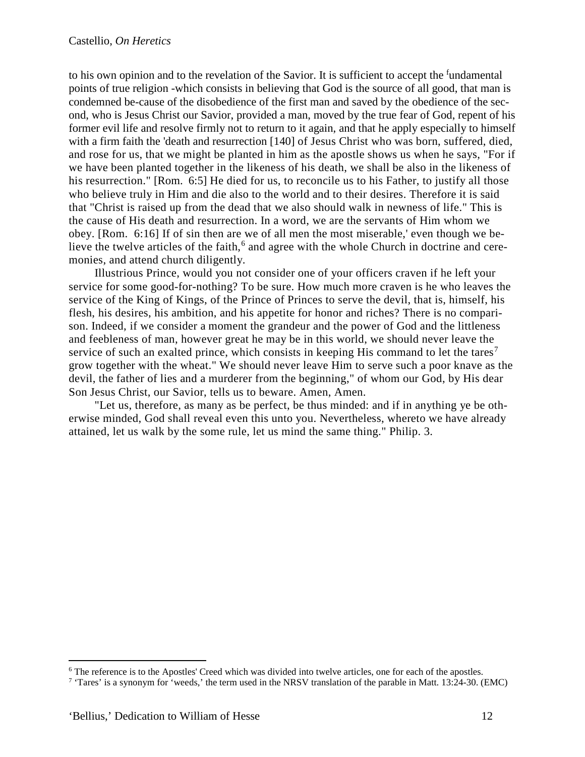to his own opinion and to the revelation of the Savior. It is sufficient to accept the fundamental points of true religion -which consists in believing that God is the source of all good, that man is condemned be-cause of the disobedience of the first man and saved by the obedience of the second, who is Jesus Christ our Savior, provided a man, moved by the true fear of God, repent of his former evil life and resolve firmly not to return to it again, and that he apply especially to himself with a firm faith the 'death and resurrection [140] of Jesus Christ who was born, suffered, died, and rose for us, that we might be planted in him as the apostle shows us when he says, "For if we have been planted together in the likeness of his death, we shall be also in the likeness of his resurrection." [Rom. 6:5] He died for us, to reconcile us to his Father, to justify all those who believe truly in Him and die also to the world and to their desires. Therefore it is said that "Christ is raised up from the dead that we also should walk in newness of life." This is the cause of His death and resurrection. In a word, we are the servants of Him whom we obey. [Rom. 6:16] If of sin then are we of all men the most miserable,' even though we believe the twelve articles of the faith,[6] and agree with the whole Church in doctrine and ceremonies, and attend church diligently.

Illustrious Prince, would you not consider one of your officers craven if he left your service for some good-for-nothing? To be sure. How much more craven is he who leaves the service of the King of Kings, of the Prince of Princes to serve the devil, that is, himself, his flesh, his desires, his ambition, and his appetite for honor and riches? There is no comparison. Indeed, if we consider a moment the grandeur and the power of God and the littleness and feebleness of man, however great he may be in this world, we should never leave the service of such an exalted prince, which consists in keeping His command to let the tares[7] grow together with the wheat." We should never leave Him to serve such a poor knave as the devil, the father of lies and a murderer from the beginning," of whom our God, by His dear Son Jesus Christ, our Savior, tells us to beware. Amen, Amen.

"Let us, therefore, as many as be perfect, be thus minded: and if in anything ye be otherwise minded, God shall reveal even this unto you. Nevertheless, whereto we have already attained, let us walk by the some rule, let us mind the same thing." Philip. 3.

---

[6] The reference is to the Apostles' Creed which was divided into twelve articles, one for each of the apostles.

[7] 'Tares' is a synonym for 'weeds,' the term used in the NRSV translation of the parable in Matt. 13:24-30. (EMC)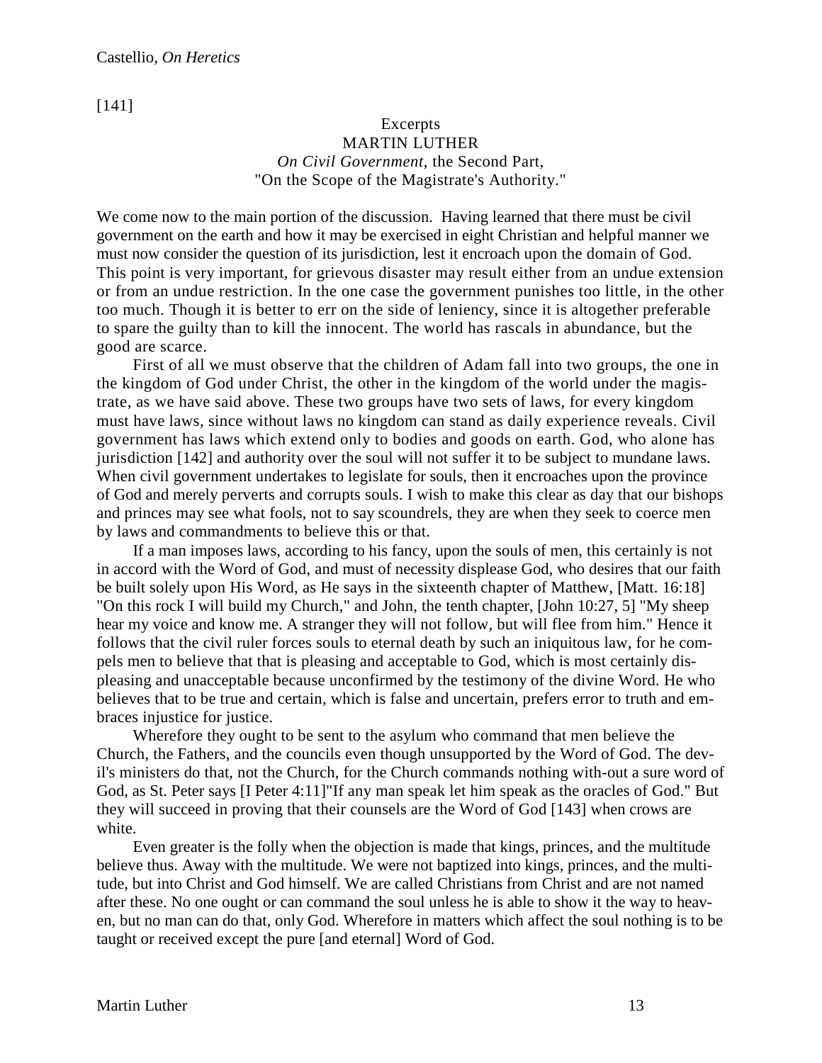[141]

Excerpts
MARTIN LUTHER
*On Civil Government*, the Second Part,
"On the Scope of the Magistrate's Authority."

We come now to the main portion of the discussion. Having learned that there must be civil government on the earth and how it may be exercised in eight Christian and helpful manner we must now consider the question of its jurisdiction, lest it encroach upon the domain of God. This point is very important, for grievous disaster may result either from an undue extension or from an undue restriction. In the one case the government punishes too little, in the other too much. Though it is better to err on the side of leniency, since it is altogether preferable to spare the guilty than to kill the innocent. The world has rascals in abundance, but the good are scarce.

First of all we must observe that the children of Adam fall into two groups, the one in the kingdom of God under Christ, the other in the kingdom of the world under the magistrate, as we have said above. These two groups have two sets of laws, for every kingdom must have laws, since without laws no kingdom can stand as daily experience reveals. Civil government has laws which extend only to bodies and goods on earth. God, who alone has jurisdiction [142] and authority over the soul will not suffer it to be subject to mundane laws. When civil government undertakes to legislate for souls, then it encroaches upon the province of God and merely perverts and corrupts souls. I wish to make this clear as day that our bishops and princes may see what fools, not to say scoundrels, they are when they seek to coerce men by laws and commandments to believe this or that.

If a man imposes laws, according to his fancy, upon the souls of men, this certainly is not in accord with the Word of God, and must of necessity displease God, who desires that our faith be built solely upon His Word, as He says in the sixteenth chapter of Matthew, [Matt. 16:18] "On this rock I will build my Church," and John, the tenth chapter, [John 10:27, 5] "My sheep hear my voice and know me. A stranger they will not follow, but will flee from him." Hence it follows that the civil ruler forces souls to eternal death by such an iniquitous law, for he compels men to believe that that is pleasing and acceptable to God, which is most certainly displeasing and unacceptable because unconfirmed by the testimony of the divine Word. He who believes that to be true and certain, which is false and uncertain, prefers error to truth and embraces injustice for justice.

Wherefore they ought to be sent to the asylum who command that men believe the Church, the Fathers, and the councils even though unsupported by the Word of God. The devil's ministers do that, not the Church, for the Church commands nothing with-out a sure word of God, as St. Peter says [I Peter 4:11]"If any man speak let him speak as the oracles of God." But they will succeed in proving that their counsels are the Word of God [143] when crows are white.

Even greater is the folly when the objection is made that kings, princes, and the multitude believe thus. Away with the multitude. We were not baptized into kings, princes, and the multitude, but into Christ and God himself. We are called Christians from Christ and are not named after these. No one ought or can command the soul unless he is able to show it the way to heaven, but no man can do that, only God. Wherefore in matters which affect the soul nothing is to be taught or received except the pure [and eternal] Word of God.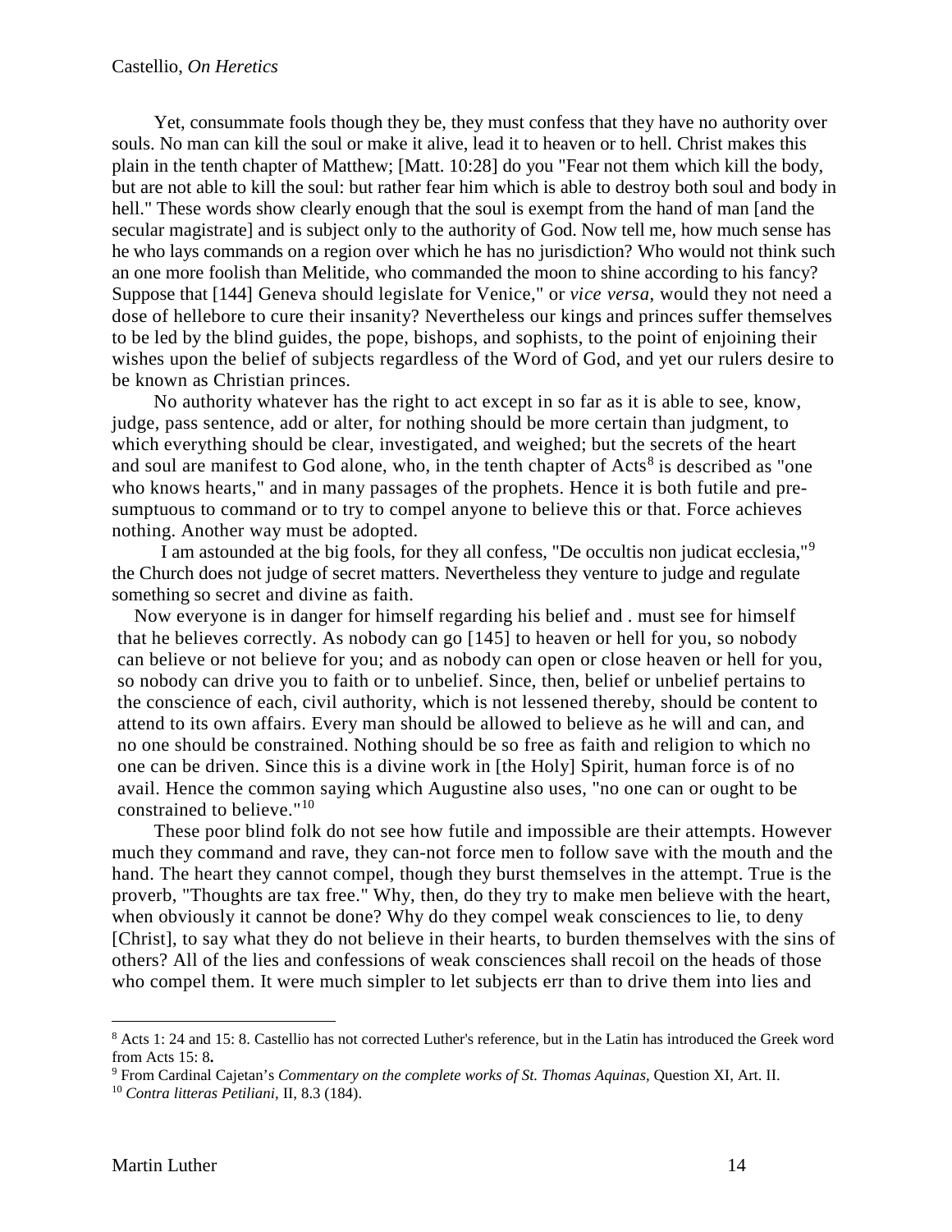Yet, consummate fools though they be, they must confess that they have no authority over souls. No man can kill the soul or make it alive, lead it to heaven or to hell. Christ makes this plain in the tenth chapter of Matthew; [Matt. 10:28] do you "Fear not them which kill the body, but are not able to kill the soul: but rather fear him which is able to destroy both soul and body in hell." These words show clearly enough that the soul is exempt from the hand of man [and the secular magistrate] and is subject only to the authority of God. Now tell me, how much sense has he who lays commands on a region over which he has no jurisdiction? Who would not think such an one more foolish than Melitide, who commanded the moon to shine according to his fancy? Suppose that [144] Geneva should legislate for Venice," or *vice versa*, would they not need a dose of hellebore to cure their insanity? Nevertheless our kings and princes suffer themselves to be led by the blind guides, the pope, bishops, and sophists, to the point of enjoining their wishes upon the belief of subjects regardless of the Word of God, and yet our rulers desire to be known as Christian princes.

No authority whatever has the right to act except in so far as it is able to see, know, judge, pass sentence, add or alter, for nothing should be more certain than judgment, to which everything should be clear, investigated, and weighed; but the secrets of the heart and soul are manifest to God alone, who, in the tenth chapter of Acts[8] is described as "one who knows hearts," and in many passages of the prophets. Hence it is both futile and presumptuous to command or to try to compel anyone to believe this or that. Force achieves nothing. Another way must be adopted.

I am astounded at the big fools, for they all confess, "De occultis non judicat ecclesia,"[9] the Church does not judge of secret matters. Nevertheless they venture to judge and regulate something so secret and divine as faith.

Now everyone is in danger for himself regarding his belief and . must see for himself that he believes correctly. As nobody can go [145] to heaven or hell for you, so nobody can believe or not believe for you; and as nobody can open or close heaven or hell for you, so nobody can drive you to faith or to unbelief. Since, then, belief or unbelief pertains to the conscience of each, civil authority, which is not lessened thereby, should be content to attend to its own affairs. Every man should be allowed to believe as he will and can, and no one should be constrained. Nothing should be so free as faith and religion to which no one can be driven. Since this is a divine work in [the Holy] Spirit, human force is of no avail. Hence the common saying which Augustine also uses, "no one can or ought to be constrained to believe."[10]

These poor blind folk do not see how futile and impossible are their attempts. However much they command and rave, they can-not force men to follow save with the mouth and the hand. The heart they cannot compel, though they burst themselves in the attempt. True is the proverb, "Thoughts are tax free." Why, then, do they try to make men believe with the heart, when obviously it cannot be done? Why do they compel weak consciences to lie, to deny [Christ], to say what they do not believe in their hearts, to burden themselves with the sins of others? All of the lies and confessions of weak consciences shall recoil on the heads of those who compel them. It were much simpler to let subjects err than to drive them into lies and

---

[8] Acts 1: 24 and 15: 8. Castellio has not corrected Luther's reference, but in the Latin has introduced the Greek word from Acts 15: 8**.**

[9] From Cardinal Cajetan's *Commentary on the complete works of St. Thomas Aquinas,* Question XI, Art. II.

[10] *Contra litteras Petiliani,* II, 8.3 (184).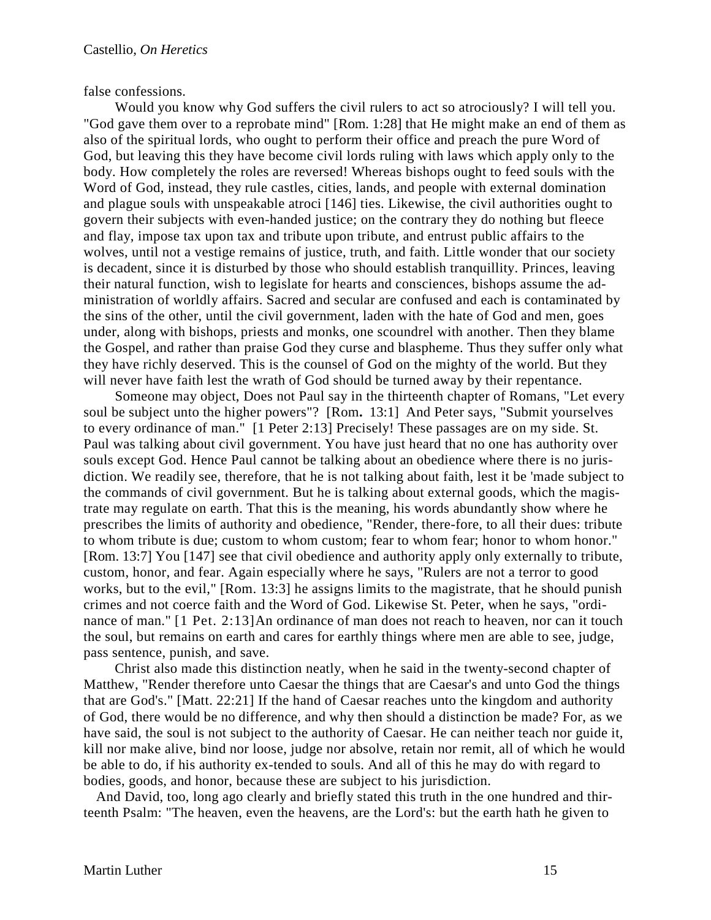false confessions.

Would you know why God suffers the civil rulers to act so atrociously? I will tell you. "God gave them over to a reprobate mind" [Rom. 1:28] that He might make an end of them as also of the spiritual lords, who ought to perform their office and preach the pure Word of God, but leaving this they have become civil lords ruling with laws which apply only to the body. How completely the roles are reversed! Whereas bishops ought to feed souls with the Word of God, instead, they rule castles, cities, lands, and people with external domination and plague souls with unspeakable atroci [146] ties. Likewise, the civil authorities ought to govern their subjects with even-handed justice; on the contrary they do nothing but fleece and flay, impose tax upon tax and tribute upon tribute, and entrust public affairs to the wolves, until not a vestige remains of justice, truth, and faith. Little wonder that our society is decadent, since it is disturbed by those who should establish tranquillity. Princes, leaving their natural function, wish to legislate for hearts and consciences, bishops assume the administration of worldly affairs. Sacred and secular are confused and each is contaminated by the sins of the other, until the civil government, laden with the hate of God and men, goes under, along with bishops, priests and monks, one scoundrel with another. Then they blame the Gospel, and rather than praise God they curse and blaspheme. Thus they suffer only what they have richly deserved. This is the counsel of God on the mighty of the world. But they will never have faith lest the wrath of God should be turned away by their repentance.

Someone may object, Does not Paul say in the thirteenth chapter of Romans, "Let every soul be subject unto the higher powers"? [Rom**.** 13:1] And Peter says, "Submit yourselves to every ordinance of man." [1 Peter 2:13] Precisely! These passages are on my side. St. Paul was talking about civil government. You have just heard that no one has authority over souls except God. Hence Paul cannot be talking about an obedience where there is no jurisdiction. We readily see, therefore, that he is not talking about faith, lest it be 'made subject to the commands of civil government. But he is talking about external goods, which the magistrate may regulate on earth. That this is the meaning, his words abundantly show where he prescribes the limits of authority and obedience, "Render, there-fore, to all their dues: tribute to whom tribute is due; custom to whom custom; fear to whom fear; honor to whom honor." [Rom. 13:7] You [147] see that civil obedience and authority apply only externally to tribute, custom, honor, and fear. Again especially where he says, "Rulers are not a terror to good works, but to the evil," [Rom. 13:3] he assigns limits to the magistrate, that he should punish crimes and not coerce faith and the Word of God. Likewise St. Peter, when he says, "ordinance of man." [1 Pet. 2:13]An ordinance of man does not reach to heaven, nor can it touch the soul, but remains on earth and cares for earthly things where men are able to see, judge, pass sentence, punish, and save.

Christ also made this distinction neatly, when he said in the twenty-second chapter of Matthew, "Render therefore unto Caesar the things that are Caesar's and unto God the things that are God's." [Matt. 22:21] If the hand of Caesar reaches unto the kingdom and authority of God, there would be no difference, and why then should a distinction be made? For, as we have said, the soul is not subject to the authority of Caesar. He can neither teach nor guide it, kill nor make alive, bind nor loose, judge nor absolve, retain nor remit, all of which he would be able to do, if his authority ex-tended to souls. And all of this he may do with regard to bodies, goods, and honor, because these are subject to his jurisdiction.

And David, too, long ago clearly and briefly stated this truth in the one hundred and thirteenth Psalm: "The heaven, even the heavens, are the Lord's: but the earth hath he given to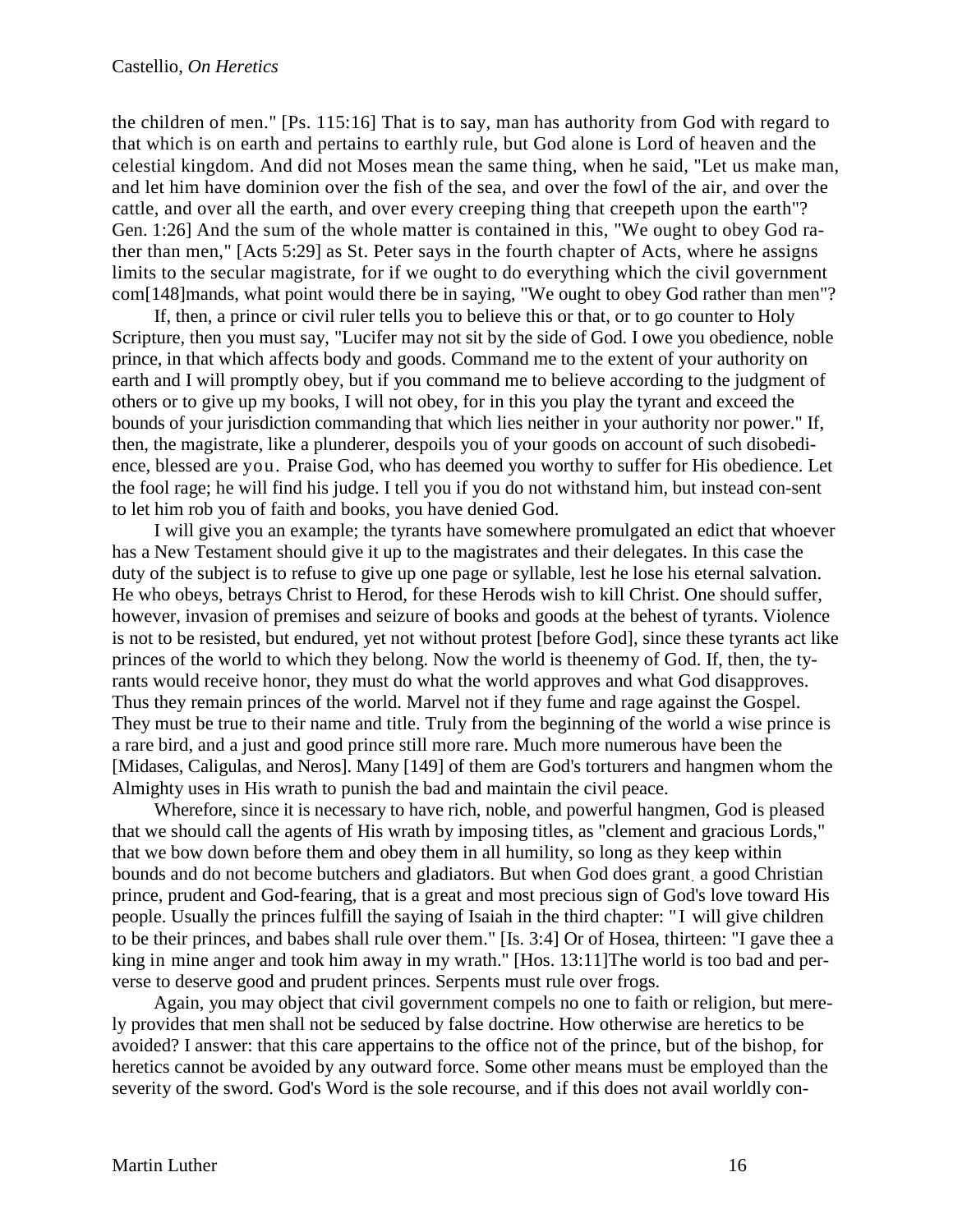the children of men." [Ps. 115:16] That is to say, man has authority from God with regard to that which is on earth and pertains to earthly rule, but God alone is Lord of heaven and the celestial kingdom. And did not Moses mean the same thing, when he said, "Let us make man, and let him have dominion over the fish of the sea, and over the fowl of the air, and over the cattle, and over all the earth, and over every creeping thing that creepeth upon the earth"? Gen. 1:26] And the sum of the whole matter is contained in this, "We ought to obey God rather than men," [Acts 5:29] as St. Peter says in the fourth chapter of Acts, where he assigns limits to the secular magistrate, for if we ought to do everything which the civil government com[148]mands, what point would there be in saying, "We ought to obey God rather than men"?

If, then, a prince or civil ruler tells you to believe this or that, or to go counter to Holy Scripture, then you must say, "Lucifer may not sit by the side of God. I owe you obedience, noble prince, in that which affects body and goods. Command me to the extent of your authority on earth and I will promptly obey, but if you command me to believe according to the judgment of others or to give up my books, I will not obey, for in this you play the tyrant and exceed the bounds of your jurisdiction commanding that which lies neither in your authority nor power." If, then, the magistrate, like a plunderer, despoils you of your goods on account of such disobedience, blessed are you. Praise God, who has deemed you worthy to suffer for His obedience. Let the fool rage; he will find his judge. I tell you if you do not withstand him, but instead consent to let him rob you of faith and books, you have denied God.

I will give you an example; the tyrants have somewhere promulgated an edict that whoever has a New Testament should give it up to the magistrates and their delegates. In this case the duty of the subject is to refuse to give up one page or syllable, lest he lose his eternal salvation. He who obeys, betrays Christ to Herod, for these Herods wish to kill Christ. One should suffer, however, invasion of premises and seizure of books and goods at the behest of tyrants. Violence is not to be resisted, but endured, yet not without protest [before God], since these tyrants act like princes of the world to which they belong. Now the world is theenemy of God. If, then, the tyrants would receive honor, they must do what the world approves and what God disapproves. Thus they remain princes of the world. Marvel not if they fume and rage against the Gospel. They must be true to their name and title. Truly from the beginning of the world a wise prince is a rare bird, and a just and good prince still more rare. Much more numerous have been the [Midases, Caligulas, and Neros]. Many [149] of them are God's torturers and hangmen whom the Almighty uses in His wrath to punish the bad and maintain the civil peace.

Wherefore, since it is necessary to have rich, noble, and powerful hangmen, God is pleased that we should call the agents of His wrath by imposing titles, as "clement and gracious Lords," that we bow down before them and obey them in all humility, so long as they keep within bounds and do not become butchers and gladiators. But when God does grant a good Christian prince, prudent and God-fearing, that is a great and most precious sign of God's love toward His people. Usually the princes fulfill the saying of Isaiah in the third chapter: "I will give children to be their princes, and babes shall rule over them." [Is. 3:4] Or of Hosea, thirteen: "I gave thee a king in mine anger and took him away in my wrath." [Hos. 13:11]The world is too bad and perverse to deserve good and prudent princes. Serpents must rule over frogs.

Again, you may object that civil government compels no one to faith or religion, but merely provides that men shall not be seduced by false doctrine. How otherwise are heretics to be avoided? I answer: that this care appertains to the office not of the prince, but of the bishop, for heretics cannot be avoided by any outward force. Some other means must be employed than the severity of the sword. God's Word is the sole recourse, and if this does not avail worldly con-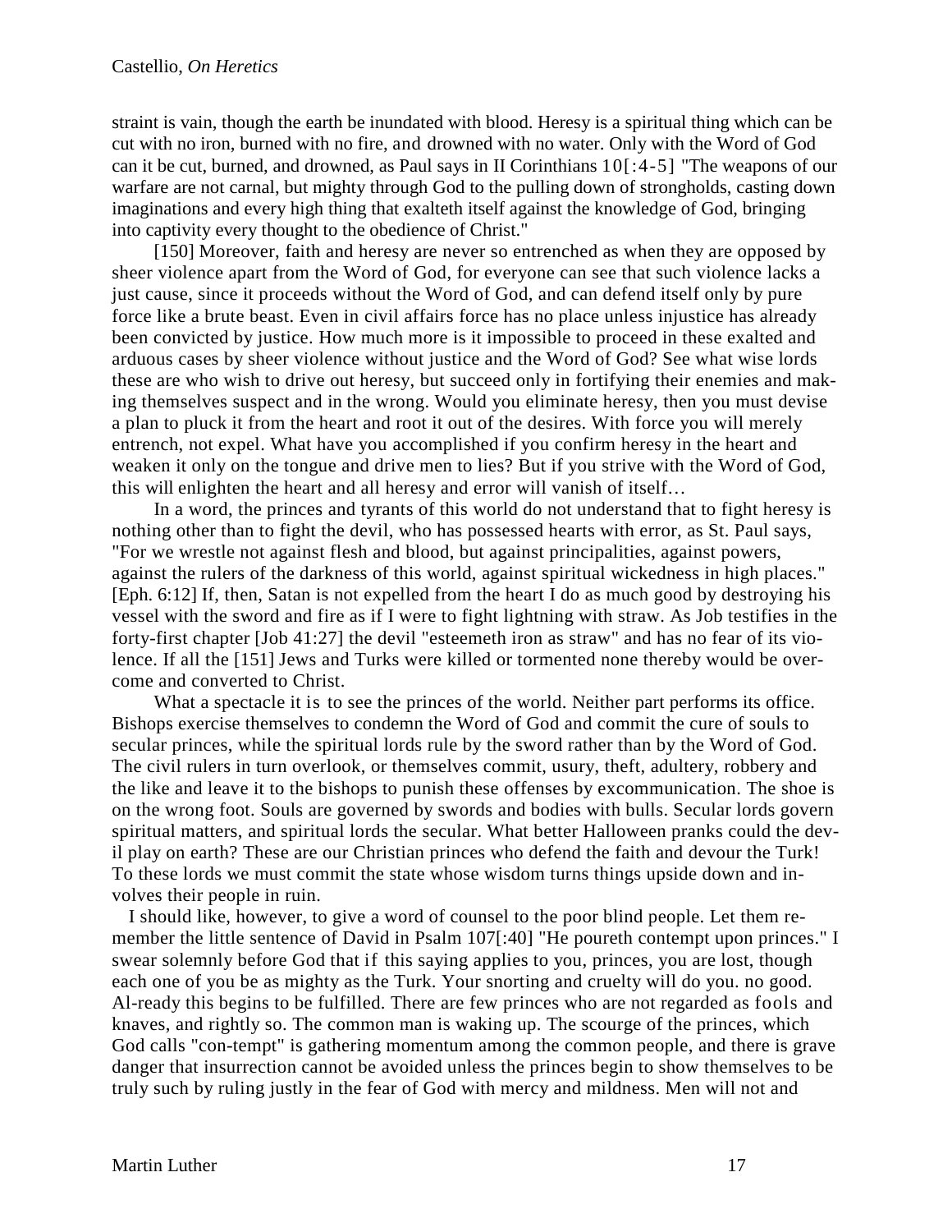straint is vain, though the earth be inundated with blood. Heresy is a spiritual thing which can be cut with no iron, burned with no fire, and drowned with no water. Only with the Word of God can it be cut, burned, and drowned, as Paul says in II Corinthians 10[:4-5] "The weapons of our warfare are not carnal, but mighty through God to the pulling down of strongholds, casting down imaginations and every high thing that exalteth itself against the knowledge of God, bringing into captivity every thought to the obedience of Christ."

[150] Moreover, faith and heresy are never so entrenched as when they are opposed by sheer violence apart from the Word of God, for everyone can see that such violence lacks a just cause, since it proceeds without the Word of God, and can defend itself only by pure force like a brute beast. Even in civil affairs force has no place unless injustice has already been convicted by justice. How much more is it impossible to proceed in these exalted and arduous cases by sheer violence without justice and the Word of God? See what wise lords these are who wish to drive out heresy, but succeed only in fortifying their enemies and making themselves suspect and in the wrong. Would you eliminate heresy, then you must devise a plan to pluck it from the heart and root it out of the desires. With force you will merely entrench, not expel. What have you accomplished if you confirm heresy in the heart and weaken it only on the tongue and drive men to lies? But if you strive with the Word of God, this will enlighten the heart and all heresy and error will vanish of itself…

In a word, the princes and tyrants of this world do not understand that to fight heresy is nothing other than to fight the devil, who has possessed hearts with error, as St. Paul says, "For we wrestle not against flesh and blood, but against principalities, against powers, against the rulers of the darkness of this world, against spiritual wickedness in high places." [Eph. 6:12] If, then, Satan is not expelled from the heart I do as much good by destroying his vessel with the sword and fire as if I were to fight lightning with straw. As Job testifies in the forty-first chapter [Job 41:27] the devil "esteemeth iron as straw" and has no fear of its violence. If all the [151] Jews and Turks were killed or tormented none thereby would be overcome and converted to Christ.

What a spectacle it is to see the princes of the world. Neither part performs its office. Bishops exercise themselves to condemn the Word of God and commit the cure of souls to secular princes, while the spiritual lords rule by the sword rather than by the Word of God. The civil rulers in turn overlook, or themselves commit, usury, theft, adultery, robbery and the like and leave it to the bishops to punish these offenses by excommunication. The shoe is on the wrong foot. Souls are governed by swords and bodies with bulls. Secular lords govern spiritual matters, and spiritual lords the secular. What better Halloween pranks could the devil play on earth? These are our Christian princes who defend the faith and devour the Turk! To these lords we must commit the state whose wisdom turns things upside down and involves their people in ruin.

I should like, however, to give a word of counsel to the poor blind people. Let them remember the little sentence of David in Psalm 107[:40] "He poureth contempt upon princes." I swear solemnly before God that if this saying applies to you, princes, you are lost, though each one of you be as mighty as the Turk. Your snorting and cruelty will do you. no good. Al-ready this begins to be fulfilled. There are few princes who are not regarded as fools and knaves, and rightly so. The common man is waking up. The scourge of the princes, which God calls "con-tempt" is gathering momentum among the common people, and there is grave danger that insurrection cannot be avoided unless the princes begin to show themselves to be truly such by ruling justly in the fear of God with mercy and mildness. Men will not and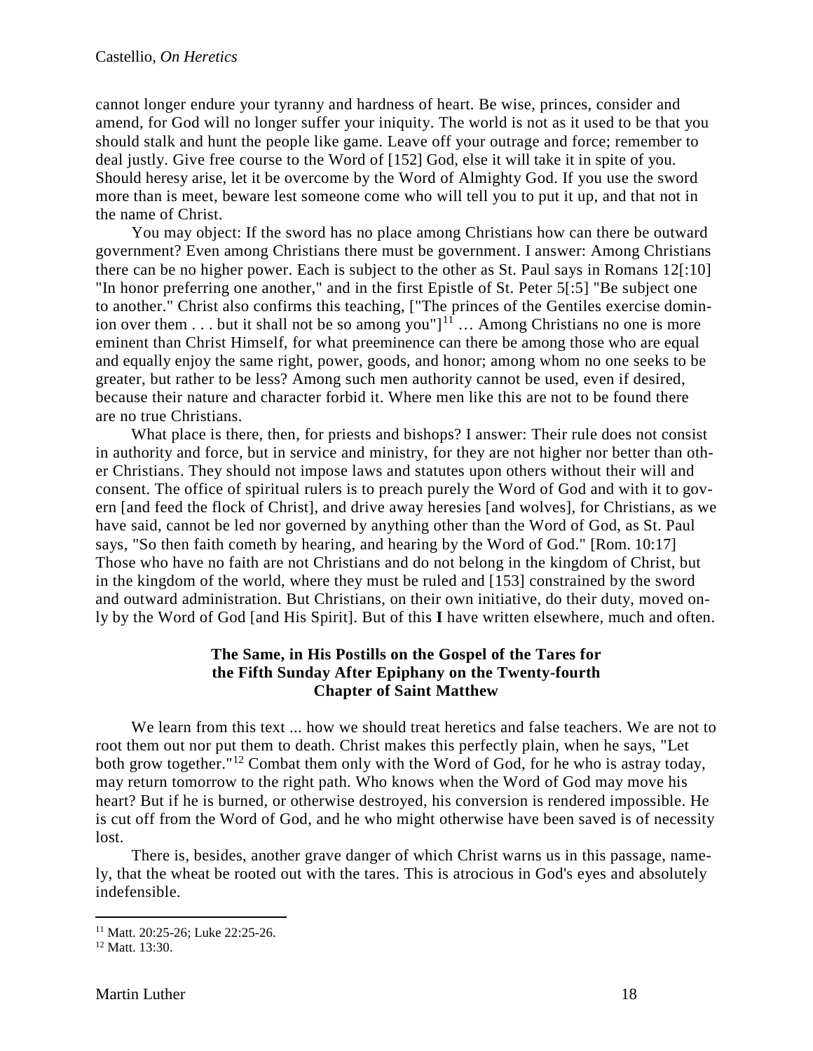cannot longer endure your tyranny and hardness of heart. Be wise, princes, consider and amend, for God will no longer suffer your iniquity. The world is not as it used to be that you should stalk and hunt the people like game. Leave off your outrage and force; remember to deal justly. Give free course to the Word of [152] God, else it will take it in spite of you. Should heresy arise, let it be overcome by the Word of Almighty God. If you use the sword more than is meet, beware lest someone come who will tell you to put it up, and that not in the name of Christ.

You may object: If the sword has no place among Christians how can there be outward government? Even among Christians there must be government. I answer: Among Christians there can be no higher power. Each is subject to the other as St. Paul says in Romans 12[:10] "In honor preferring one another," and in the first Epistle of St. Peter 5[:5] "Be subject one to another." Christ also confirms this teaching, ["The princes of the Gentiles exercise dominion over them . . . but it shall not be so among you"][11] … Among Christians no one is more eminent than Christ Himself, for what preeminence can there be among those who are equal and equally enjoy the same right, power, goods, and honor; among whom no one seeks to be greater, but rather to be less? Among such men authority cannot be used, even if desired, because their nature and character forbid it. Where men like this are not to be found there are no true Christians.

What place is there, then, for priests and bishops? I answer: Their rule does not consist in authority and force, but in service and ministry, for they are not higher nor better than other Christians. They should not impose laws and statutes upon others without their will and consent. The office of spiritual rulers is to preach purely the Word of God and with it to govern [and feed the flock of Christ], and drive away heresies [and wolves], for Christians, as we have said, cannot be led nor governed by anything other than the Word of God, as St. Paul says, "So then faith cometh by hearing, and hearing by the Word of God." [Rom. 10:17] Those who have no faith are not Christians and do not belong in the kingdom of Christ, but in the kingdom of the world, where they must be ruled and [153] constrained by the sword and outward administration. But Christians, on their own initiative, do their duty, moved only by the Word of God [and His Spirit]. But of this **I** have written elsewhere, much and often.

### The Same, in His Postills on the Gospel of the Tares for the Fifth Sunday After Epiphany on the Twenty-fourth Chapter of Saint Matthew

We learn from this text ... how we should treat heretics and false teachers. We are not to root them out nor put them to death. Christ makes this perfectly plain, when he says, "Let both grow together."[12] Combat them only with the Word of God, for he who is astray today, may return tomorrow to the right path. Who knows when the Word of God may move his heart? But if he is burned, or otherwise destroyed, his conversion is rendered impossible. He is cut off from the Word of God, and he who might otherwise have been saved is of necessity lost.

There is, besides, another grave danger of which Christ warns us in this passage, namely, that the wheat be rooted out with the tares. This is atrocious in God's eyes and absolutely indefensible.

---

[11] Matt. 20:25-26; Luke 22:25-26.

[12] Matt. 13:30.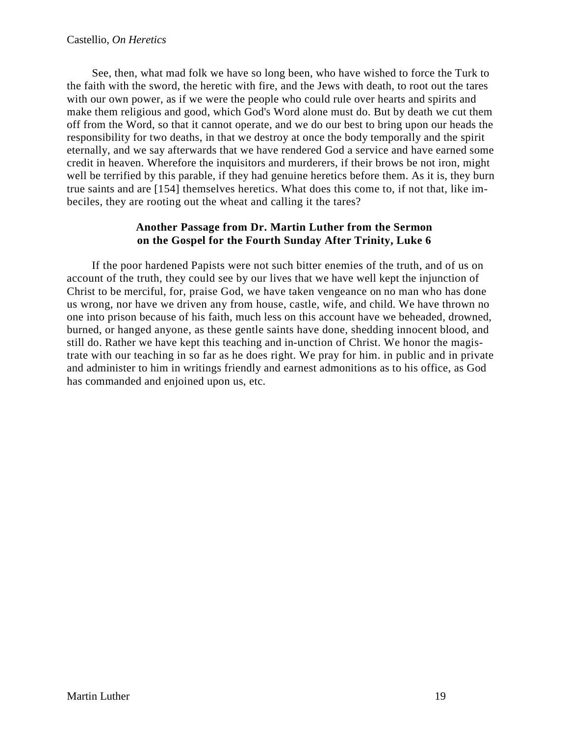See, then, what mad folk we have so long been, who have wished to force the Turk to the faith with the sword, the heretic with fire, and the Jews with death, to root out the tares with our own power, as if we were the people who could rule over hearts and spirits and make them religious and good, which God's Word alone must do. But by death we cut them off from the Word, so that it cannot operate, and we do our best to bring upon our heads the responsibility for two deaths, in that we destroy at once the body temporally and the spirit eternally, and we say afterwards that we have rendered God a service and have earned some credit in heaven. Wherefore the inquisitors and murderers, if their brows be not iron, might well be terrified by this parable, if they had genuine heretics before them. As it is, they burn true saints and are [154] themselves heretics. What does this come to, if not that, like imbeciles, they are rooting out the wheat and calling it the tares?

### Another Passage from Dr. Martin Luther from the Sermon on the Gospel for the Fourth Sunday After Trinity, Luke 6

If the poor hardened Papists were not such bitter enemies of the truth, and of us on account of the truth, they could see by our lives that we have well kept the injunction of Christ to be merciful, for, praise God, we have taken vengeance on no man who has done us wrong, nor have we driven any from house, castle, wife, and child. We have thrown no one into prison because of his faith, much less on this account have we beheaded, drowned, burned, or hanged anyone, as these gentle saints have done, shedding innocent blood, and still do. Rather we have kept this teaching and in-unction of Christ. We honor the magistrate with our teaching in so far as he does right. We pray for him. in public and in private and administer to him in writings friendly and earnest admonitions as to his office, as God has commanded and enjoined upon us, etc.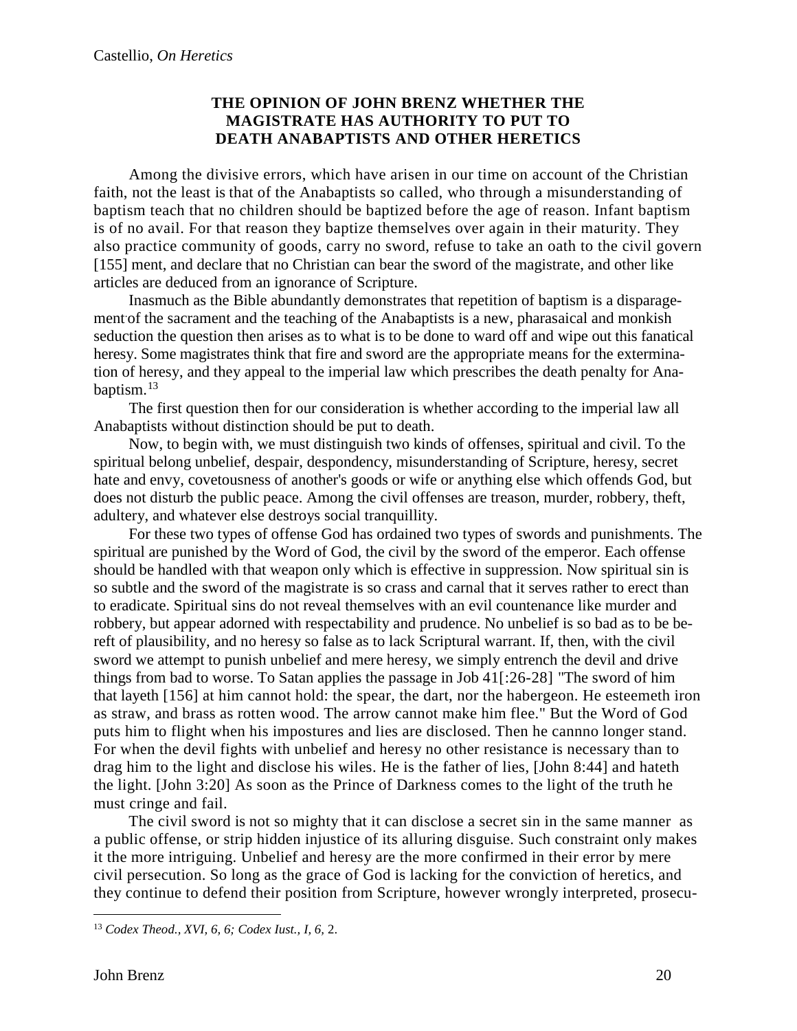## THE OPINION OF JOHN BRENZ WHETHER THE MAGISTRATE HAS AUTHORITY TO PUT TO DEATH ANABAPTISTS AND OTHER HERETICS

Among the divisive errors, which have arisen in our time on account of the Christian faith, not the least is that of the Anabaptists so called, who through a misunderstanding of baptism teach that no children should be baptized before the age of reason. Infant baptism is of no avail. For that reason they baptize themselves over again in their maturity. They also practice community of goods, carry no sword, refuse to take an oath to the civil govern [155] ment, and declare that no Christian can bear the sword of the magistrate, and other like articles are deduced from an ignorance of Scripture.

Inasmuch as the Bible abundantly demonstrates that repetition of baptism is a disparagement of the sacrament and the teaching of the Anabaptists is a new, pharasaical and monkish seduction the question then arises as to what is to be done to ward off and wipe out this fanatical heresy. Some magistrates think that fire and sword are the appropriate means for the extermination of heresy, and they appeal to the imperial law which prescribes the death penalty for Anabaptism.[13]

The first question then for our consideration is whether according to the imperial law all Anabaptists without distinction should be put to death.

Now, to begin with, we must distinguish two kinds of offenses, spiritual and civil. To the spiritual belong unbelief, despair, despondency, misunderstanding of Scripture, heresy, secret hate and envy, covetousness of another's goods or wife or anything else which offends God, but does not disturb the public peace. Among the civil offenses are treason, murder, robbery, theft, adultery, and whatever else destroys social tranquillity.

For these two types of offense God has ordained two types of swords and punishments. The spiritual are punished by the Word of God, the civil by the sword of the emperor. Each offense should be handled with that weapon only which is effective in suppression. Now spiritual sin is so subtle and the sword of the magistrate is so crass and carnal that it serves rather to erect than to eradicate. Spiritual sins do not reveal themselves with an evil countenance like murder and robbery, but appear adorned with respectability and prudence. No unbelief is so bad as to be bereft of plausibility, and no heresy so false as to lack Scriptural warrant. If, then, with the civil sword we attempt to punish unbelief and mere heresy, we simply entrench the devil and drive things from bad to worse. To Satan applies the passage in Job 41[:26-28] "The sword of him that layeth [156] at him cannot hold: the spear, the dart, nor the habergeon. He esteemeth iron as straw, and brass as rotten wood. The arrow cannot make him flee." But the Word of God puts him to flight when his impostures and lies are disclosed. Then he cannno longer stand. For when the devil fights with unbelief and heresy no other resistance is necessary than to drag him to the light and disclose his wiles. He is the father of lies, [John 8:44] and hateth the light. [John 3:20] As soon as the Prince of Darkness comes to the light of the truth he must cringe and fail.

The civil sword is not so mighty that it can disclose a secret sin in the same manner as a public offense, or strip hidden injustice of its alluring disguise. Such constraint only makes it the more intriguing. Unbelief and heresy are the more confirmed in their error by mere civil persecution. So long as the grace of God is lacking for the conviction of heretics, and they continue to defend their position from Scripture, however wrongly interpreted, prosecu-

---

[13] *Codex Theod., XVI, 6, 6; Codex Iust., I, 6,* 2.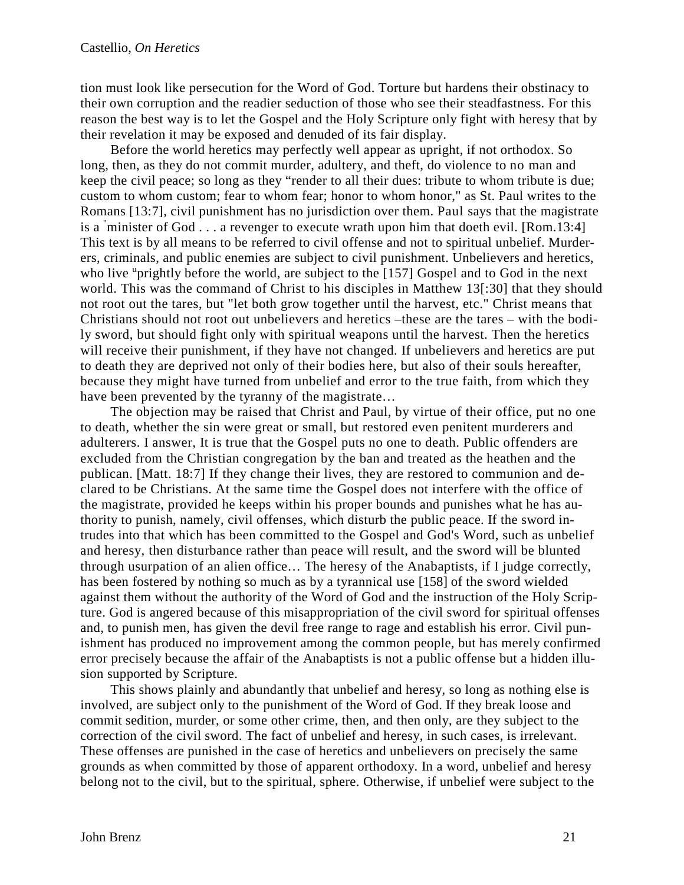tion must look like persecution for the Word of God. Torture but hardens their obstinacy to their own corruption and the readier seduction of those who see their steadfastness. For this reason the best way is to let the Gospel and the Holy Scripture only fight with heresy that by their revelation it may be exposed and denuded of its fair display.

Before the world heretics may perfectly well appear as upright, if not orthodox. So long, then, as they do not commit murder, adultery, and theft, do violence to no man and keep the civil peace; so long as they "render to all their dues: tribute to whom tribute is due; custom to whom custom; fear to whom fear; honor to whom honor," as St. Paul writes to the Romans [13:7], civil punishment has no jurisdiction over them. Paul says that the magistrate is a "minister of God . . . a revenger to execute wrath upon him that doeth evil. [Rom.13:4] This text is by all means to be referred to civil offense and not to spiritual unbelief. Murderers, criminals, and public enemies are subject to civil punishment. Unbelievers and heretics, who live "prightly before the world, are subject to the [157] Gospel and to God in the next world. This was the command of Christ to his disciples in Matthew 13[:30] that they should not root out the tares, but "let both grow together until the harvest, etc." Christ means that Christians should not root out unbelievers and heretics –these are the tares – with the bodily sword, but should fight only with spiritual weapons until the harvest. Then the heretics will receive their punishment, if they have not changed. If unbelievers and heretics are put to death they are deprived not only of their bodies here, but also of their souls hereafter, because they might have turned from unbelief and error to the true faith, from which they have been prevented by the tyranny of the magistrate…

The objection may be raised that Christ and Paul, by virtue of their office, put no one to death, whether the sin were great or small, but restored even penitent murderers and adulterers. I answer, It is true that the Gospel puts no one to death. Public offenders are excluded from the Christian congregation by the ban and treated as the heathen and the publican. [Matt. 18:7] If they change their lives, they are restored to communion and declared to be Christians. At the same time the Gospel does not interfere with the office of the magistrate, provided he keeps within his proper bounds and punishes what he has authority to punish, namely, civil offenses, which disturb the public peace. If the sword intrudes into that which has been committed to the Gospel and God's Word, such as unbelief and heresy, then disturbance rather than peace will result, and the sword will be blunted through usurpation of an alien office… The heresy of the Anabaptists, if I judge correctly, has been fostered by nothing so much as by a tyrannical use [158] of the sword wielded against them without the authority of the Word of God and the instruction of the Holy Scripture. God is angered because of this misappropriation of the civil sword for spiritual offenses and, to punish men, has given the devil free range to rage and establish his error. Civil punishment has produced no improvement among the common people, but has merely confirmed error precisely because the affair of the Anabaptists is not a public offense but a hidden illusion supported by Scripture.

This shows plainly and abundantly that unbelief and heresy, so long as nothing else is involved, are subject only to the punishment of the Word of God. If they break loose and commit sedition, murder, or some other crime, then, and then only, are they subject to the correction of the civil sword. The fact of unbelief and heresy, in such cases, is irrelevant. These offenses are punished in the case of heretics and unbelievers on precisely the same grounds as when committed by those of apparent orthodoxy. In a word, unbelief and heresy belong not to the civil, but to the spiritual, sphere. Otherwise, if unbelief were subject to the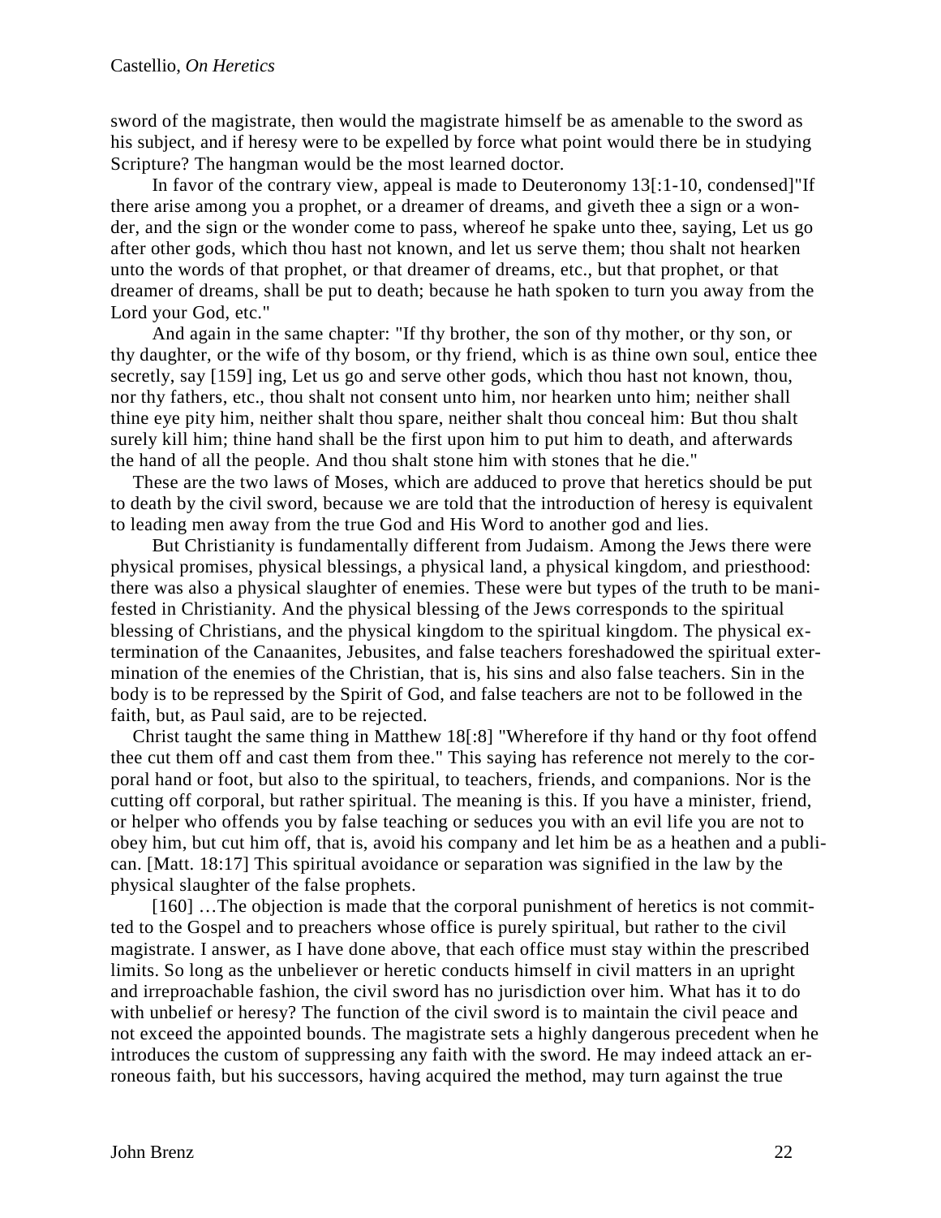sword of the magistrate, then would the magistrate himself be as amenable to the sword as his subject, and if heresy were to be expelled by force what point would there be in studying Scripture? The hangman would be the most learned doctor.

In favor of the contrary view, appeal is made to Deuteronomy 13[:1-10, condensed]"If there arise among you a prophet, or a dreamer of dreams, and giveth thee a sign or a wonder, and the sign or the wonder come to pass, whereof he spake unto thee, saying, Let us go after other gods, which thou hast not known, and let us serve them; thou shalt not hearken unto the words of that prophet, or that dreamer of dreams, etc., but that prophet, or that dreamer of dreams, shall be put to death; because he hath spoken to turn you away from the Lord your God, etc."

And again in the same chapter: "If thy brother, the son of thy mother, or thy son, or thy daughter, or the wife of thy bosom, or thy friend, which is as thine own soul, entice thee secretly, say [159] ing, Let us go and serve other gods, which thou hast not known, thou, nor thy fathers, etc., thou shalt not consent unto him, nor hearken unto him; neither shall thine eye pity him, neither shalt thou spare, neither shalt thou conceal him: But thou shalt surely kill him; thine hand shall be the first upon him to put him to death, and afterwards the hand of all the people. And thou shalt stone him with stones that he die."

These are the two laws of Moses, which are adduced to prove that heretics should be put to death by the civil sword, because we are told that the introduction of heresy is equivalent to leading men away from the true God and His Word to another god and lies.

But Christianity is fundamentally different from Judaism. Among the Jews there were physical promises, physical blessings, a physical land, a physical kingdom, and priesthood: there was also a physical slaughter of enemies. These were but types of the truth to be manifested in Christianity. And the physical blessing of the Jews corresponds to the spiritual blessing of Christians, and the physical kingdom to the spiritual kingdom. The physical extermination of the Canaanites, Jebusites, and false teachers foreshadowed the spiritual extermination of the enemies of the Christian, that is, his sins and also false teachers. Sin in the body is to be repressed by the Spirit of God, and false teachers are not to be followed in the faith, but, as Paul said, are to be rejected.

Christ taught the same thing in Matthew 18[:8] "Wherefore if thy hand or thy foot offend thee cut them off and cast them from thee." This saying has reference not merely to the corporal hand or foot, but also to the spiritual, to teachers, friends, and companions. Nor is the cutting off corporal, but rather spiritual. The meaning is this. If you have a minister, friend, or helper who offends you by false teaching or seduces you with an evil life you are not to obey him, but cut him off, that is, avoid his company and let him be as a heathen and a publican. [Matt. 18:17] This spiritual avoidance or separation was signified in the law by the physical slaughter of the false prophets.

[160] …The objection is made that the corporal punishment of heretics is not committed to the Gospel and to preachers whose office is purely spiritual, but rather to the civil magistrate. I answer, as I have done above, that each office must stay within the prescribed limits. So long as the unbeliever or heretic conducts himself in civil matters in an upright and irreproachable fashion, the civil sword has no jurisdiction over him. What has it to do with unbelief or heresy? The function of the civil sword is to maintain the civil peace and not exceed the appointed bounds. The magistrate sets a highly dangerous precedent when he introduces the custom of suppressing any faith with the sword. He may indeed attack an erroneous faith, but his successors, having acquired the method, may turn against the true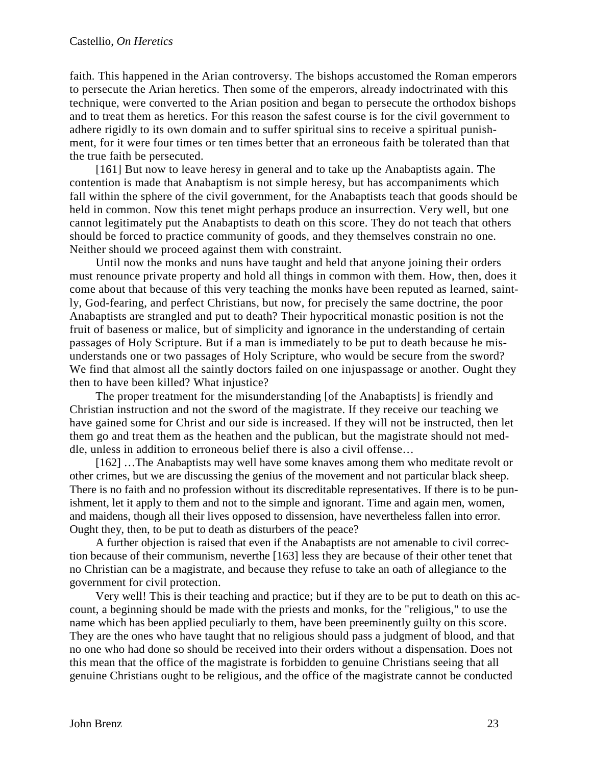faith. This happened in the Arian controversy. The bishops accustomed the Roman emperors to persecute the Arian heretics. Then some of the emperors, already indoctrinated with this technique, were converted to the Arian position and began to persecute the orthodox bishops and to treat them as heretics. For this reason the safest course is for the civil government to adhere rigidly to its own domain and to suffer spiritual sins to receive a spiritual punishment, for it were four times or ten times better that an erroneous faith be tolerated than that the true faith be persecuted.

[161] But now to leave heresy in general and to take up the Anabaptists again. The contention is made that Anabaptism is not simple heresy, but has accompaniments which fall within the sphere of the civil government, for the Anabaptists teach that goods should be held in common. Now this tenet might perhaps produce an insurrection. Very well, but one cannot legitimately put the Anabaptists to death on this score. They do not teach that others should be forced to practice community of goods, and they themselves constrain no one. Neither should we proceed against them with constraint.

Until now the monks and nuns have taught and held that anyone joining their orders must renounce private property and hold all things in common with them. How, then, does it come about that because of this very teaching the monks have been reputed as learned, saintly, God-fearing, and perfect Christians, but now, for precisely the same doctrine, the poor Anabaptists are strangled and put to death? Their hypocritical monastic position is not the fruit of baseness or malice, but of simplicity and ignorance in the understanding of certain passages of Holy Scripture. But if a man is immediately to be put to death because he misunderstands one or two passages of Holy Scripture, who would be secure from the sword? We find that almost all the saintly doctors failed on one injuspassage or another. Ought they then to have been killed? What injustice?

The proper treatment for the misunderstanding [of the Anabaptists] is friendly and Christian instruction and not the sword of the magistrate. If they receive our teaching we have gained some for Christ and our side is increased. If they will not be instructed, then let them go and treat them as the heathen and the publican, but the magistrate should not meddle, unless in addition to erroneous belief there is also a civil offense…

[162] …The Anabaptists may well have some knaves among them who meditate revolt or other crimes, but we are discussing the genius of the movement and not particular black sheep. There is no faith and no profession without its discreditable representatives. If there is to be punishment, let it apply to them and not to the simple and ignorant. Time and again men, women, and maidens, though all their lives opposed to dissension, have nevertheless fallen into error. Ought they, then, to be put to death as disturbers of the peace?

A further objection is raised that even if the Anabaptists are not amenable to civil correction because of their communism, neverthe [163] less they are because of their other tenet that no Christian can be a magistrate, and because they refuse to take an oath of allegiance to the government for civil protection.

Very well! This is their teaching and practice; but if they are to be put to death on this account, a beginning should be made with the priests and monks, for the "religious," to use the name which has been applied peculiarly to them, have been preeminently guilty on this score. They are the ones who have taught that no religious should pass a judgment of blood, and that no one who had done so should be received into their orders without a dispensation. Does not this mean that the office of the magistrate is forbidden to genuine Christians seeing that all genuine Christians ought to be religious, and the office of the magistrate cannot be conducted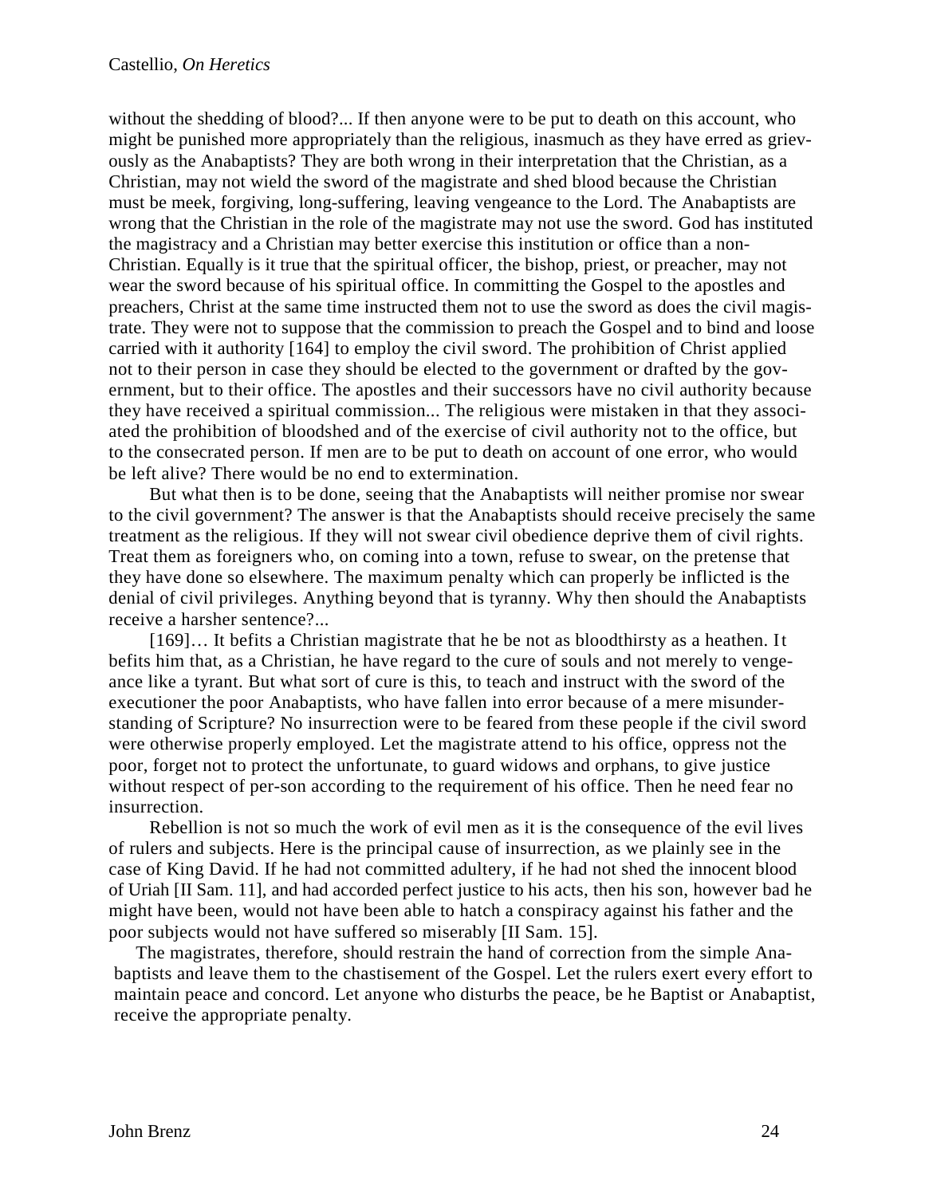without the shedding of blood?... If then anyone were to be put to death on this account, who might be punished more appropriately than the religious, inasmuch as they have erred as grievously as the Anabaptists? They are both wrong in their interpretation that the Christian, as a Christian, may not wield the sword of the magistrate and shed blood because the Christian must be meek, forgiving, long-suffering, leaving vengeance to the Lord. The Anabaptists are wrong that the Christian in the role of the magistrate may not use the sword. God has instituted the magistracy and a Christian may better exercise this institution or office than a non-Christian. Equally is it true that the spiritual officer, the bishop, priest, or preacher, may not wear the sword because of his spiritual office. In committing the Gospel to the apostles and preachers, Christ at the same time instructed them not to use the sword as does the civil magistrate. They were not to suppose that the commission to preach the Gospel and to bind and loose carried with it authority [164] to employ the civil sword. The prohibition of Christ applied not to their person in case they should be elected to the government or drafted by the government, but to their office. The apostles and their successors have no civil authority because they have received a spiritual commission... The religious were mistaken in that they associated the prohibition of bloodshed and of the exercise of civil authority not to the office, but to the consecrated person. If men are to be put to death on account of one error, who would be left alive? There would be no end to extermination.

But what then is to be done, seeing that the Anabaptists will neither promise nor swear to the civil government? The answer is that the Anabaptists should receive precisely the same treatment as the religious. If they will not swear civil obedience deprive them of civil rights. Treat them as foreigners who, on coming into a town, refuse to swear, on the pretense that they have done so elsewhere. The maximum penalty which can properly be inflicted is the denial of civil privileges. Anything beyond that is tyranny. Why then should the Anabaptists receive a harsher sentence?...

[169]… It befits a Christian magistrate that he be not as bloodthirsty as a heathen. It befits him that, as a Christian, he have regard to the cure of souls and not merely to vengeance like a tyrant. But what sort of cure is this, to teach and instruct with the sword of the executioner the poor Anabaptists, who have fallen into error because of a mere misunderstanding of Scripture? No insurrection were to be feared from these people if the civil sword were otherwise properly employed. Let the magistrate attend to his office, oppress not the poor, forget not to protect the unfortunate, to guard widows and orphans, to give justice without respect of per-son according to the requirement of his office. Then he need fear no insurrection.

Rebellion is not so much the work of evil men as it is the consequence of the evil lives of rulers and subjects. Here is the principal cause of insurrection, as we plainly see in the case of King David. If he had not committed adultery, if he had not shed the innocent blood of Uriah [II Sam. 11], and had accorded perfect justice to his acts, then his son, however bad he might have been, would not have been able to hatch a conspiracy against his father and the poor subjects would not have suffered so miserably [II Sam. 15].

The magistrates, therefore, should restrain the hand of correction from the simple Anabaptists and leave them to the chastisement of the Gospel. Let the rulers exert every effort to maintain peace and concord. Let anyone who disturbs the peace, be he Baptist or Anabaptist, receive the appropriate penalty.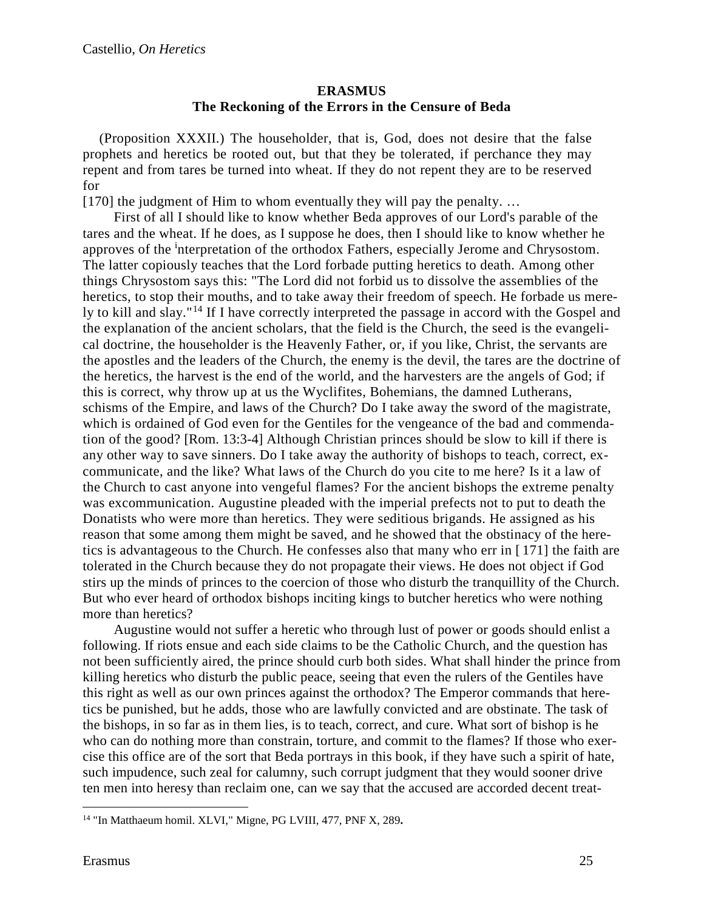**ERASMUS**
**The Reckoning of the Errors in the Censure of Beda**

(Proposition XXXII.) The householder, that is, God, does not desire that the false prophets and heretics be rooted out, but that they be tolerated, if perchance they may repent and from tares be turned into wheat. If they do not repent they are to be reserved for [170] the judgment of Him to whom eventually they will pay the penalty. …

First of all I should like to know whether Beda approves of our Lord's parable of the tares and the wheat. If he does, as I suppose he does, then I should like to know whether he approves of the interpretation of the orthodox Fathers, especially Jerome and Chrysostom. The latter copiously teaches that the Lord forbade putting heretics to death. Among other things Chrysostom says this: "The Lord did not forbid us to dissolve the assemblies of the heretics, to stop their mouths, and to take away their freedom of speech. He forbade us merely to kill and slay."[14] If I have correctly interpreted the passage in accord with the Gospel and the explanation of the ancient scholars, that the field is the Church, the seed is the evangelical doctrine, the householder is the Heavenly Father, or, if you like, Christ, the servants are the apostles and the leaders of the Church, the enemy is the devil, the tares are the doctrine of the heretics, the harvest is the end of the world, and the harvesters are the angels of God; if this is correct, why throw up at us the Wyclifites, Bohemians, the damned Lutherans, schisms of the Empire, and laws of the Church? Do I take away the sword of the magistrate, which is ordained of God even for the Gentiles for the vengeance of the bad and commendation of the good? [Rom. 13:3-4] Although Christian princes should be slow to kill if there is any other way to save sinners. Do I take away the authority of bishops to teach, correct, excommunicate, and the like? What laws of the Church do you cite to me here? Is it a law of the Church to cast anyone into vengeful flames? For the ancient bishops the extreme penalty was excommunication. Augustine pleaded with the imperial prefects not to put to death the Donatists who were more than heretics. They were seditious brigands. He assigned as his reason that some among them might be saved, and he showed that the obstinacy of the heretics is advantageous to the Church. He confesses also that many who err in [171] the faith are tolerated in the Church because they do not propagate their views. He does not object if God stirs up the minds of princes to the coercion of those who disturb the tranquillity of the Church. But who ever heard of orthodox bishops inciting kings to butcher heretics who were nothing more than heretics?

Augustine would not suffer a heretic who through lust of power or goods should enlist a following. If riots ensue and each side claims to be the Catholic Church, and the question has not been sufficiently aired, the prince should curb both sides. What shall hinder the prince from killing heretics who disturb the public peace, seeing that even the rulers of the Gentiles have this right as well as our own princes against the orthodox? The Emperor commands that heretics be punished, but he adds, those who are lawfully convicted and are obstinate. The task of the bishops, in so far as in them lies, is to teach, correct, and cure. What sort of bishop is he who can do nothing more than constrain, torture, and commit to the flames? If those who exercise this office are of the sort that Beda portrays in this book, if they have such a spirit of hate, such impudence, such zeal for calumny, such corrupt judgment that they would sooner drive ten men into heresy than reclaim one, can we say that the accused are accorded decent treat-

---

[14] "In Matthaeum homil. XLVI," Migne, PG LVIII, 477, PNF X, 289.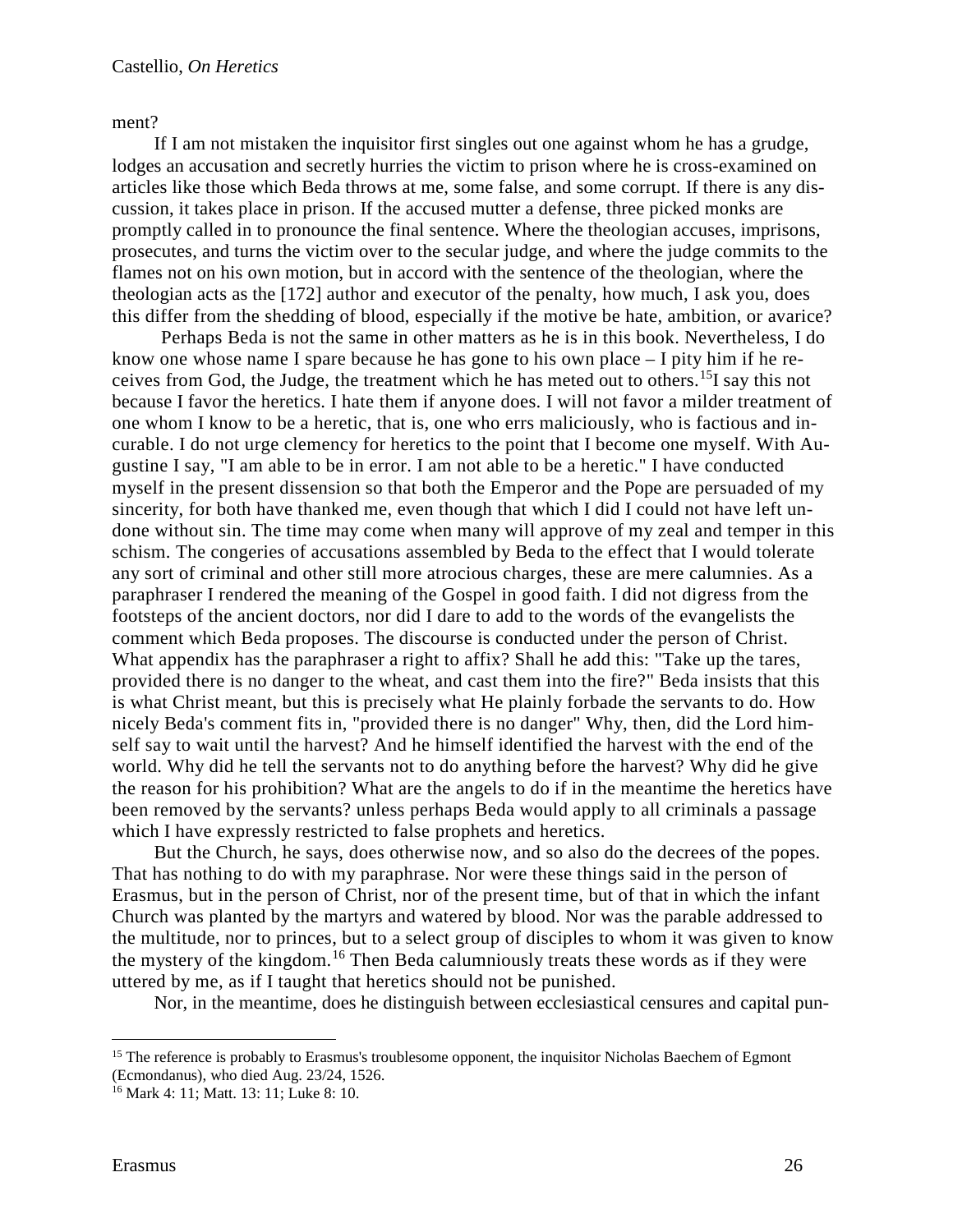ment?

If I am not mistaken the inquisitor first singles out one against whom he has a grudge, lodges an accusation and secretly hurries the victim to prison where he is cross-examined on articles like those which Beda throws at me, some false, and some corrupt. If there is any discussion, it takes place in prison. If the accused mutter a defense, three picked monks are promptly called in to pronounce the final sentence. Where the theologian accuses, imprisons, prosecutes, and turns the victim over to the secular judge, and where the judge commits to the flames not on his own motion, but in accord with the sentence of the theologian, where the theologian acts as the [172] author and executor of the penalty, how much, I ask you, does this differ from the shedding of blood, especially if the motive be hate, ambition, or avarice?

Perhaps Beda is not the same in other matters as he is in this book. Nevertheless, I do know one whose name I spare because he has gone to his own place – I pity him if he receives from God, the Judge, the treatment which he has meted out to others.[15] I say this not because I favor the heretics. I hate them if anyone does. I will not favor a milder treatment of one whom I know to be a heretic, that is, one who errs maliciously, who is factious and incurable. I do not urge clemency for heretics to the point that I become one myself. With Augustine I say, "I am able to be in error. I am not able to be a heretic." I have conducted myself in the present dissension so that both the Emperor and the Pope are persuaded of my sincerity, for both have thanked me, even though that which I did I could not have left undone without sin. The time may come when many will approve of my zeal and temper in this schism. The congeries of accusations assembled by Beda to the effect that I would tolerate any sort of criminal and other still more atrocious charges, these are mere calumnies. As a paraphraser I rendered the meaning of the Gospel in good faith. I did not digress from the footsteps of the ancient doctors, nor did I dare to add to the words of the evangelists the comment which Beda proposes. The discourse is conducted under the person of Christ. What appendix has the paraphraser a right to affix? Shall he add this: "Take up the tares, provided there is no danger to the wheat, and cast them into the fire?" Beda insists that this is what Christ meant, but this is precisely what He plainly forbade the servants to do. How nicely Beda's comment fits in, "provided there is no danger" Why, then, did the Lord himself say to wait until the harvest? And he himself identified the harvest with the end of the world. Why did he tell the servants not to do anything before the harvest? Why did he give the reason for his prohibition? What are the angels to do if in the meantime the heretics have been removed by the servants? unless perhaps Beda would apply to all criminals a passage which I have expressly restricted to false prophets and heretics.

But the Church, he says, does otherwise now, and so also do the decrees of the popes. That has nothing to do with my paraphrase. Nor were these things said in the person of Erasmus, but in the person of Christ, nor of the present time, but of that in which the infant Church was planted by the martyrs and watered by blood. Nor was the parable addressed to the multitude, nor to princes, but to a select group of disciples to whom it was given to know the mystery of the kingdom.[16] Then Beda calumniously treats these words as if they were uttered by me, as if I taught that heretics should not be punished.

Nor, in the meantime, does he distinguish between ecclesiastical censures and capital pun-

---

[15] The reference is probably to Erasmus's troublesome opponent, the inquisitor Nicholas Baechem of Egmont (Ecmondanus), who died Aug. 23/24, 1526.

[16] Mark 4: 11; Matt. 13: 11; Luke 8: 10.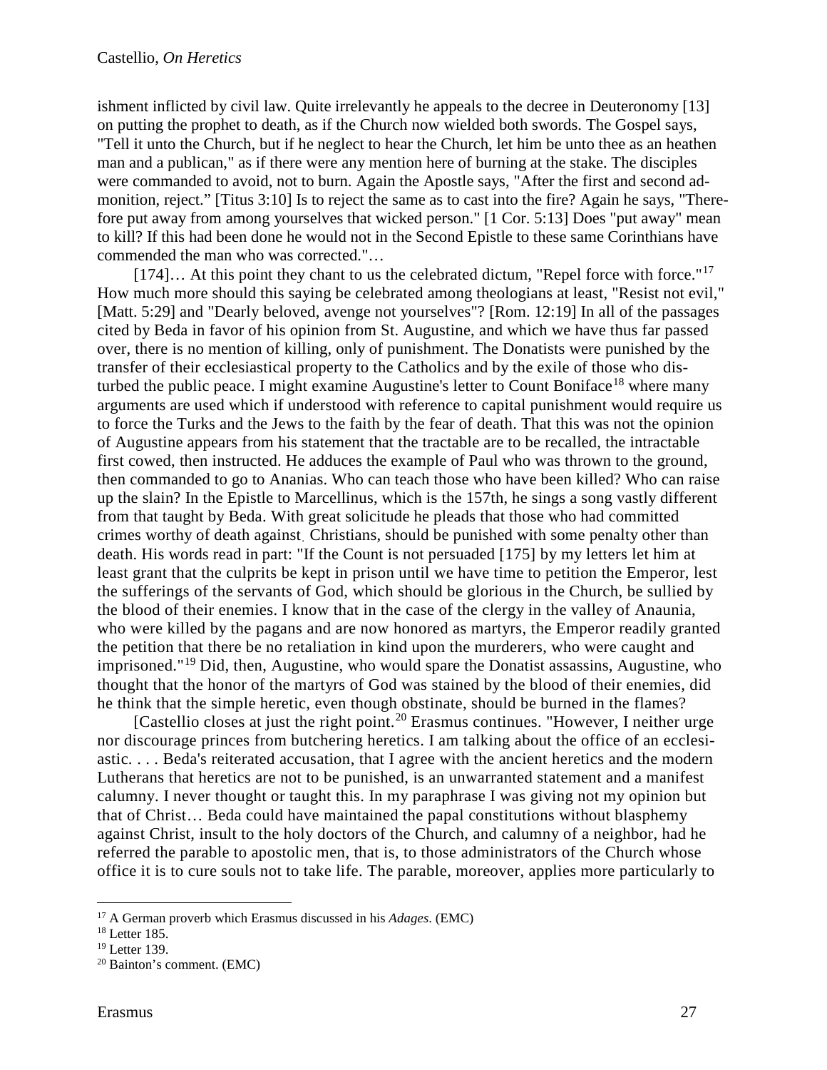ishment inflicted by civil law. Quite irrelevantly he appeals to the decree in Deuteronomy [13] on putting the prophet to death, as if the Church now wielded both swords. The Gospel says, "Tell it unto the Church, but if he neglect to hear the Church, let him be unto thee as an heathen man and a publican," as if there were any mention here of burning at the stake. The disciples were commanded to avoid, not to burn. Again the Apostle says, "After the first and second admonition, reject." [Titus 3:10] Is to reject the same as to cast into the fire? Again he says, "Therefore put away from among yourselves that wicked person." [1 Cor. 5:13] Does "put away" mean to kill? If this had been done he would not in the Second Epistle to these same Corinthians have commended the man who was corrected."…

[174]… At this point they chant to us the celebrated dictum, "Repel force with force."[17] How much more should this saying be celebrated among theologians at least, "Resist not evil," [Matt. 5:29] and "Dearly beloved, avenge not yourselves"? [Rom. 12:19] In all of the passages cited by Beda in favor of his opinion from St. Augustine, and which we have thus far passed over, there is no mention of killing, only of punishment. The Donatists were punished by the transfer of their ecclesiastical property to the Catholics and by the exile of those who disturbed the public peace. I might examine Augustine's letter to Count Boniface[18] where many arguments are used which if understood with reference to capital punishment would require us to force the Turks and the Jews to the faith by the fear of death. That this was not the opinion of Augustine appears from his statement that the tractable are to be recalled, the intractable first cowed, then instructed. He adduces the example of Paul who was thrown to the ground, then commanded to go to Ananias. Who can teach those who have been killed? Who can raise up the slain? In the Epistle to Marcellinus, which is the 157th, he sings a song vastly different from that taught by Beda. With great solicitude he pleads that those who had committed crimes worthy of death against Christians, should be punished with some penalty other than death. His words read in part: "If the Count is not persuaded [175] by my letters let him at least grant that the culprits be kept in prison until we have time to petition the Emperor, lest the sufferings of the servants of God, which should be glorious in the Church, be sullied by the blood of their enemies. I know that in the case of the clergy in the valley of Anaunia, who were killed by the pagans and are now honored as martyrs, the Emperor readily granted the petition that there be no retaliation in kind upon the murderers, who were caught and imprisoned."[19] Did, then, Augustine, who would spare the Donatist assassins, Augustine, who thought that the honor of the martyrs of God was stained by the blood of their enemies, did he think that the simple heretic, even though obstinate, should be burned in the flames?

[Castellio closes at just the right point.[20] Erasmus continues. "However, I neither urge nor discourage princes from butchering heretics. I am talking about the office of an ecclesiastic. . . . Beda's reiterated accusation, that I agree with the ancient heretics and the modern Lutherans that heretics are not to be punished, is an unwarranted statement and a manifest calumny. I never thought or taught this. In my paraphrase I was giving not my opinion but that of Christ… Beda could have maintained the papal constitutions without blasphemy against Christ, insult to the holy doctors of the Church, and calumny of a neighbor, had he referred the parable to apostolic men, that is, to those administrators of the Church whose office it is to cure souls not to take life. The parable, moreover, applies more particularly to

---

[17] A German proverb which Erasmus discussed in his *Adages*. (EMC)

[18] Letter 185.

[19] Letter 139.

[20] Bainton's comment. (EMC)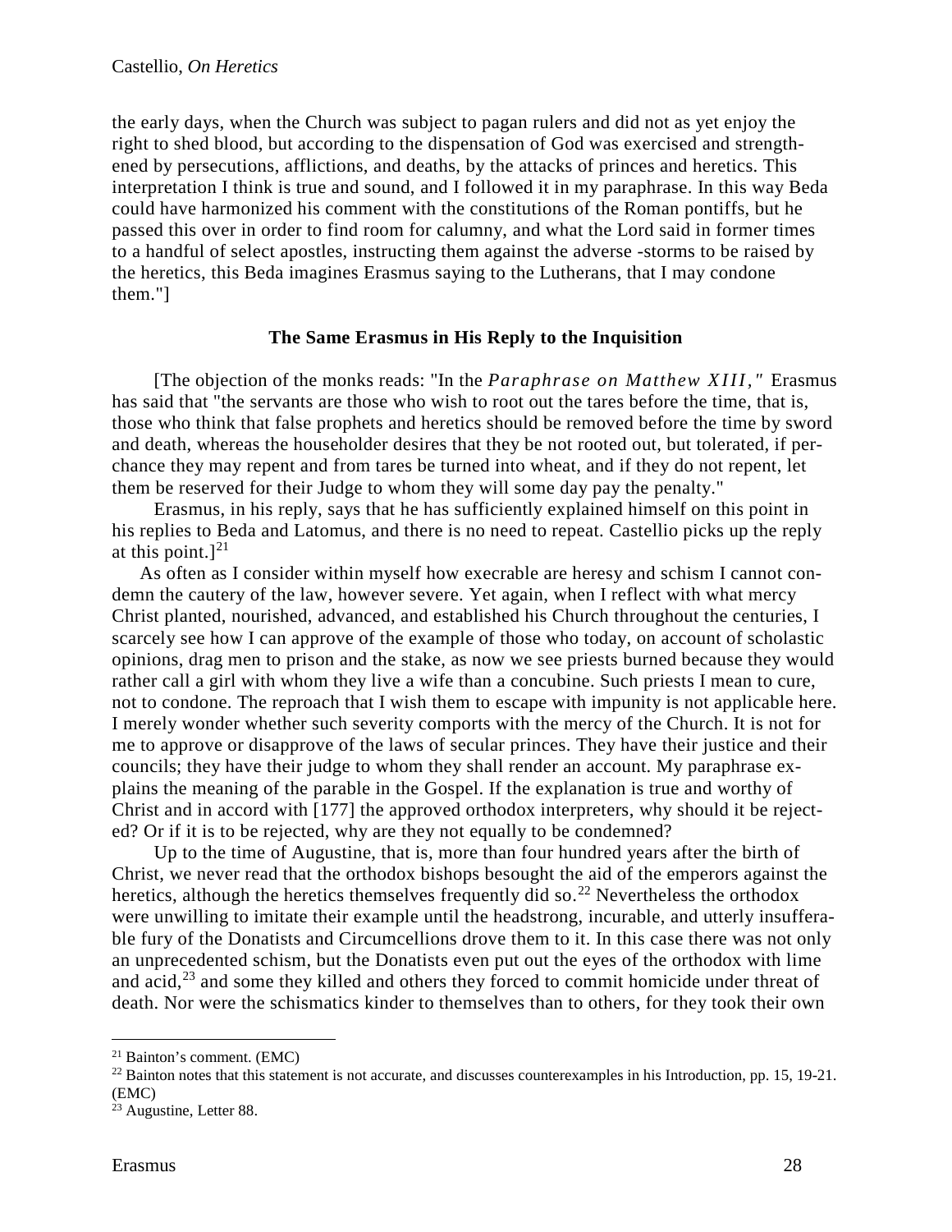the early days, when the Church was subject to pagan rulers and did not as yet enjoy the right to shed blood, but according to the dispensation of God was exercised and strengthened by persecutions, afflictions, and deaths, by the attacks of princes and heretics. This interpretation I think is true and sound, and I followed it in my paraphrase. In this way Beda could have harmonized his comment with the constitutions of the Roman pontiffs, but he passed this over in order to find room for calumny, and what the Lord said in former times to a handful of select apostles, instructing them against the adverse -storms to be raised by the heretics, this Beda imagines Erasmus saying to the Lutherans, that I may condone them."]

### The Same Erasmus in His Reply to the Inquisition

[The objection of the monks reads: "In the *Paraphrase on Matthew XIII,"* Erasmus has said that "the servants are those who wish to root out the tares before the time, that is, those who think that false prophets and heretics should be removed before the time by sword and death, whereas the householder desires that they be not rooted out, but tolerated, if perchance they may repent and from tares be turned into wheat, and if they do not repent, let them be reserved for their Judge to whom they will some day pay the penalty."

Erasmus, in his reply, says that he has sufficiently explained himself on this point in his replies to Beda and Latomus, and there is no need to repeat. Castellio picks up the reply at this point.][21]

As often as I consider within myself how execrable are heresy and schism I cannot condemn the cautery of the law, however severe. Yet again, when I reflect with what mercy Christ planted, nourished, advanced, and established his Church throughout the centuries, I scarcely see how I can approve of the example of those who today, on account of scholastic opinions, drag men to prison and the stake, as now we see priests burned because they would rather call a girl with whom they live a wife than a concubine. Such priests I mean to cure, not to condone. The reproach that I wish them to escape with impunity is not applicable here. I merely wonder whether such severity comports with the mercy of the Church. It is not for me to approve or disapprove of the laws of secular princes. They have their justice and their councils; they have their judge to whom they shall render an account. My paraphrase explains the meaning of the parable in the Gospel. If the explanation is true and worthy of Christ and in accord with [177] the approved orthodox interpreters, why should it be rejected? Or if it is to be rejected, why are they not equally to be condemned?

Up to the time of Augustine, that is, more than four hundred years after the birth of Christ, we never read that the orthodox bishops besought the aid of the emperors against the heretics, although the heretics themselves frequently did so.[22] Nevertheless the orthodox were unwilling to imitate their example until the headstrong, incurable, and utterly insufferable fury of the Donatists and Circumcellions drove them to it. In this case there was not only an unprecedented schism, but the Donatists even put out the eyes of the orthodox with lime and acid,[23] and some they killed and others they forced to commit homicide under threat of death. Nor were the schismatics kinder to themselves than to others, for they took their own

---

[21] Bainton's comment. (EMC)

[22] Bainton notes that this statement is not accurate, and discusses counterexamples in his Introduction, pp. 15, 19-21. (EMC)

[23] Augustine, Letter 88.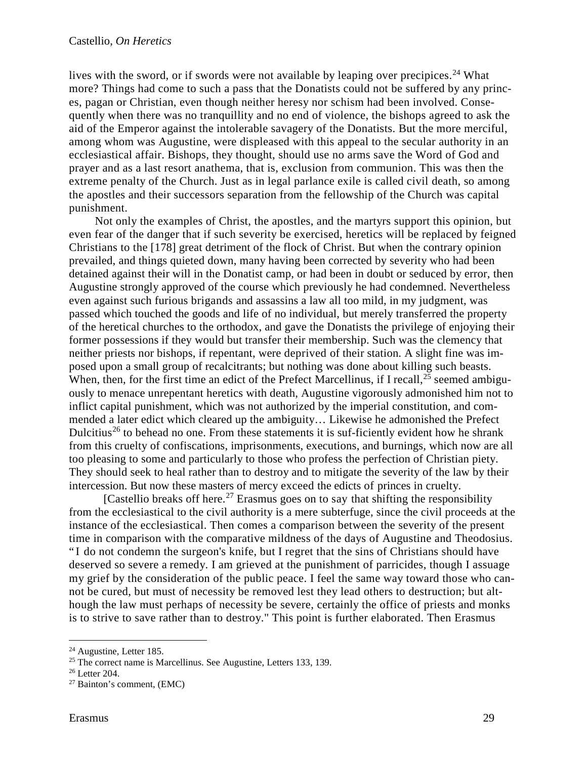lives with the sword, or if swords were not available by leaping over precipices.[24] What more? Things had come to such a pass that the Donatists could not be suffered by any princes, pagan or Christian, even though neither heresy nor schism had been involved. Consequently when there was no tranquillity and no end of violence, the bishops agreed to ask the aid of the Emperor against the intolerable savagery of the Donatists. But the more merciful, among whom was Augustine, were displeased with this appeal to the secular authority in an ecclesiastical affair. Bishops, they thought, should use no arms save the Word of God and prayer and as a last resort anathema, that is, exclusion from communion. This was then the extreme penalty of the Church. Just as in legal parlance exile is called civil death, so among the apostles and their successors separation from the fellowship of the Church was capital punishment.

Not only the examples of Christ, the apostles, and the martyrs support this opinion, but even fear of the danger that if such severity be exercised, heretics will be replaced by feigned Christians to the [178] great detriment of the flock of Christ. But when the contrary opinion prevailed, and things quieted down, many having been corrected by severity who had been detained against their will in the Donatist camp, or had been in doubt or seduced by error, then Augustine strongly approved of the course which previously he had condemned. Nevertheless even against such furious brigands and assassins a law all too mild, in my judgment, was passed which touched the goods and life of no individual, but merely transferred the property of the heretical churches to the orthodox, and gave the Donatists the privilege of enjoying their former possessions if they would but transfer their membership. Such was the clemency that neither priests nor bishops, if repentant, were deprived of their station. A slight fine was imposed upon a small group of recalcitrants; but nothing was done about killing such beasts. When, then, for the first time an edict of the Prefect Marcellinus, if I recall,[25] seemed ambiguously to menace unrepentant heretics with death, Augustine vigorously admonished him not to inflict capital punishment, which was not authorized by the imperial constitution, and commended a later edict which cleared up the ambiguity… Likewise he admonished the Prefect Dulcitius[26] to behead no one. From these statements it is suf-ficiently evident how he shrank from this cruelty of confiscations, imprisonments, executions, and burnings, which now are all too pleasing to some and particularly to those who profess the perfection of Christian piety. They should seek to heal rather than to destroy and to mitigate the severity of the law by their intercession. But now these masters of mercy exceed the edicts of princes in cruelty.

[Castellio breaks off here.[27] Erasmus goes on to say that shifting the responsibility from the ecclesiastical to the civil authority is a mere subterfuge, since the civil proceeds at the instance of the ecclesiastical. Then comes a comparison between the severity of the present time in comparison with the comparative mildness of the days of Augustine and Theodosius. "I do not condemn the surgeon's knife, but I regret that the sins of Christians should have deserved so severe a remedy. I am grieved at the punishment of parricides, though I assuage my grief by the consideration of the public peace. I feel the same way toward those who cannot be cured, but must of necessity be removed lest they lead others to destruction; but although the law must perhaps of necessity be severe, certainly the office of priests and monks is to strive to save rather than to destroy." This point is further elaborated. Then Erasmus

---

[24] Augustine, Letter 185.

[25] The correct name is Marcellinus. See Augustine, Letters 133, 139.

[26] Letter 204.

[27] Bainton's comment, (EMC)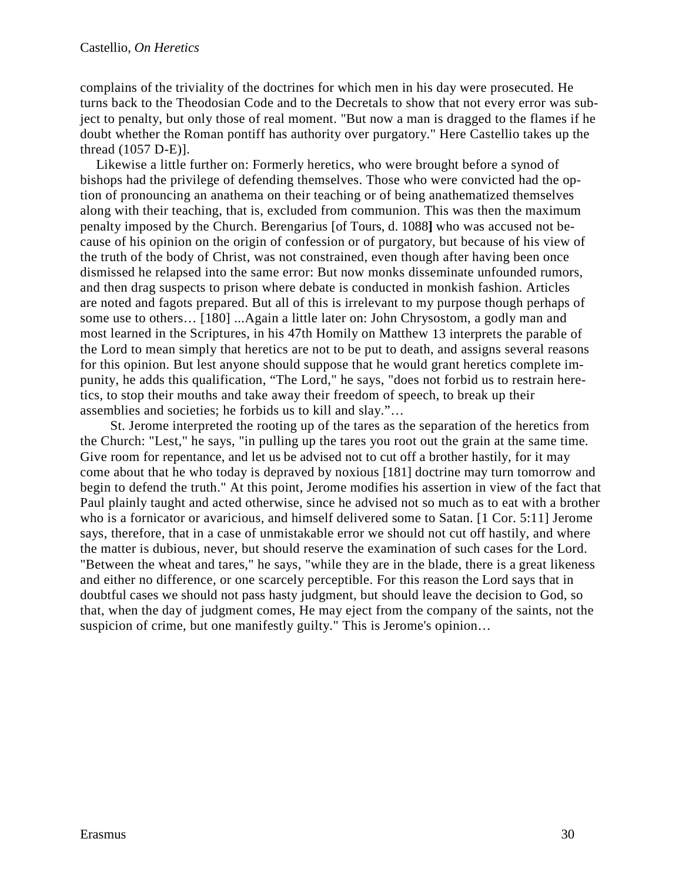complains of the triviality of the doctrines for which men in his day were prosecuted. He turns back to the Theodosian Code and to the Decretals to show that not every error was subject to penalty, but only those of real moment. "But now a man is dragged to the flames if he doubt whether the Roman pontiff has authority over purgatory." Here Castellio takes up the thread (1057 D-E)].

Likewise a little further on: Formerly heretics, who were brought before a synod of bishops had the privilege of defending themselves. Those who were convicted had the option of pronouncing an anathema on their teaching or of being anathematized themselves along with their teaching, that is, excluded from communion. This was then the maximum penalty imposed by the Church. Berengarius [of Tours, d. 1088**]** who was accused not because of his opinion on the origin of confession or of purgatory, but because of his view of the truth of the body of Christ, was not constrained, even though after having been once dismissed he relapsed into the same error: But now monks disseminate unfounded rumors, and then drag suspects to prison where debate is conducted in monkish fashion. Articles are noted and fagots prepared. But all of this is irrelevant to my purpose though perhaps of some use to others… [180] ...Again a little later on: John Chrysostom, a godly man and most learned in the Scriptures, in his 47th Homily on Matthew 13 interprets the parable of the Lord to mean simply that heretics are not to be put to death, and assigns several reasons for this opinion. But lest anyone should suppose that he would grant heretics complete impunity, he adds this qualification, "The Lord," he says, "does not forbid us to restrain heretics, to stop their mouths and take away their freedom of speech, to break up their assemblies and societies; he forbids us to kill and slay."…

St. Jerome interpreted the rooting up of the tares as the separation of the heretics from the Church: "Lest," he says, "in pulling up the tares you root out the grain at the same time. Give room for repentance, and let us be advised not to cut off a brother hastily, for it may come about that he who today is depraved by noxious [181] doctrine may turn tomorrow and begin to defend the truth." At this point, Jerome modifies his assertion in view of the fact that Paul plainly taught and acted otherwise, since he advised not so much as to eat with a brother who is a fornicator or avaricious, and himself delivered some to Satan. [1 Cor. 5:11] Jerome says, therefore, that in a case of unmistakable error we should not cut off hastily, and where the matter is dubious, never, but should reserve the examination of such cases for the Lord. "Between the wheat and tares," he says, "while they are in the blade, there is a great likeness and either no difference, or one scarcely perceptible. For this reason the Lord says that in doubtful cases we should not pass hasty judgment, but should leave the decision to God, so that, when the day of judgment comes, He may eject from the company of the saints, not the suspicion of crime, but one manifestly guilty." This is Jerome's opinion…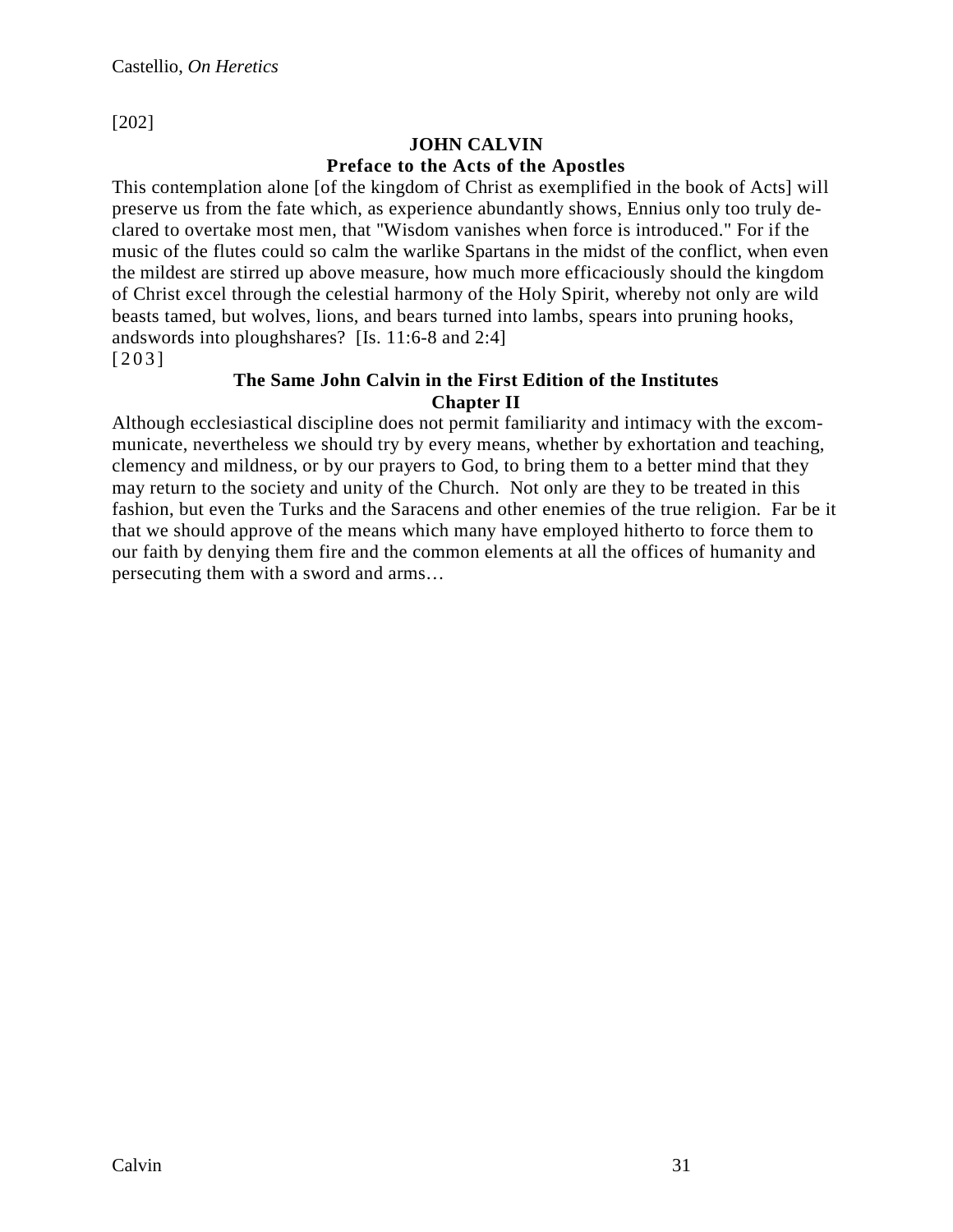[202]

**JOHN CALVIN**
**Preface to the Acts of the Apostles**

This contemplation alone [of the kingdom of Christ as exemplified in the book of Acts] will preserve us from the fate which, as experience abundantly shows, Ennius only too truly declared to overtake most men, that "Wisdom vanishes when force is introduced." For if the music of the flutes could so calm the warlike Spartans in the midst of the conflict, when even the mildest are stirred up above measure, how much more efficaciously should the kingdom of Christ excel through the celestial harmony of the Holy Spirit, whereby not only are wild beasts tamed, but wolves, lions, and bears turned into lambs, spears into pruning hooks, andswords into ploughshares? [Is. 11:6-8 and 2:4]

[203]

**The Same John Calvin in the First Edition of the Institutes**
**Chapter II**

Although ecclesiastical discipline does not permit familiarity and intimacy with the excommunicate, nevertheless we should try by every means, whether by exhortation and teaching, clemency and mildness, or by our prayers to God, to bring them to a better mind that they may return to the society and unity of the Church. Not only are they to be treated in this fashion, but even the Turks and the Saracens and other enemies of the true religion. Far be it that we should approve of the means which many have employed hitherto to force them to our faith by denying them fire and the common elements at all the offices of humanity and persecuting them with a sword and arms…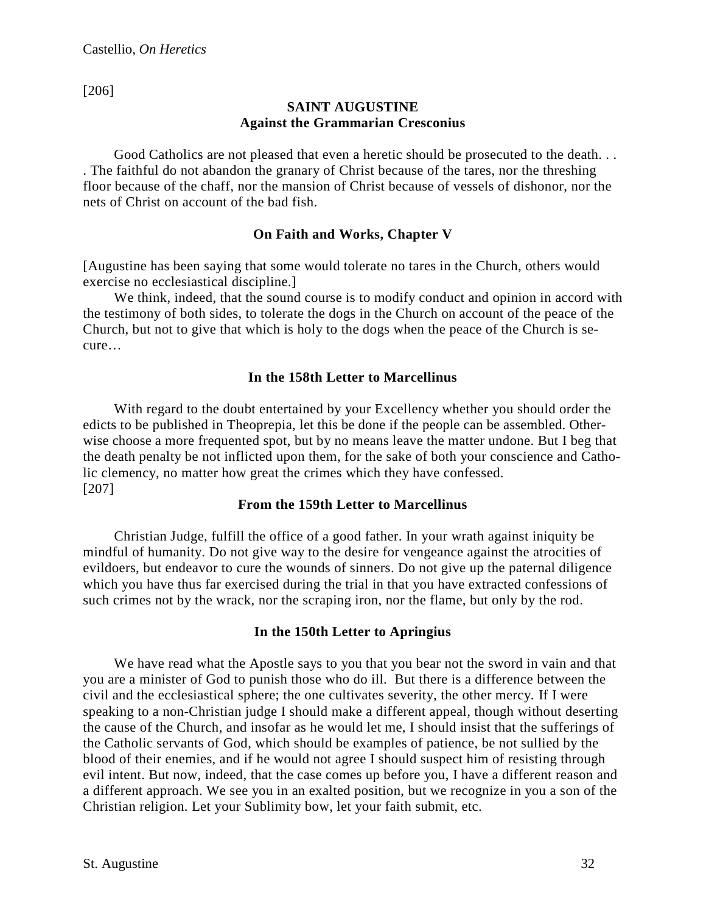[206]

## SAINT AUGUSTINE
### Against the Grammarian Cresconius

Good Catholics are not pleased that even a heretic should be prosecuted to the death. . . . The faithful do not abandon the granary of Christ because of the tares, nor the threshing floor because of the chaff, nor the mansion of Christ because of vessels of dishonor, nor the nets of Christ on account of the bad fish.

### On Faith and Works, Chapter V

[Augustine has been saying that some would tolerate no tares in the Church, others would exercise no ecclesiastical discipline.]

We think, indeed, that the sound course is to modify conduct and opinion in accord with the testimony of both sides, to tolerate the dogs in the Church on account of the peace of the Church, but not to give that which is holy to the dogs when the peace of the Church is secure…

### In the 158th Letter to Marcellinus

With regard to the doubt entertained by your Excellency whether you should order the edicts to be published in Theoprepia, let this be done if the people can be assembled. Otherwise choose a more frequented spot, but by no means leave the matter undone. But I beg that the death penalty be not inflicted upon them, for the sake of both your conscience and Catholic clemency, no matter how great the crimes which they have confessed.

[207]

### From the 159th Letter to Marcellinus

Christian Judge, fulfill the office of a good father. In your wrath against iniquity be mindful of humanity. Do not give way to the desire for vengeance against the atrocities of evildoers, but endeavor to cure the wounds of sinners. Do not give up the paternal diligence which you have thus far exercised during the trial in that you have extracted confessions of such crimes not by the wrack, nor the scraping iron, nor the flame, but only by the rod.

### In the 150th Letter to Apringius

We have read what the Apostle says to you that you bear not the sword in vain and that you are a minister of God to punish those who do ill. But there is a difference between the civil and the ecclesiastical sphere; the one cultivates severity, the other mercy. If I were speaking to a non-Christian judge I should make a different appeal, though without deserting the cause of the Church, and insofar as he would let me, I should insist that the sufferings of the Catholic servants of God, which should be examples of patience, be not sullied by the blood of their enemies, and if he would not agree I should suspect him of resisting through evil intent. But now, indeed, that the case comes up before you, I have a different reason and a different approach. We see you in an exalted position, but we recognize in you a son of the Christian religion. Let your Sublimity bow, let your faith submit, etc.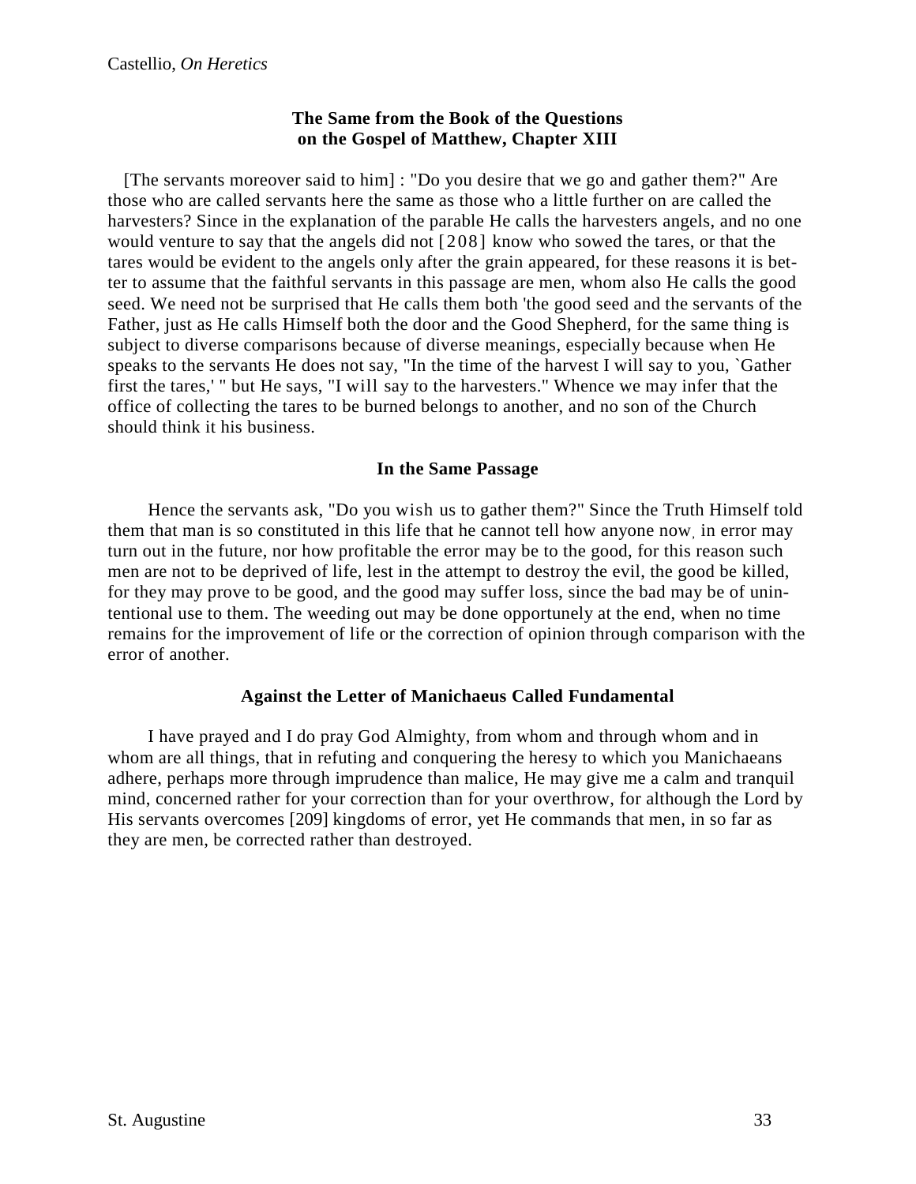### The Same from the Book of the Questions on the Gospel of Matthew, Chapter XIII

[The servants moreover said to him] : "Do you desire that we go and gather them?" Are those who are called servants here the same as those who a little further on are called the harvesters? Since in the explanation of the parable He calls the harvesters angels, and no one would venture to say that the angels did not [208] know who sowed the tares, or that the tares would be evident to the angels only after the grain appeared, for these reasons it is better to assume that the faithful servants in this passage are men, whom also He calls the good seed. We need not be surprised that He calls them both 'the good seed and the servants of the Father, just as He calls Himself both the door and the Good Shepherd, for the same thing is subject to diverse comparisons because of diverse meanings, especially because when He speaks to the servants He does not say, "In the time of the harvest I will say to you, `Gather first the tares,' " but He says, "I will say to the harvesters." Whence we may infer that the office of collecting the tares to be burned belongs to another, and no son of the Church should think it his business.

### In the Same Passage

Hence the servants ask, "Do you wish us to gather them?" Since the Truth Himself told them that man is so constituted in this life that he cannot tell how anyone now, in error may turn out in the future, nor how profitable the error may be to the good, for this reason such men are not to be deprived of life, lest in the attempt to destroy the evil, the good be killed, for they may prove to be good, and the good may suffer loss, since the bad may be of unintentional use to them. The weeding out may be done opportunely at the end, when no time remains for the improvement of life or the correction of opinion through comparison with the error of another.

### Against the Letter of Manichaeus Called Fundamental

I have prayed and I do pray God Almighty, from whom and through whom and in whom are all things, that in refuting and conquering the heresy to which you Manichaeans adhere, perhaps more through imprudence than malice, He may give me a calm and tranquil mind, concerned rather for your correction than for your overthrow, for although the Lord by His servants overcomes [209] kingdoms of error, yet He commands that men, in so far as they are men, be corrected rather than destroyed.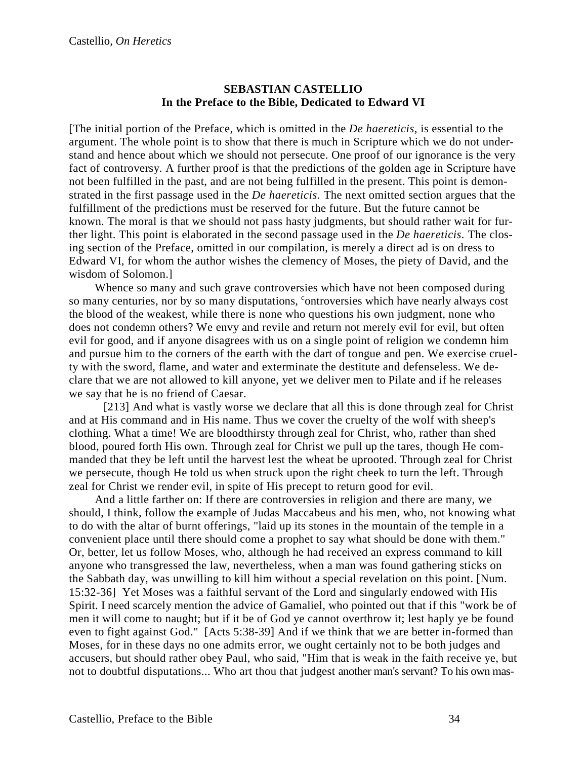**SEBASTIAN CASTELLIO**
**In the Preface to the Bible, Dedicated to Edward VI**

[The initial portion of the Preface, which is omitted in the *De haereticis*, is essential to the argument. The whole point is to show that there is much in Scripture which we do not understand and hence about which we should not persecute. One proof of our ignorance is the very fact of controversy. A further proof is that the predictions of the golden age in Scripture have not been fulfilled in the past, and are not being fulfilled in the present. This point is demonstrated in the first passage used in the *De haereticis.* The next omitted section argues that the fulfillment of the predictions must be reserved for the future. But the future cannot be known. The moral is that we should not pass hasty judgments, but should rather wait for further light. This point is elaborated in the second passage used in the *De haereticis.* The closing section of the Preface, omitted in our compilation, is merely a direct ad is on dress to Edward VI, for whom the author wishes the clemency of Moses, the piety of David, and the wisdom of Solomon.]

Whence so many and such grave controversies which have not been composed during so many centuries, nor by so many disputations, controversies which have nearly always cost the blood of the weakest, while there is none who questions his own judgment, none who does not condemn others? We envy and revile and return not merely evil for evil, but often evil for good, and if anyone disagrees with us on a single point of religion we condemn him and pursue him to the corners of the earth with the dart of tongue and pen. We exercise cruelty with the sword, flame, and water and exterminate the destitute and defenseless. We declare that we are not allowed to kill anyone, yet we deliver men to Pilate and if he releases we say that he is no friend of Caesar.

[213] And what is vastly worse we declare that all this is done through zeal for Christ and at His command and in His name. Thus we cover the cruelty of the wolf with sheep's clothing. What a time! We are bloodthirsty through zeal for Christ, who, rather than shed blood, poured forth His own. Through zeal for Christ we pull up the tares, though He commanded that they be left until the harvest lest the wheat be uprooted. Through zeal for Christ we persecute, though He told us when struck upon the right cheek to turn the left. Through zeal for Christ we render evil, in spite of His precept to return good for evil.

And a little farther on: If there are controversies in religion and there are many, we should, I think, follow the example of Judas Maccabeus and his men, who, not knowing what to do with the altar of burnt offerings, "laid up its stones in the mountain of the temple in a convenient place until there should come a prophet to say what should be done with them." Or, better, let us follow Moses, who, although he had received an express command to kill anyone who transgressed the law, nevertheless, when a man was found gathering sticks on the Sabbath day, was unwilling to kill him without a special revelation on this point. [Num. 15:32-36] Yet Moses was a faithful servant of the Lord and singularly endowed with His Spirit. I need scarcely mention the advice of Gamaliel, who pointed out that if this "work be of men it will come to naught; but if it be of God ye cannot overthrow it; lest haply ye be found even to fight against God." [Acts 5:38-39] And if we think that we are better in-formed than Moses, for in these days no one admits error, we ought certainly not to be both judges and accusers, but should rather obey Paul, who said, "Him that is weak in the faith receive ye, but not to doubtful disputations... Who art thou that judgest another man's servant? To his own mas-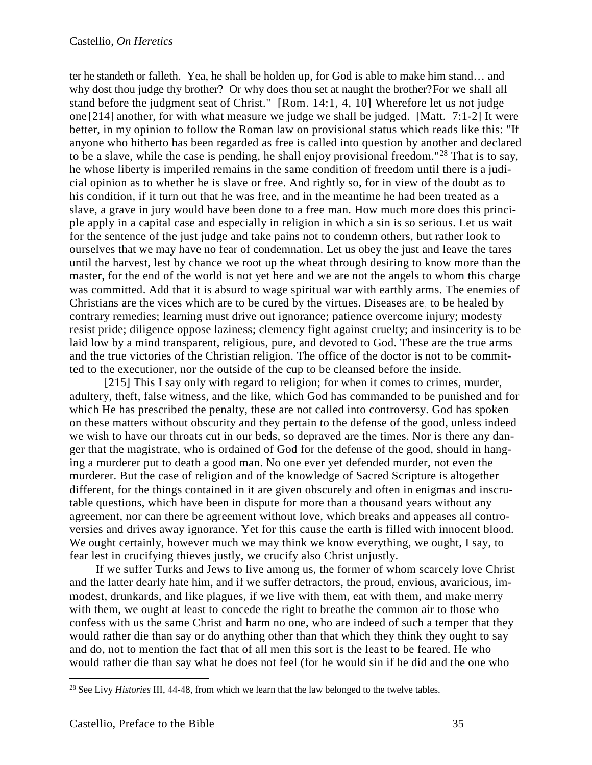ter he standeth or falleth. Yea, he shall be holden up, for God is able to make him stand… and why dost thou judge thy brother? Or why does thou set at naught the brother?For we shall all stand before the judgment seat of Christ." [Rom. 14:1, 4, 10] Wherefore let us not judge one [214] another, for with what measure we judge we shall be judged. [Matt. 7:1-2] It were better, in my opinion to follow the Roman law on provisional status which reads like this: "If anyone who hitherto has been regarded as free is called into question by another and declared to be a slave, while the case is pending, he shall enjoy provisional freedom."[28] That is to say, he whose liberty is imperiled remains in the same condition of freedom until there is a judicial opinion as to whether he is slave or free. And rightly so, for in view of the doubt as to his condition, if it turn out that he was free, and in the meantime he had been treated as a slave, a grave in jury would have been done to a free man. How much more does this principle apply in a capital case and especially in religion in which a sin is so serious. Let us wait for the sentence of the just judge and take pains not to condemn others, but rather look to ourselves that we may have no fear of condemnation. Let us obey the just and leave the tares until the harvest, lest by chance we root up the wheat through desiring to know more than the master, for the end of the world is not yet here and we are not the angels to whom this charge was committed. Add that it is absurd to wage spiritual war with earthly arms. The enemies of Christians are the vices which are to be cured by the virtues. Diseases are, to be healed by contrary remedies; learning must drive out ignorance; patience overcome injury; modesty resist pride; diligence oppose laziness; clemency fight against cruelty; and insincerity is to be laid low by a mind transparent, religious, pure, and devoted to God. These are the true arms and the true victories of the Christian religion. The office of the doctor is not to be committed to the executioner, nor the outside of the cup to be cleansed before the inside.

[215] This I say only with regard to religion; for when it comes to crimes, murder, adultery, theft, false witness, and the like, which God has commanded to be punished and for which He has prescribed the penalty, these are not called into controversy. God has spoken on these matters without obscurity and they pertain to the defense of the good, unless indeed we wish to have our throats cut in our beds, so depraved are the times. Nor is there any danger that the magistrate, who is ordained of God for the defense of the good, should in hanging a murderer put to death a good man. No one ever yet defended murder, not even the murderer. But the case of religion and of the knowledge of Sacred Scripture is altogether different, for the things contained in it are given obscurely and often in enigmas and inscrutable questions, which have been in dispute for more than a thousand years without any agreement, nor can there be agreement without love, which breaks and appeases all controversies and drives away ignorance. Yet for this cause the earth is filled with innocent blood. We ought certainly, however much we may think we know everything, we ought, I say, to fear lest in crucifying thieves justly, we crucify also Christ unjustly.

If we suffer Turks and Jews to live among us, the former of whom scarcely love Christ and the latter dearly hate him, and if we suffer detractors, the proud, envious, avaricious, immodest, drunkards, and like plagues, if we live with them, eat with them, and make merry with them, we ought at least to concede the right to breathe the common air to those who confess with us the same Christ and harm no one, who are indeed of such a temper that they would rather die than say or do anything other than that which they think they ought to say and do, not to mention the fact that of all men this sort is the least to be feared. He who would rather die than say what he does not feel (for he would sin if he did and the one who

---

[28] See Livy *Histories* III, 44-48, from which we learn that the law belonged to the twelve tables.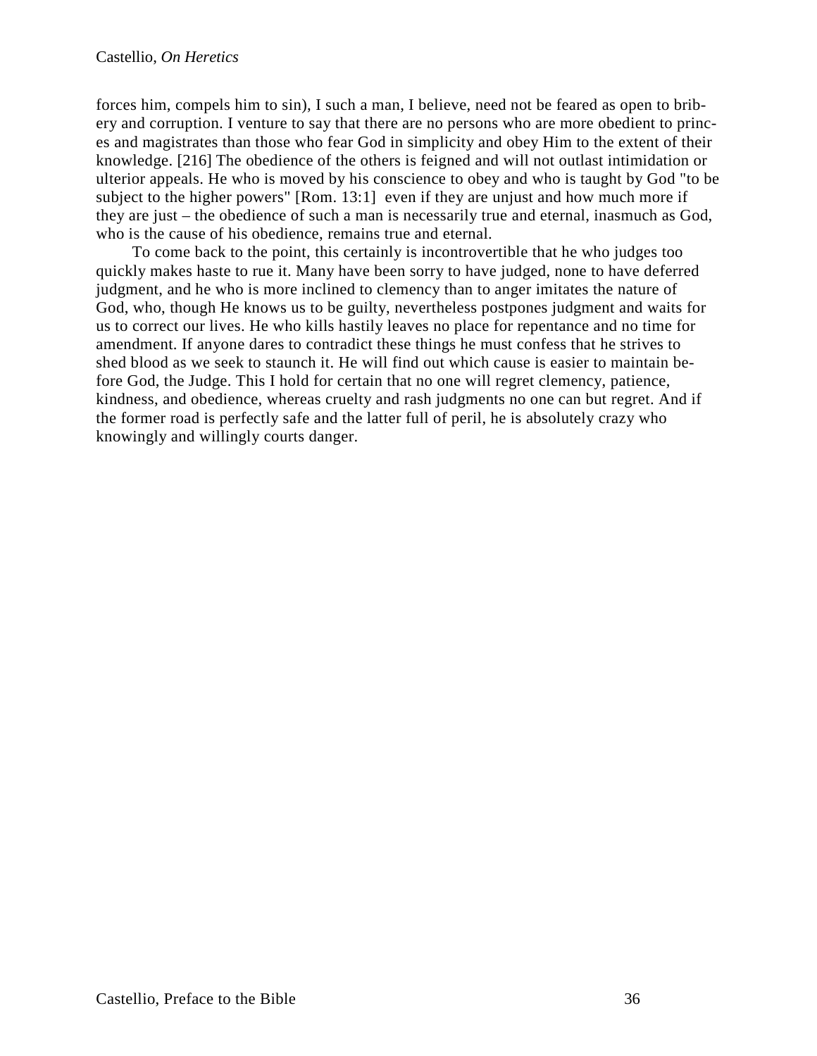forces him, compels him to sin), I such a man, I believe, need not be feared as open to bribery and corruption. I venture to say that there are no persons who are more obedient to princes and magistrates than those who fear God in simplicity and obey Him to the extent of their knowledge. [216] The obedience of the others is feigned and will not outlast intimidation or ulterior appeals. He who is moved by his conscience to obey and who is taught by God "to be subject to the higher powers" [Rom. 13:1] even if they are unjust and how much more if they are just – the obedience of such a man is necessarily true and eternal, inasmuch as God, who is the cause of his obedience, remains true and eternal.

To come back to the point, this certainly is incontrovertible that he who judges too quickly makes haste to rue it. Many have been sorry to have judged, none to have deferred judgment, and he who is more inclined to clemency than to anger imitates the nature of God, who, though He knows us to be guilty, nevertheless postpones judgment and waits for us to correct our lives. He who kills hastily leaves no place for repentance and no time for amendment. If anyone dares to contradict these things he must confess that he strives to shed blood as we seek to staunch it. He will find out which cause is easier to maintain before God, the Judge. This I hold for certain that no one will regret clemency, patience, kindness, and obedience, whereas cruelty and rash judgments no one can but regret. And if the former road is perfectly safe and the latter full of peril, he is absolutely crazy who knowingly and willingly courts danger.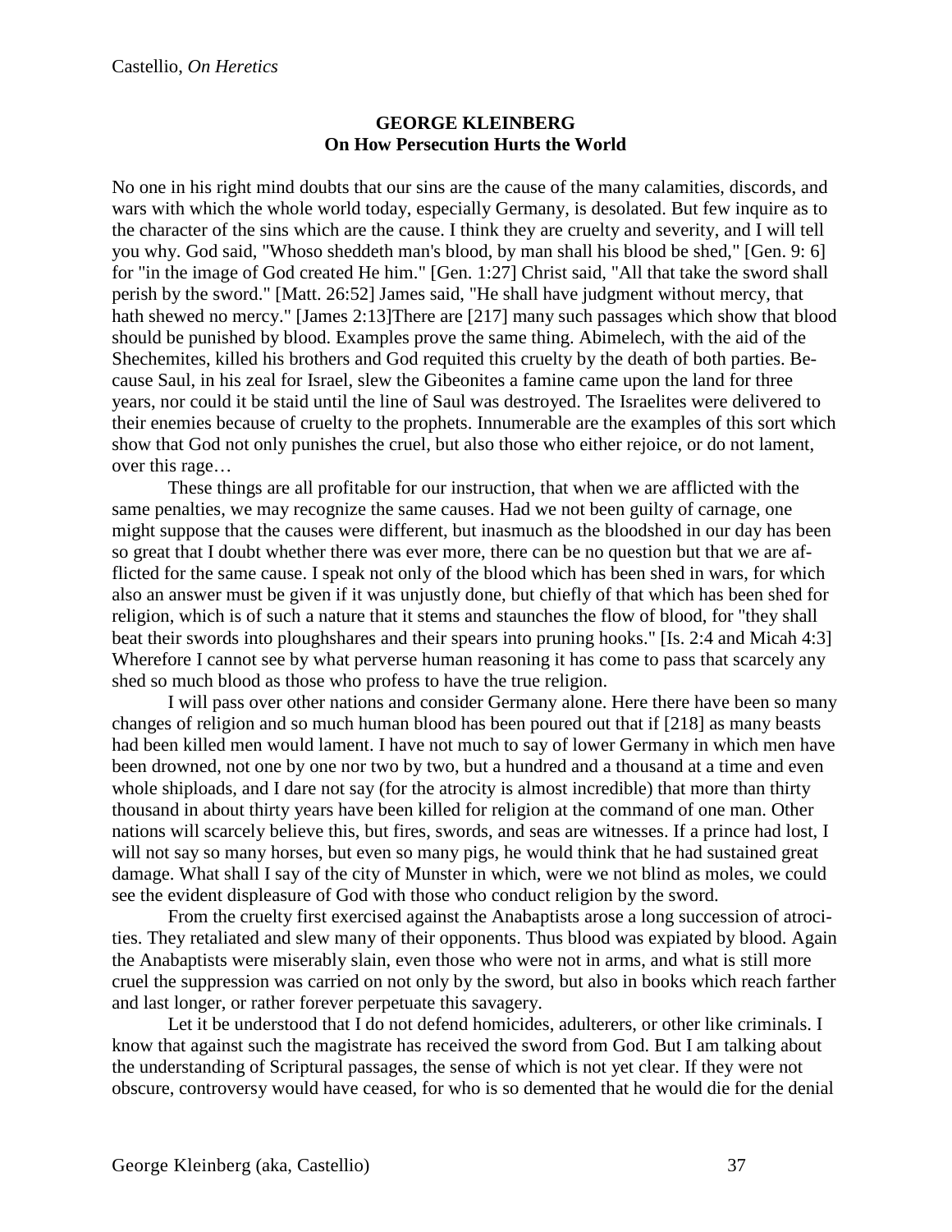**GEORGE KLEINBERG**
**On How Persecution Hurts the World**

No one in his right mind doubts that our sins are the cause of the many calamities, discords, and wars with which the whole world today, especially Germany, is desolated. But few inquire as to the character of the sins which are the cause. I think they are cruelty and severity, and I will tell you why. God said, "Whoso sheddeth man's blood, by man shall his blood be shed," [Gen. 9: 6] for "in the image of God created He him." [Gen. 1:27] Christ said, "All that take the sword shall perish by the sword." [Matt. 26:52] James said, "He shall have judgment without mercy, that hath shewed no mercy." [James 2:13]There are [217] many such passages which show that blood should be punished by blood. Examples prove the same thing. Abimelech, with the aid of the Shechemites, killed his brothers and God requited this cruelty by the death of both parties. Because Saul, in his zeal for Israel, slew the Gibeonites a famine came upon the land for three years, nor could it be staid until the line of Saul was destroyed. The Israelites were delivered to their enemies because of cruelty to the prophets. Innumerable are the examples of this sort which show that God not only punishes the cruel, but also those who either rejoice, or do not lament, over this rage…

These things are all profitable for our instruction, that when we are afflicted with the same penalties, we may recognize the same causes. Had we not been guilty of carnage, one might suppose that the causes were different, but inasmuch as the bloodshed in our day has been so great that I doubt whether there was ever more, there can be no question but that we are afflicted for the same cause. I speak not only of the blood which has been shed in wars, for which also an answer must be given if it was unjustly done, but chiefly of that which has been shed for religion, which is of such a nature that it stems and staunches the flow of blood, for "they shall beat their swords into ploughshares and their spears into pruning hooks." [Is. 2:4 and Micah 4:3] Wherefore I cannot see by what perverse human reasoning it has come to pass that scarcely any shed so much blood as those who profess to have the true religion.

I will pass over other nations and consider Germany alone. Here there have been so many changes of religion and so much human blood has been poured out that if [218] as many beasts had been killed men would lament. I have not much to say of lower Germany in which men have been drowned, not one by one nor two by two, but a hundred and a thousand at a time and even whole shiploads, and I dare not say (for the atrocity is almost incredible) that more than thirty thousand in about thirty years have been killed for religion at the command of one man. Other nations will scarcely believe this, but fires, swords, and seas are witnesses. If a prince had lost, I will not say so many horses, but even so many pigs, he would think that he had sustained great damage. What shall I say of the city of Munster in which, were we not blind as moles, we could see the evident displeasure of God with those who conduct religion by the sword.

From the cruelty first exercised against the Anabaptists arose a long succession of atrocities. They retaliated and slew many of their opponents. Thus blood was expiated by blood. Again the Anabaptists were miserably slain, even those who were not in arms, and what is still more cruel the suppression was carried on not only by the sword, but also in books which reach farther and last longer, or rather forever perpetuate this savagery.

Let it be understood that I do not defend homicides, adulterers, or other like criminals. I know that against such the magistrate has received the sword from God. But I am talking about the understanding of Scriptural passages, the sense of which is not yet clear. If they were not obscure, controversy would have ceased, for who is so demented that he would die for the denial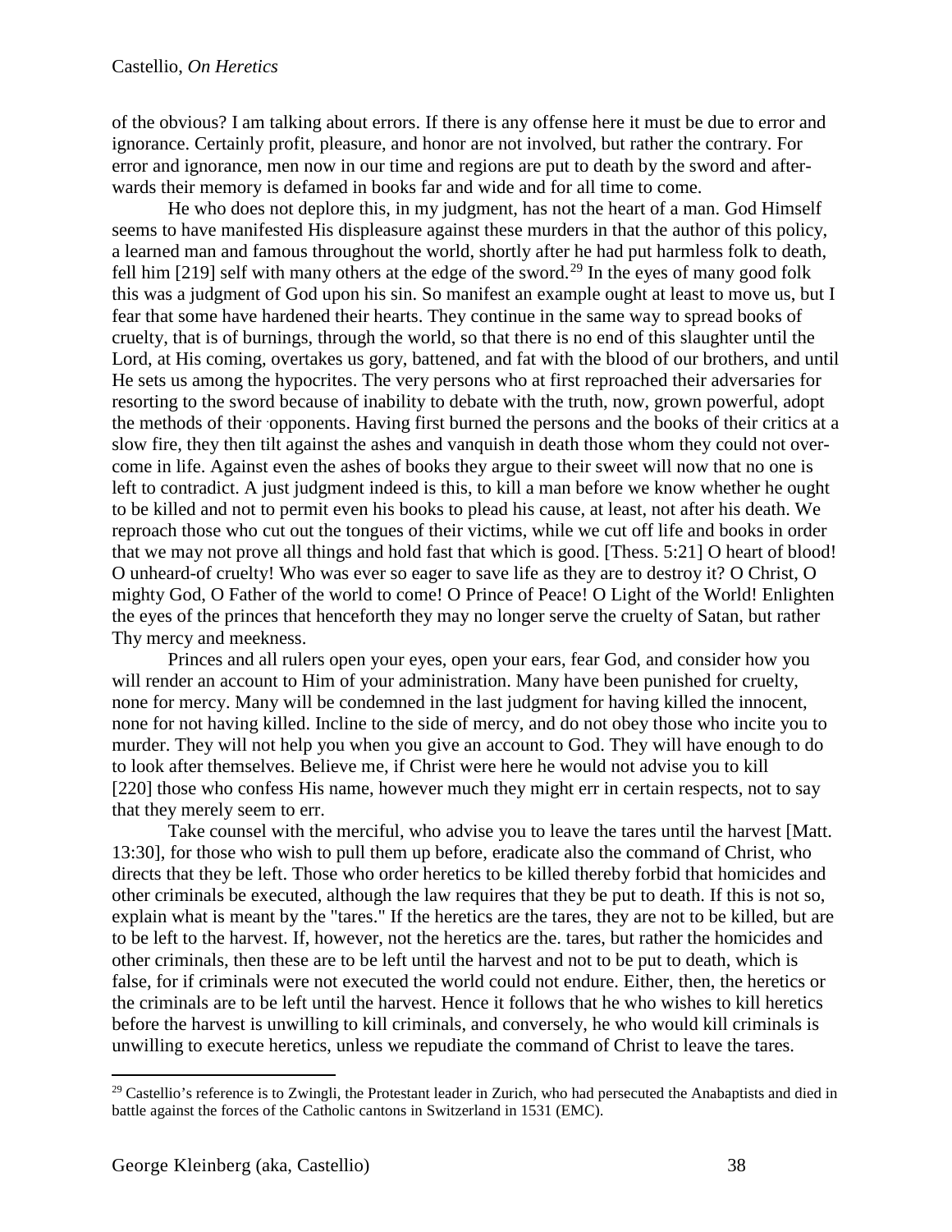of the obvious? I am talking about errors. If there is any offense here it must be due to error and ignorance. Certainly profit, pleasure, and honor are not involved, but rather the contrary. For error and ignorance, men now in our time and regions are put to death by the sword and afterwards their memory is defamed in books far and wide and for all time to come.

He who does not deplore this, in my judgment, has not the heart of a man. God Himself seems to have manifested His displeasure against these murders in that the author of this policy, a learned man and famous throughout the world, shortly after he had put harmless folk to death, fell him [219] self with many others at the edge of the sword.[29] In the eyes of many good folk this was a judgment of God upon his sin. So manifest an example ought at least to move us, but I fear that some have hardened their hearts. They continue in the same way to spread books of cruelty, that is of burnings, through the world, so that there is no end of this slaughter until the Lord, at His coming, overtakes us gory, battened, and fat with the blood of our brothers, and until He sets us among the hypocrites. The very persons who at first reproached their adversaries for resorting to the sword because of inability to debate with the truth, now, grown powerful, adopt the methods of their opponents. Having first burned the persons and the books of their critics at a slow fire, they then tilt against the ashes and vanquish in death those whom they could not overcome in life. Against even the ashes of books they argue to their sweet will now that no one is left to contradict. A just judgment indeed is this, to kill a man before we know whether he ought to be killed and not to permit even his books to plead his cause, at least, not after his death. We reproach those who cut out the tongues of their victims, while we cut off life and books in order that we may not prove all things and hold fast that which is good. [Thess. 5:21] O heart of blood! O unheard-of cruelty! Who was ever so eager to save life as they are to destroy it? O Christ, O mighty God, O Father of the world to come! O Prince of Peace! O Light of the World! Enlighten the eyes of the princes that henceforth they may no longer serve the cruelty of Satan, but rather Thy mercy and meekness.

Princes and all rulers open your eyes, open your ears, fear God, and consider how you will render an account to Him of your administration. Many have been punished for cruelty, none for mercy. Many will be condemned in the last judgment for having killed the innocent, none for not having killed. Incline to the side of mercy, and do not obey those who incite you to murder. They will not help you when you give an account to God. They will have enough to do to look after themselves. Believe me, if Christ were here he would not advise you to kill [220] those who confess His name, however much they might err in certain respects, not to say that they merely seem to err.

Take counsel with the merciful, who advise you to leave the tares until the harvest [Matt. 13:30], for those who wish to pull them up before, eradicate also the command of Christ, who directs that they be left. Those who order heretics to be killed thereby forbid that homicides and other criminals be executed, although the law requires that they be put to death. If this is not so, explain what is meant by the "tares." If the heretics are the tares, they are not to be killed, but are to be left to the harvest. If, however, not the heretics are the. tares, but rather the homicides and other criminals, then these are to be left until the harvest and not to be put to death, which is false, for if criminals were not executed the world could not endure. Either, then, the heretics or the criminals are to be left until the harvest. Hence it follows that he who wishes to kill heretics before the harvest is unwilling to kill criminals, and conversely, he who would kill criminals is unwilling to execute heretics, unless we repudiate the command of Christ to leave the tares.

---

[29] Castellio's reference is to Zwingli, the Protestant leader in Zurich, who had persecuted the Anabaptists and died in battle against the forces of the Catholic cantons in Switzerland in 1531 (EMC).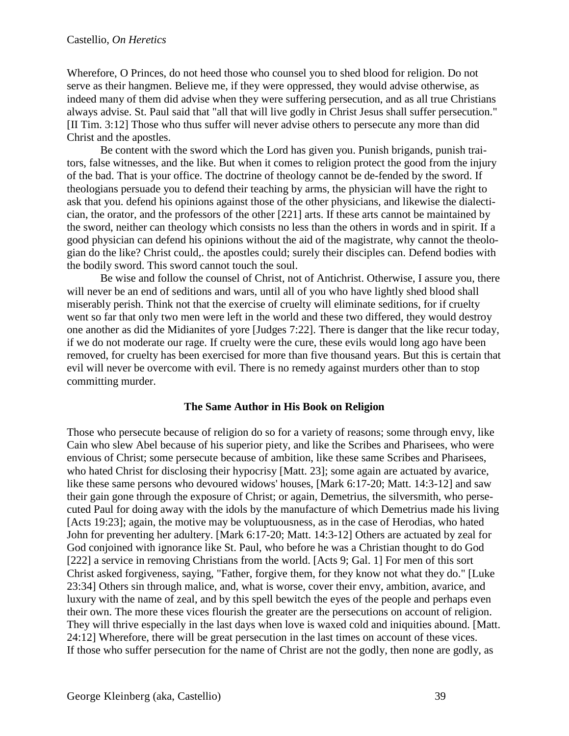Wherefore, O Princes, do not heed those who counsel you to shed blood for religion. Do not serve as their hangmen. Believe me, if they were oppressed, they would advise otherwise, as indeed many of them did advise when they were suffering persecution, and as all true Christians always advise. St. Paul said that "all that will live godly in Christ Jesus shall suffer persecution." [II Tim. 3:12] Those who thus suffer will never advise others to persecute any more than did Christ and the apostles.

Be content with the sword which the Lord has given you. Punish brigands, punish traitors, false witnesses, and the like. But when it comes to religion protect the good from the injury of the bad. That is your office. The doctrine of theology cannot be de-fended by the sword. If theologians persuade you to defend their teaching by arms, the physician will have the right to ask that you. defend his opinions against those of the other physicians, and likewise the dialectician, the orator, and the professors of the other [221] arts. If these arts cannot be maintained by the sword, neither can theology which consists no less than the others in words and in spirit. If a good physician can defend his opinions without the aid of the magistrate, why cannot the theologian do the like? Christ could,. the apostles could; surely their disciples can. Defend bodies with the bodily sword. This sword cannot touch the soul.

Be wise and follow the counsel of Christ, not of Antichrist. Otherwise, I assure you, there will never be an end of seditions and wars, until all of you who have lightly shed blood shall miserably perish. Think not that the exercise of cruelty will eliminate seditions, for if cruelty went so far that only two men were left in the world and these two differed, they would destroy one another as did the Midianites of yore [Judges 7:22]. There is danger that the like recur today, if we do not moderate our rage. If cruelty were the cure, these evils would long ago have been removed, for cruelty has been exercised for more than five thousand years. But this is certain that evil will never be overcome with evil. There is no remedy against murders other than to stop committing murder.

### The Same Author in His Book on Religion

Those who persecute because of religion do so for a variety of reasons; some through envy, like Cain who slew Abel because of his superior piety, and like the Scribes and Pharisees, who were envious of Christ; some persecute because of ambition, like these same Scribes and Pharisees, who hated Christ for disclosing their hypocrisy [Matt. 23]; some again are actuated by avarice, like these same persons who devoured widows' houses, [Mark 6:17-20; Matt. 14:3-12] and saw their gain gone through the exposure of Christ; or again, Demetrius, the silversmith, who persecuted Paul for doing away with the idols by the manufacture of which Demetrius made his living [Acts 19:23]; again, the motive may be voluptuousness, as in the case of Herodias, who hated John for preventing her adultery. [Mark 6:17-20; Matt. 14:3-12] Others are actuated by zeal for God conjoined with ignorance like St. Paul, who before he was a Christian thought to do God [222] a service in removing Christians from the world. [Acts 9; Gal. 1] For men of this sort Christ asked forgiveness, saying, "Father, forgive them, for they know not what they do." [Luke 23:34] Others sin through malice, and, what is worse, cover their envy, ambition, avarice, and luxury with the name of zeal, and by this spell bewitch the eyes of the people and perhaps even their own. The more these vices flourish the greater are the persecutions on account of religion. They will thrive especially in the last days when love is waxed cold and iniquities abound. [Matt. 24:12] Wherefore, there will be great persecution in the last times on account of these vices.
If those who suffer persecution for the name of Christ are not the godly, then none are godly, as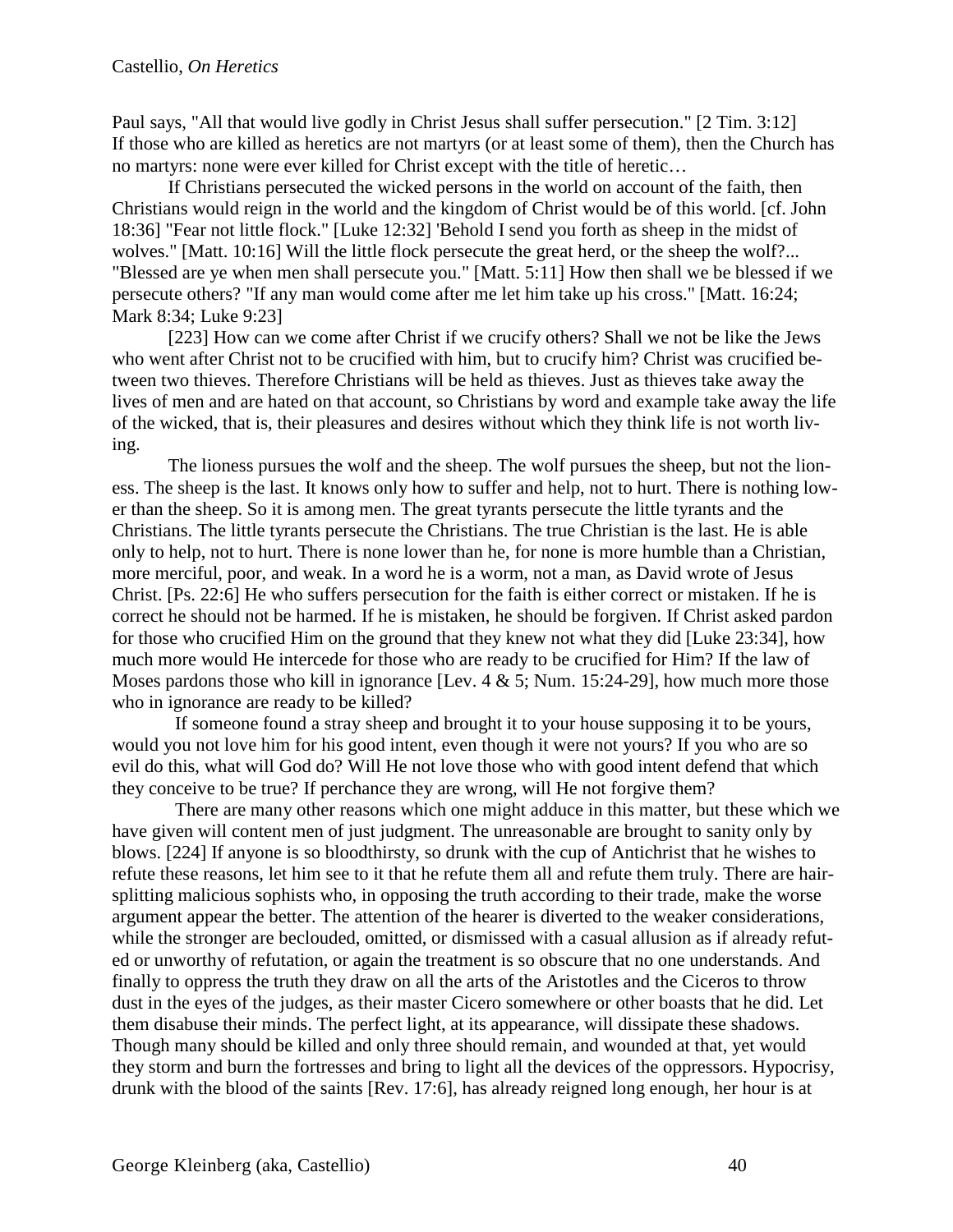Paul says, "All that would live godly in Christ Jesus shall suffer persecution." [2 Tim. 3:12] If those who are killed as heretics are not martyrs (or at least some of them), then the Church has no martyrs: none were ever killed for Christ except with the title of heretic…

If Christians persecuted the wicked persons in the world on account of the faith, then Christians would reign in the world and the kingdom of Christ would be of this world. [cf. John 18:36] "Fear not little flock." [Luke 12:32] 'Behold I send you forth as sheep in the midst of wolves." [Matt. 10:16] Will the little flock persecute the great herd, or the sheep the wolf?... "Blessed are ye when men shall persecute you." [Matt. 5:11] How then shall we be blessed if we persecute others? "If any man would come after me let him take up his cross." [Matt. 16:24; Mark 8:34; Luke 9:23]

[223] How can we come after Christ if we crucify others? Shall we not be like the Jews who went after Christ not to be crucified with him, but to crucify him? Christ was crucified between two thieves. Therefore Christians will be held as thieves. Just as thieves take away the lives of men and are hated on that account, so Christians by word and example take away the life of the wicked, that is, their pleasures and desires without which they think life is not worth living.

The lioness pursues the wolf and the sheep. The wolf pursues the sheep, but not the lioness. The sheep is the last. It knows only how to suffer and help, not to hurt. There is nothing lower than the sheep. So it is among men. The great tyrants persecute the little tyrants and the Christians. The little tyrants persecute the Christians. The true Christian is the last. He is able only to help, not to hurt. There is none lower than he, for none is more humble than a Christian, more merciful, poor, and weak. In a word he is a worm, not a man, as David wrote of Jesus Christ. [Ps. 22:6] He who suffers persecution for the faith is either correct or mistaken. If he is correct he should not be harmed. If he is mistaken, he should be forgiven. If Christ asked pardon for those who crucified Him on the ground that they knew not what they did [Luke 23:34], how much more would He intercede for those who are ready to be crucified for Him? If the law of Moses pardons those who kill in ignorance [Lev. 4 & 5; Num. 15:24-29], how much more those who in ignorance are ready to be killed?

If someone found a stray sheep and brought it to your house supposing it to be yours, would you not love him for his good intent, even though it were not yours? If you who are so evil do this, what will God do? Will He not love those who with good intent defend that which they conceive to be true? If perchance they are wrong, will He not forgive them?

There are many other reasons which one might adduce in this matter, but these which we have given will content men of just judgment. The unreasonable are brought to sanity only by blows. [224] If anyone is so bloodthirsty, so drunk with the cup of Antichrist that he wishes to refute these reasons, let him see to it that he refute them all and refute them truly. There are hair-splitting malicious sophists who, in opposing the truth according to their trade, make the worse argument appear the better. The attention of the hearer is diverted to the weaker considerations, while the stronger are beclouded, omitted, or dismissed with a casual allusion as if already refuted or unworthy of refutation, or again the treatment is so obscure that no one understands. And finally to oppress the truth they draw on all the arts of the Aristotles and the Ciceros to throw dust in the eyes of the judges, as their master Cicero somewhere or other boasts that he did. Let them disabuse their minds. The perfect light, at its appearance, will dissipate these shadows. Though many should be killed and only three should remain, and wounded at that, yet would they storm and burn the fortresses and bring to light all the devices of the oppressors. Hypocrisy, drunk with the blood of the saints [Rev. 17:6], has already reigned long enough, her hour is at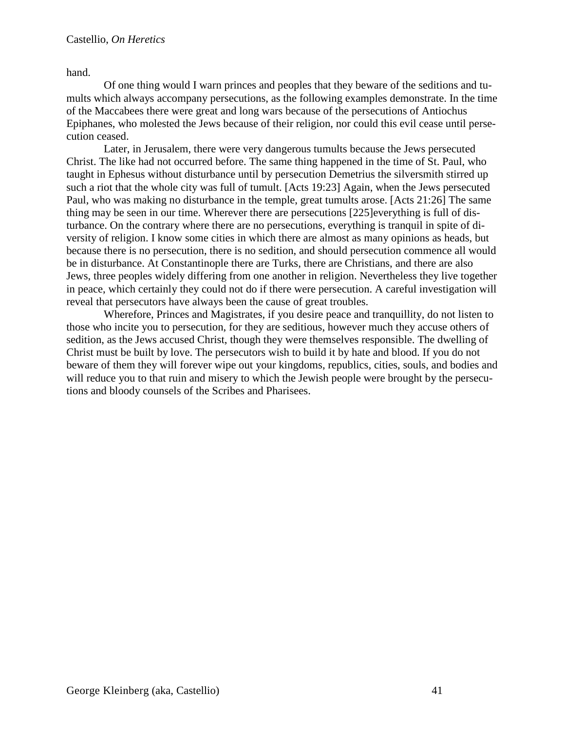hand.

Of one thing would I warn princes and peoples that they beware of the seditions and tumults which always accompany persecutions, as the following examples demonstrate. In the time of the Maccabees there were great and long wars because of the persecutions of Antiochus Epiphanes, who molested the Jews because of their religion, nor could this evil cease until persecution ceased.

Later, in Jerusalem, there were very dangerous tumults because the Jews persecuted Christ. The like had not occurred before. The same thing happened in the time of St. Paul, who taught in Ephesus without disturbance until by persecution Demetrius the silversmith stirred up such a riot that the whole city was full of tumult. [Acts 19:23] Again, when the Jews persecuted Paul, who was making no disturbance in the temple, great tumults arose. [Acts 21:26] The same thing may be seen in our time. Wherever there are persecutions [225]everything is full of disturbance. On the contrary where there are no persecutions, everything is tranquil in spite of diversity of religion. I know some cities in which there are almost as many opinions as heads, but because there is no persecution, there is no sedition, and should persecution commence all would be in disturbance. At Constantinople there are Turks, there are Christians, and there are also Jews, three peoples widely differing from one another in religion. Nevertheless they live together in peace, which certainly they could not do if there were persecution. A careful investigation will reveal that persecutors have always been the cause of great troubles.

Wherefore, Princes and Magistrates, if you desire peace and tranquillity, do not listen to those who incite you to persecution, for they are seditious, however much they accuse others of sedition, as the Jews accused Christ, though they were themselves responsible. The dwelling of Christ must be built by love. The persecutors wish to build it by hate and blood. If you do not beware of them they will forever wipe out your kingdoms, republics, cities, souls, and bodies and will reduce you to that ruin and misery to which the Jewish people were brought by the persecutions and bloody counsels of the Scribes and Pharisees.